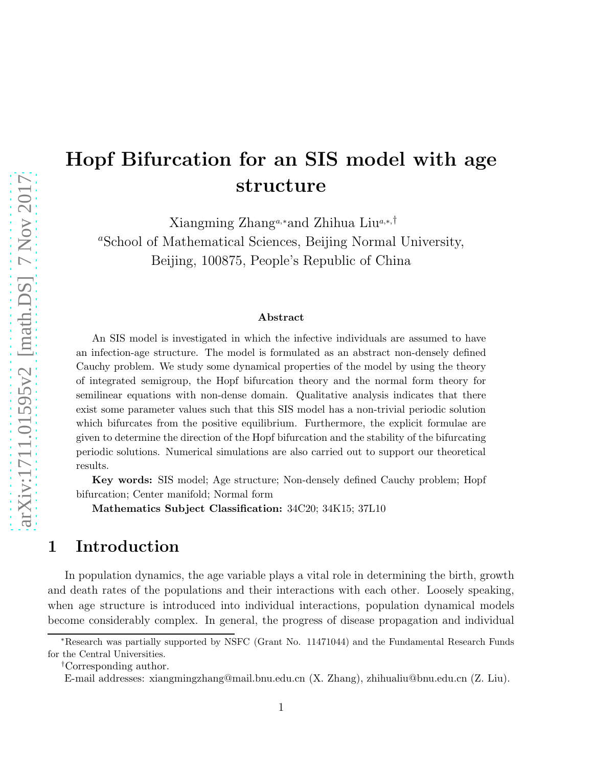# Hopf Bifurcation for an SIS model with age structure

Xiangming Zhang[a,*] and Zhihua Liu[a,*,†]

[a]School of Mathematical Sciences, Beijing Normal University, Beijing, 100875, People's Republic of China

### Abstract

An SIS model is investigated in which the infective individuals are assumed to have an infection-age structure. The model is formulated as an abstract non-densely defined Cauchy problem. We study some dynamical properties of the model by using the theory of integrated semigroup, the Hopf bifurcation theory and the normal form theory for semilinear equations with non-dense domain. Qualitative analysis indicates that there exist some parameter values such that this SIS model has a non-trivial periodic solution which bifurcates from the positive equilibrium. Furthermore, the explicit formulae are given to determine the direction of the Hopf bifurcation and the stability of the bifurcating periodic solutions. Numerical simulations are also carried out to support our theoretical results.

**Key words:** SIS model; Age structure; Non-densely defined Cauchy problem; Hopf bifurcation; Center manifold; Normal form

**Mathematics Subject Classification:** 34C20; 34K15; 37L10

## 1 Introduction

In population dynamics, the age variable plays a vital role in determining the birth, growth and death rates of the populations and their interactions with each other. Loosely speaking, when age structure is introduced into individual interactions, population dynamical models become considerably complex. In general, the progress of disease propagation and individual

---

*Research was partially supported by NSFC (Grant No. 11471044) and the Fundamental Research Funds for the Central Universities.

†Corresponding author.

E-mail addresses: xiangmingzhang@mail.bnu.edu.cn (X. Zhang), zhihualiu@bnu.edu.cn (Z. Liu).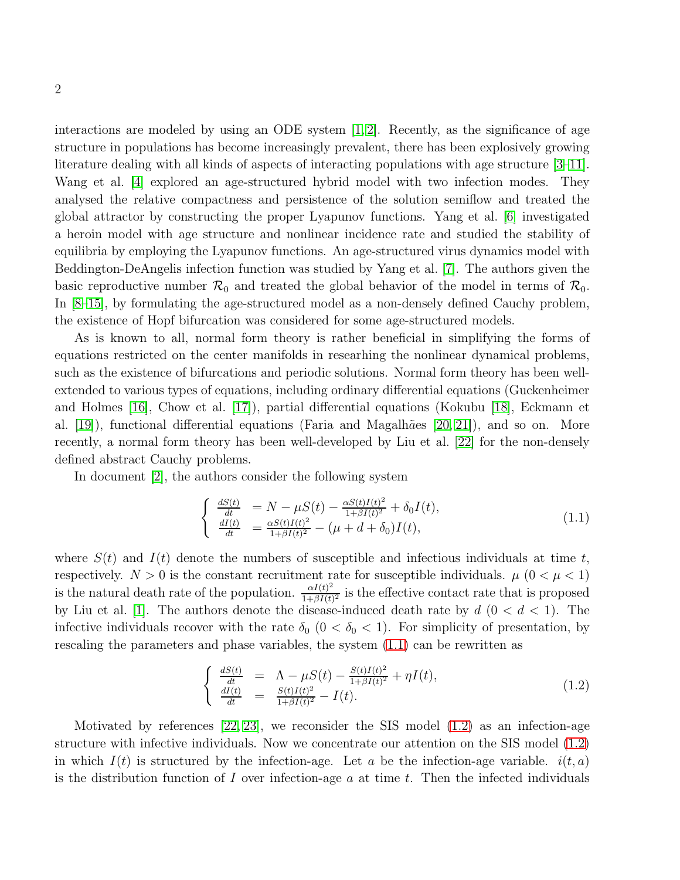interactions are modeled by using an ODE system [1,2]. Recently, as the significance of age structure in populations has become increasingly prevalent, there has been explosively growing literature dealing with all kinds of aspects of interacting populations with age structure [3–11]. Wang et al. [4] explored an age-structured hybrid model with two infection modes. They analysed the relative compactness and persistence of the solution semiflow and treated the global attractor by constructing the proper Lyapunov functions. Yang et al. [6] investigated a heroin model with age structure and nonlinear incidence rate and studied the stability of equilibria by employing the Lyapunov functions. An age-structured virus dynamics model with Beddington-DeAngelis infection function was studied by Yang et al. [7]. The authors given the basic reproductive number $\mathcal{R}_0$ and treated the global behavior of the model in terms of $\mathcal{R}_0$. In [8–15], by formulating the age-structured model as a non-densely defined Cauchy problem, the existence of Hopf bifurcation was considered for some age-structured models.

As is known to all, normal form theory is rather beneficial in simplifying the forms of equations restricted on the center manifolds in researhing the nonlinear dynamical problems, such as the existence of bifurcations and periodic solutions. Normal form theory has been well-extended to various types of equations, including ordinary differential equations (Guckenheimer and Holmes [16], Chow et al. [17]), partial differential equations (Kokubu [18], Eckmann et al. [19]), functional differential equations (Faria and Magalhães [20,21]), and so on. More recently, a normal form theory has been well-developed by Liu et al. [22] for the non-densely defined abstract Cauchy problems.

In document [2], the authors consider the following system

$$
\begin{cases}
\frac{dS(t)}{dt} &= N - \mu S(t) - \frac{\alpha S(t) I(t)^2}{1+\beta I(t)^2} + \delta_0 I(t), \\
\frac{dI(t)}{dt} &= \frac{\alpha S(t) I(t)^2}{1+\beta I(t)^2} - (\mu + d + \delta_0) I(t),
\end{cases}
\tag{1.1}
$$

where $S(t)$ and $I(t)$ denote the numbers of susceptible and infectious individuals at time $t$, respectively. $N > 0$ is the constant recruitment rate for susceptible individuals. $\mu$ $(0 < \mu < 1)$ is the natural death rate of the population. $\frac{\alpha I(t)^2}{1+\beta I(t)^2}$ is the effective contact rate that is proposed by Liu et al. [1]. The authors denote the disease-induced death rate by $d$ $(0 < d < 1)$. The infective individuals recover with the rate $\delta_0$ $(0 < \delta_0 < 1)$. For simplicity of presentation, by rescaling the parameters and phase variables, the system (1.1) can be rewritten as

$$
\begin{cases}
\frac{dS(t)}{dt} &= \Lambda - \mu S(t) - \frac{S(t) I(t)^2}{1+\beta I(t)^2} + \eta I(t), \\
\frac{dI(t)}{dt} &= \frac{S(t) I(t)^2}{1+\beta I(t)^2} - I(t).
\end{cases}
\tag{1.2}
$$

Motivated by references [22,23], we reconsider the SIS model (1.2) as an infection-age structure with infective individuals. Now we concentrate our attention on the SIS model (1.2) in which $I(t)$ is structured by the infection-age. Let $a$ be the infection-age variable. $i(t, a)$ is the distribution function of $I$ over infection-age $a$ at time $t$. Then the infected individuals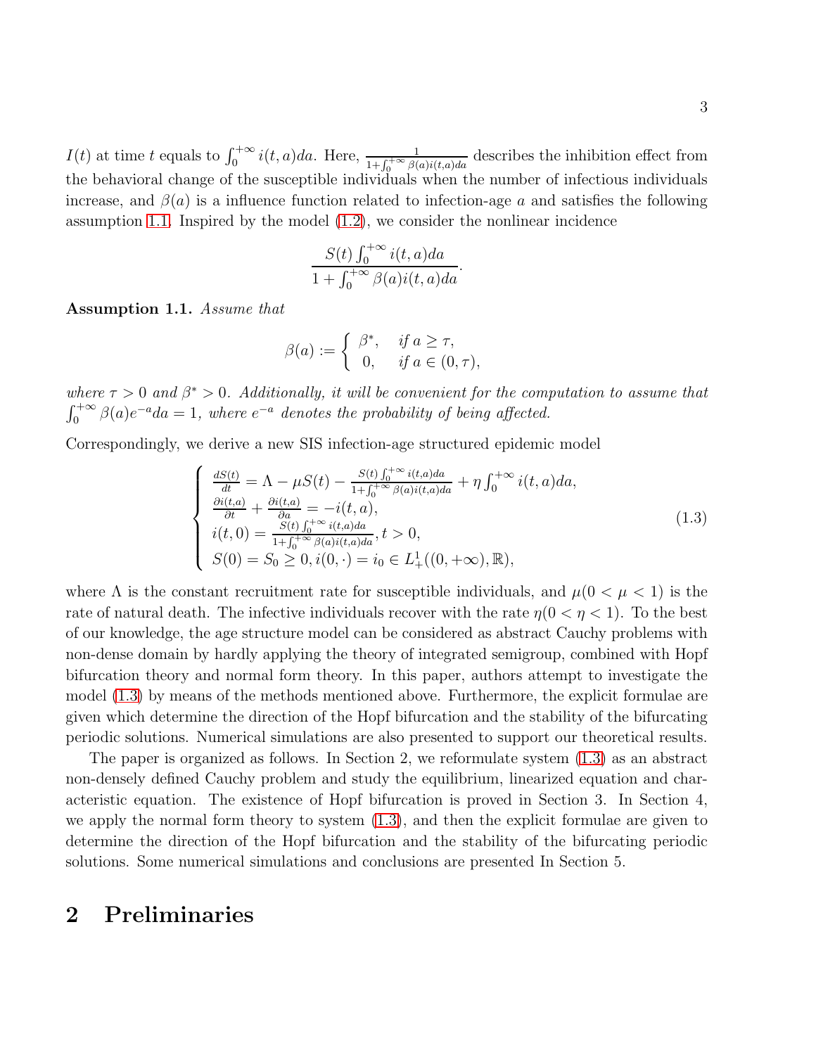$I(t)$ at time $t$ equals to $\int_0^{+\infty} i(t,a)da$. Here, $\frac{1}{1+\int_0^{+\infty}\beta(a)i(t,a)da}$ describes the inhibition effect from the behavioral change of the susceptible individuals when the number of infectious individuals increase, and $\beta(a)$ is a influence function related to infection-age $a$ and satisfies the following assumption 1.1. Inspired by the model (1.2), we consider the nonlinear incidence

$$\frac{S(t)\int_0^{+\infty} i(t,a)da}{1+\int_0^{+\infty}\beta(a)i(t,a)da}.$$

**Assumption 1.1.** *Assume that*

$$\beta(a) := \begin{cases} \beta^*, & \text{if } a \geq \tau, \\ 0, & \text{if } a \in (0,\tau), \end{cases}$$

*where $\tau > 0$ and $\beta^* > 0$. Additionally, it will be convenient for the computation to assume that $\int_0^{+\infty}\beta(a)e^{-a}da = 1$, where $e^{-a}$ denotes the probability of being affected.*

Correspondingly, we derive a new SIS infection-age structured epidemic model

$$\begin{cases} \frac{dS(t)}{dt} = \Lambda - \mu S(t) - \frac{S(t)\int_0^{+\infty} i(t,a)da}{1+\int_0^{+\infty}\beta(a)i(t,a)da} + \eta\int_0^{+\infty} i(t,a)da, \\ \frac{\partial i(t,a)}{\partial t} + \frac{\partial i(t,a)}{\partial a} = -i(t,a), \\ i(t,0) = \frac{S(t)\int_0^{+\infty} i(t,a)da}{1+\int_0^{+\infty}\beta(a)i(t,a)da}, t > 0, \\ S(0) = S_0 \geq 0, i(0,\cdot) = i_0 \in L^1_+((0,+\infty),\mathbb{R}), \end{cases} \tag{1.3}$$

where $\Lambda$ is the constant recruitment rate for susceptible individuals, and $\mu (0 < \mu < 1)$ is the rate of natural death. The infective individuals recover with the rate $\eta (0 < \eta < 1)$. To the best of our knowledge, the age structure model can be considered as abstract Cauchy problems with non-dense domain by hardly applying the theory of integrated semigroup, combined with Hopf bifurcation theory and normal form theory. In this paper, authors attempt to investigate the model (1.3) by means of the methods mentioned above. Furthermore, the explicit formulae are given which determine the direction of the Hopf bifurcation and the stability of the bifurcating periodic solutions. Numerical simulations are also presented to support our theoretical results.

The paper is organized as follows. In Section 2, we reformulate system (1.3) as an abstract non-densely defined Cauchy problem and study the equilibrium, linearized equation and characteristic equation. The existence of Hopf bifurcation is proved in Section 3. In Section 4, we apply the normal form theory to system (1.3), and then the explicit formulae are given to determine the direction of the Hopf bifurcation and the stability of the bifurcating periodic solutions. Some numerical simulations and conclusions are presented In Section 5.

## 2 Preliminaries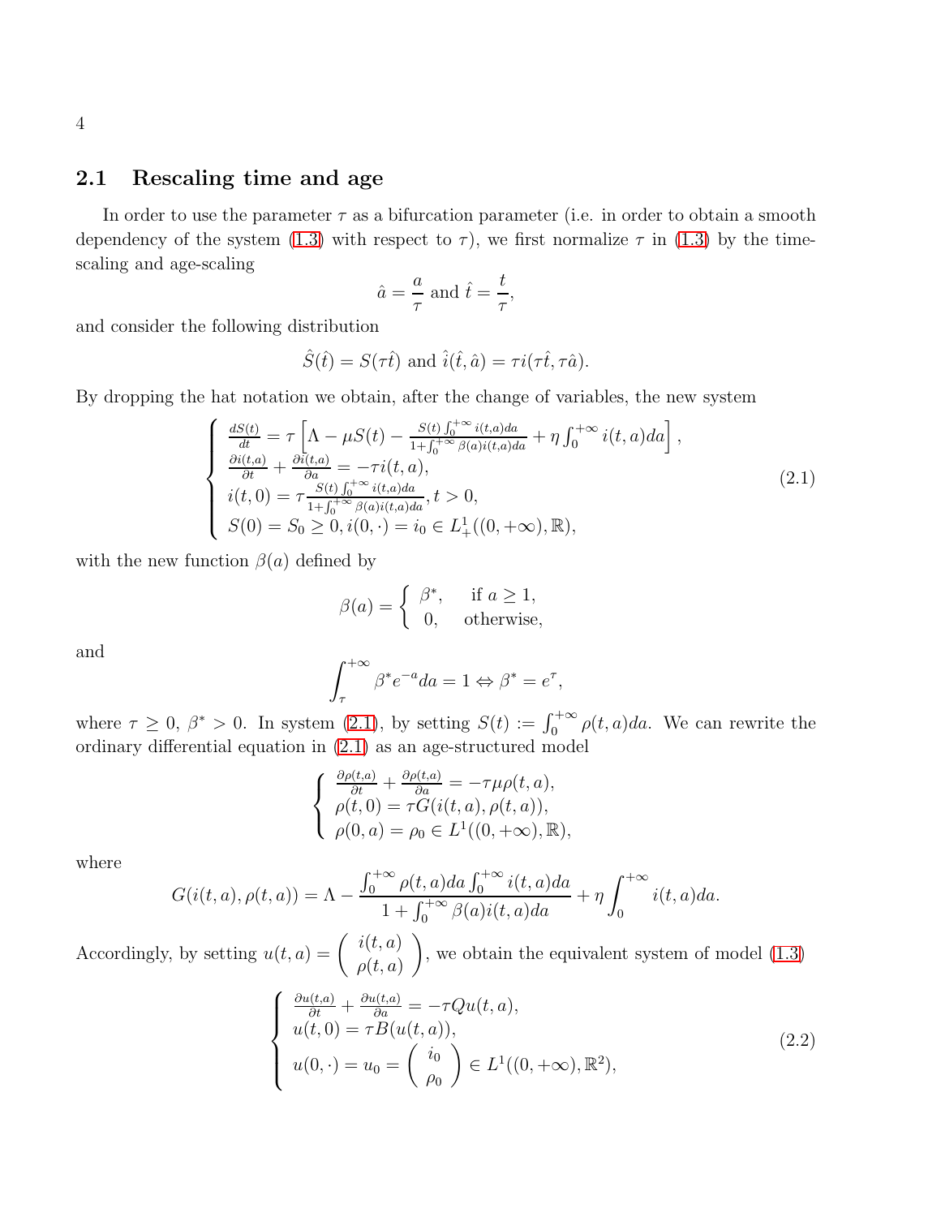## 2.1 Rescaling time and age

In order to use the parameter $\tau$ as a bifurcation parameter (i.e. in order to obtain a smooth dependency of the system (1.3) with respect to $\tau$), we first normalize $\tau$ in (1.3) by the time-scaling and age-scaling

$$\hat{a} = \frac{a}{\tau} \text{ and } \hat{t} = \frac{t}{\tau},$$

and consider the following distribution

$$\hat{S}(\hat{t}) = S(\tau \hat{t}) \text{ and } \hat{i}(\hat{t}, \hat{a}) = \tau i(\tau \hat{t}, \tau \hat{a}).$$

By dropping the hat notation we obtain, after the change of variables, the new system

$$\begin{cases} \frac{dS(t)}{dt} = \tau \left[ \Lambda - \mu S(t) - \frac{S(t) \int_0^{+\infty} i(t,a)da}{1+\int_0^{+\infty} \beta(a) i(t,a) da} + \eta \int_0^{+\infty} i(t,a)da \right], \\ \frac{\partial i(t,a)}{\partial t} + \frac{\partial i(t,a)}{\partial a} = -\tau i(t,a), \\ i(t,0) = \tau \frac{S(t) \int_0^{+\infty} i(t,a)da}{1+\int_0^{+\infty} \beta(a) i(t,a) da}, t > 0, \\ S(0) = S_0 \geq 0, i(0,\cdot) = i_0 \in L^1_+((0,+\infty), \mathbb{R}), \end{cases} \tag{2.1}$$

with the new function $\beta(a)$ defined by

$$\beta(a) = \begin{cases} \beta^*, & \text{if } a \geq 1, \\ 0, & \text{otherwise,} \end{cases}$$

and

$$\int_\tau^{+\infty} \beta^* e^{-a} da = 1 \Leftrightarrow \beta^* = e^\tau,$$

where $\tau \geq 0$, $\beta^* > 0$. In system (2.1), by setting $S(t) := \int_0^{+\infty} \rho(t,a)da$. We can rewrite the ordinary differential equation in (2.1) as an age-structured model

$$\begin{cases} \frac{\partial \rho(t,a)}{\partial t} + \frac{\partial \rho(t,a)}{\partial a} = -\tau \mu \rho(t,a), \\ \rho(t,0) = \tau G(i(t,a), \rho(t,a)), \\ \rho(0,a) = \rho_0 \in L^1((0,+\infty), \mathbb{R}), \end{cases}$$

where

$$G(i(t,a), \rho(t,a)) = \Lambda - \frac{\int_0^{+\infty} \rho(t,a)da \int_0^{+\infty} i(t,a)da}{1 + \int_0^{+\infty} \beta(a) i(t,a)da} + \eta \int_0^{+\infty} i(t,a)da.$$

Accordingly, by setting $u(t,a) = \begin{pmatrix} i(t,a) \\ \rho(t,a) \end{pmatrix}$, we obtain the equivalent system of model (1.3)

$$\begin{cases} \frac{\partial u(t,a)}{\partial t} + \frac{\partial u(t,a)}{\partial a} = -\tau Q u(t,a), \\ u(t,0) = \tau B(u(t,a)), \\ u(0,\cdot) = u_0 = \begin{pmatrix} i_0 \\ \rho_0 \end{pmatrix} \in L^1((0,+\infty), \mathbb{R}^2), \end{cases} \tag{2.2}$$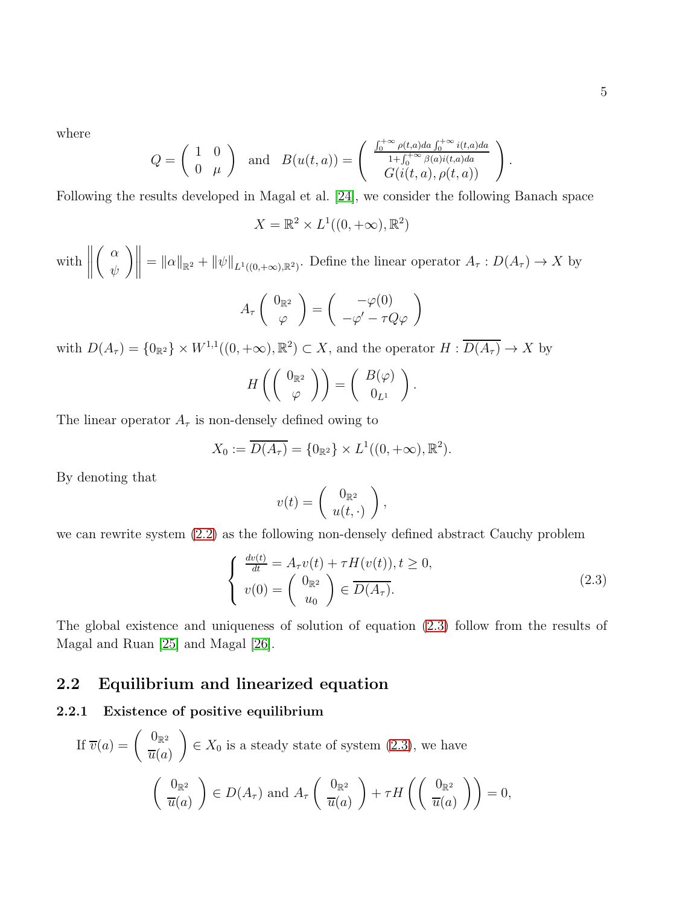where

$$Q = \begin{pmatrix} 1 & 0 \\ 0 & \mu \end{pmatrix} \quad \text{and} \quad B(u(t,a)) = \begin{pmatrix} \frac{\int_0^{+\infty} \rho(t,a)da \int_0^{+\infty} i(t,a)da}{1+\int_0^{+\infty} \beta(a)i(t,a)da} \\ G(i(t,a), \rho(t,a)) \end{pmatrix}.$$

Following the results developed in Magal et al. [24], we consider the following Banach space

$$X = \mathbb{R}^2 \times L^1((0,+\infty), \mathbb{R}^2)$$

with $\left\| \begin{pmatrix} \alpha \\ \psi \end{pmatrix} \right\| = \|\alpha\|_{\mathbb{R}^2} + \|\psi\|_{L^1((0,+\infty),\mathbb{R}^2)}$. Define the linear operator $A_\tau : D(A_\tau) \to X$ by

$$A_\tau \begin{pmatrix} 0_{\mathbb{R}^2} \\ \varphi \end{pmatrix} = \begin{pmatrix} -\varphi(0) \\ -\varphi' - \tau Q\varphi \end{pmatrix}$$

with $D(A_\tau) = \{0_{\mathbb{R}^2}\} \times W^{1,1}((0,+\infty), \mathbb{R}^2) \subset X$, and the operator $H : \overline{D(A_\tau)} \to X$ by

$$H\left(\begin{pmatrix} 0_{\mathbb{R}^2} \\ \varphi \end{pmatrix}\right) = \begin{pmatrix} B(\varphi) \\ 0_{L^1} \end{pmatrix}.$$

The linear operator $A_\tau$ is non-densely defined owing to

$$X_0 := \overline{D(A_\tau)} = \{0_{\mathbb{R}^2}\} \times L^1((0,+\infty), \mathbb{R}^2).$$

By denoting that

$$v(t) = \begin{pmatrix} 0_{\mathbb{R}^2} \\ u(t,\cdot) \end{pmatrix},$$

we can rewrite system (2.2) as the following non-densely defined abstract Cauchy problem

$$\begin{cases} \frac{dv(t)}{dt} = A_\tau v(t) + \tau H(v(t)), t \geq 0, \\ v(0) = \begin{pmatrix} 0_{\mathbb{R}^2} \\ u_0 \end{pmatrix} \in \overline{D(A_\tau)}. \end{cases} \tag{2.3}$$

The global existence and uniqueness of solution of equation (2.3) follow from the results of Magal and Ruan [25] and Magal [26].

## 2.2 Equilibrium and linearized equation

### 2.2.1 Existence of positive equilibrium

If $\overline{v}(a) = \begin{pmatrix} 0_{\mathbb{R}^2} \\ \overline{u}(a) \end{pmatrix} \in X_0$ is a steady state of system (2.3), we have

$$\begin{pmatrix} 0_{\mathbb{R}^2} \\ \overline{u}(a) \end{pmatrix} \in D(A_\tau) \text{ and } A_\tau \begin{pmatrix} 0_{\mathbb{R}^2} \\ \overline{u}(a) \end{pmatrix} + \tau H\left(\begin{pmatrix} 0_{\mathbb{R}^2} \\ \overline{u}(a) \end{pmatrix}\right) = 0,$$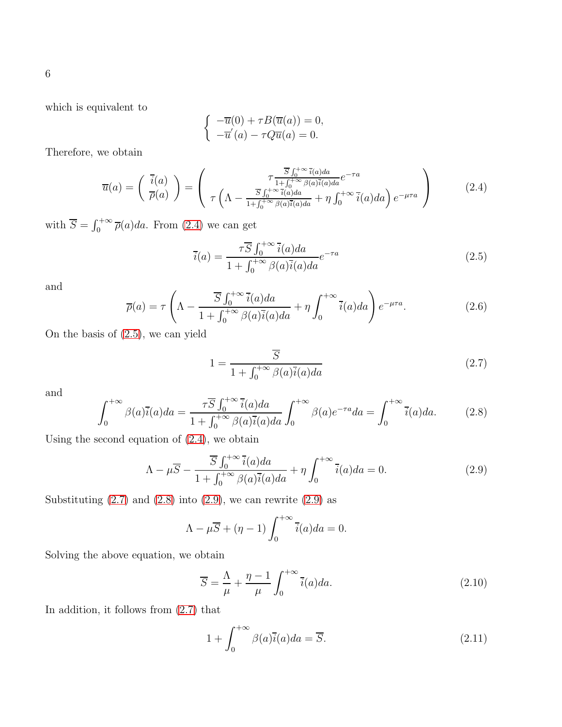which is equivalent to

$$
\begin{cases} -\overline{u}(0) + \tau B(\overline{u}(a)) = 0, \\ -\overline{u}^{'}(a) - \tau Q\overline{u}(a) = 0. \end{cases}
$$

Therefore, we obtain

$$
\overline{u}(a) = \begin{pmatrix} \overline{i}(a) \\ \overline{\rho}(a) \end{pmatrix} = \begin{pmatrix} \tau \frac{\overline{S}\int_0^{+\infty}\overline{i}(a)da}{1+\int_0^{+\infty}\beta(a)\overline{i}(a)da} e^{-\tau a} \\ \tau\left(\Lambda - \frac{\overline{S}\int_0^{+\infty}\overline{i}(a)da}{1+\int_0^{+\infty}\beta(a)\overline{i}(a)da} + \eta\int_0^{+\infty}\overline{i}(a)da\right)e^{-\mu\tau a} \end{pmatrix} \tag{2.4}
$$

with $\overline{S} = \int_0^{+\infty}\overline{\rho}(a)da$. From (2.4) we can get

$$
\overline{i}(a) = \frac{\tau\overline{S}\int_0^{+\infty}\overline{i}(a)da}{1+\int_0^{+\infty}\beta(a)\overline{i}(a)da} e^{-\tau a} \tag{2.5}
$$

and

$$
\overline{\rho}(a) = \tau\left(\Lambda - \frac{\overline{S}\int_0^{+\infty}\overline{i}(a)da}{1+\int_0^{+\infty}\beta(a)\overline{i}(a)da} + \eta\int_0^{+\infty}\overline{i}(a)da\right)e^{-\mu\tau a}. \tag{2.6}
$$

On the basis of (2.5), we can yield

$$
1 = \frac{\overline{S}}{1+\int_0^{+\infty}\beta(a)\overline{i}(a)da} \tag{2.7}
$$

and

$$
\int_0^{+\infty}\beta(a)\overline{i}(a)da = \frac{\tau\overline{S}\int_0^{+\infty}\overline{i}(a)da}{1+\int_0^{+\infty}\beta(a)\overline{i}(a)da}\int_0^{+\infty}\beta(a)e^{-\tau a}da = \int_0^{+\infty}\overline{i}(a)da. \tag{2.8}
$$

Using the second equation of (2.4), we obtain

$$
\Lambda - \mu\overline{S} - \frac{\overline{S}\int_0^{+\infty}\overline{i}(a)da}{1+\int_0^{+\infty}\beta(a)\overline{i}(a)da} + \eta\int_0^{+\infty}\overline{i}(a)da = 0. \tag{2.9}
$$

Substituting (2.7) and (2.8) into (2.9), we can rewrite (2.9) as

$$
\Lambda - \mu\overline{S} + (\eta - 1)\int_0^{+\infty}\overline{i}(a)da = 0.
$$

Solving the above equation, we obtain

$$
\overline{S} = \frac{\Lambda}{\mu} + \frac{\eta - 1}{\mu}\int_0^{+\infty}\overline{i}(a)da. \tag{2.10}
$$

In addition, it follows from (2.7) that

$$
1 + \int_0^{+\infty}\beta(a)\overline{i}(a)da = \overline{S}. \tag{2.11}
$$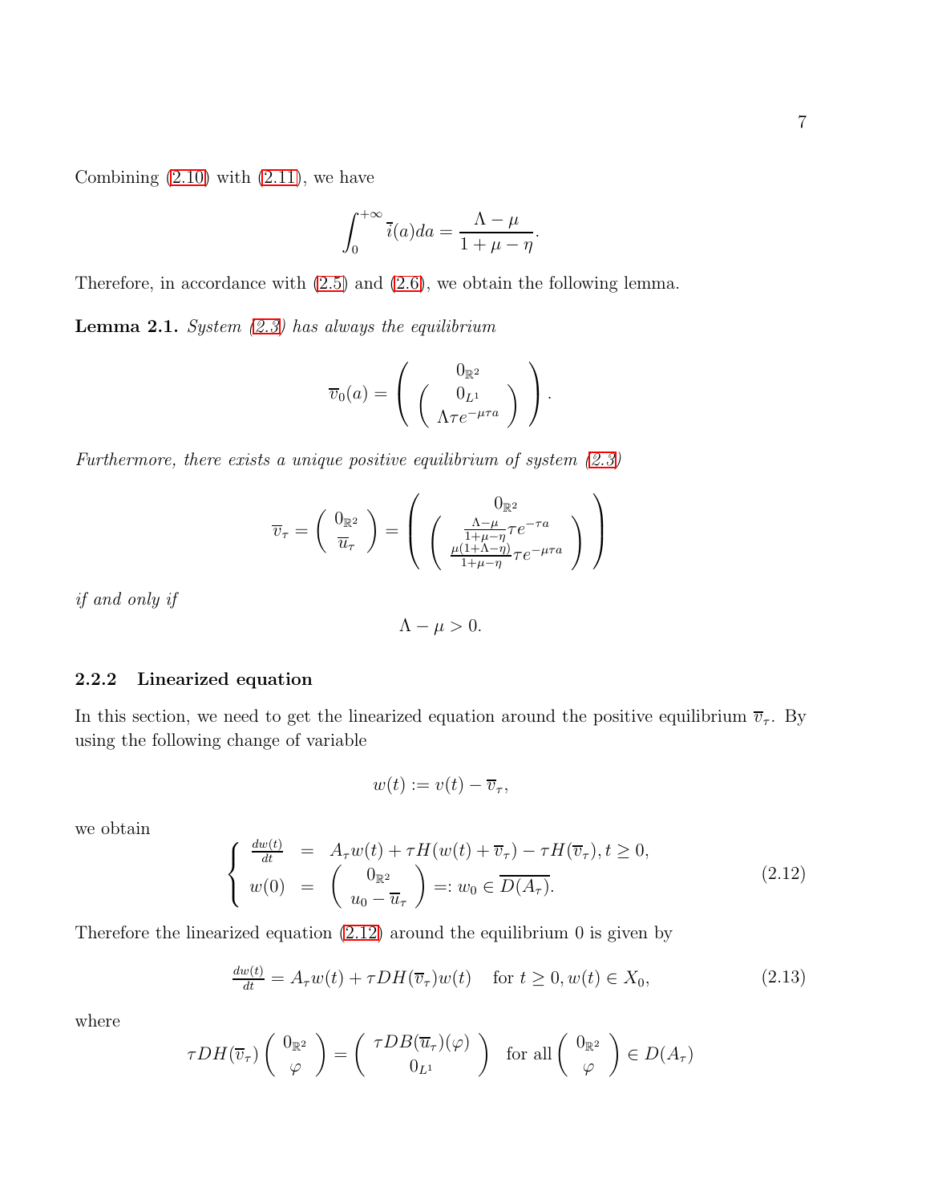Combining (2.10) with (2.11), we have

$$\int_0^{+\infty} \overline{i}(a)da = \frac{\Lambda - \mu}{1 + \mu - \eta}.$$

Therefore, in accordance with (2.5) and (2.6), we obtain the following lemma.

**Lemma 2.1.** *System (2.3) has always the equilibrium*

$$\overline{v}_0(a) = \left( \begin{array}{c} 0_{\mathbb{R}^2} \\ \left( \begin{array}{c} 0_{L^1} \\ \Lambda \tau e^{-\mu \tau a} \end{array} \right) \end{array} \right).$$

*Furthermore, there exists a unique positive equilibrium of system (2.3)*

$$\overline{v}_\tau = \left( \begin{array}{c} 0_{\mathbb{R}^2} \\ \overline{u}_\tau \end{array} \right) = \left( \begin{array}{c} 0_{\mathbb{R}^2} \\ \left( \begin{array}{c} \frac{\Lambda - \mu}{1+\mu-\eta} \tau e^{-\tau a} \\ \frac{\mu(1+\Lambda-\eta)}{1+\mu-\eta} \tau e^{-\mu \tau a} \end{array} \right) \end{array} \right)$$

*if and only if*

$$\Lambda - \mu > 0.$$

### 2.2.2 Linearized equation

In this section, we need to get the linearized equation around the positive equilibrium $\overline{v}_\tau$. By using the following change of variable

$$w(t) := v(t) - \overline{v}_\tau,$$

we obtain

$$\left\{ \begin{array}{rcl} \frac{dw(t)}{dt} & = & A_\tau w(t) + \tau H(w(t) + \overline{v}_\tau) - \tau H(\overline{v}_\tau), t \geq 0, \\ w(0) & = & \left( \begin{array}{c} 0_{\mathbb{R}^2} \\ u_0 - \overline{u}_\tau \end{array} \right) =: w_0 \in \overline{D(A_\tau)}. \end{array} \right. \tag{2.12}$$

Therefore the linearized equation (2.12) around the equilibrium 0 is given by

$$\frac{dw(t)}{dt} = A_\tau w(t) + \tau DH(\overline{v}_\tau) w(t) \quad \text{for } t \geq 0, w(t) \in X_0, \tag{2.13}$$

where

$$\tau DH(\overline{v}_\tau) \left( \begin{array}{c} 0_{\mathbb{R}^2} \\ \varphi \end{array} \right) = \left( \begin{array}{c} \tau DB(\overline{u}_\tau)(\varphi) \\ 0_{L^1} \end{array} \right) \quad \text{for all} \left( \begin{array}{c} 0_{\mathbb{R}^2} \\ \varphi \end{array} \right) \in D(A_\tau)$$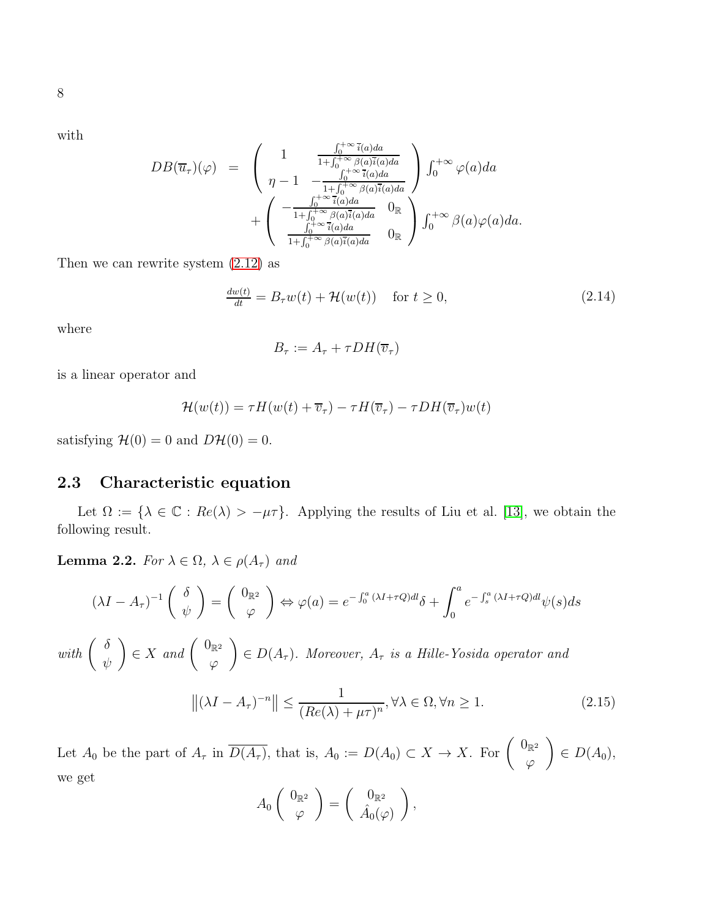with

$$
\begin{array}{rcl}
DB(\overline{u}_\tau)(\varphi) & = & \begin{pmatrix} 1 & \frac{\int_0^{+\infty}\overline{i}(a)da}{1+\int_0^{+\infty}\beta(a)\overline{i}(a)da} \\ \eta-1 & -\frac{\int_0^{+\infty}\overline{i}(a)da}{1+\int_0^{+\infty}\beta(a)\overline{i}(a)da} \end{pmatrix} \int_0^{+\infty}\varphi(a)da \\
& & + \begin{pmatrix} -\frac{\int_0^{+\infty}\overline{i}(a)da}{1+\int_0^{+\infty}\beta(a)\overline{i}(a)da} & 0_{\mathbb{R}} \\ \frac{\int_0^{+\infty}\overline{i}(a)da}{1+\int_0^{+\infty}\beta(a)\overline{i}(a)da} & 0_{\mathbb{R}} \end{pmatrix} \int_0^{+\infty}\beta(a)\varphi(a)da.
\end{array}
$$

Then we can rewrite system (2.12) as

$$
\tfrac{dw(t)}{dt} = B_\tau w(t) + \mathcal{H}(w(t)) \quad \text{for } t \geq 0, \tag{2.14}
$$

where

$$
B_\tau := A_\tau + \tau DH(\overline{v}_\tau)
$$

is a linear operator and

$$
\mathcal{H}(w(t)) = \tau H(w(t) + \overline{v}_\tau) - \tau H(\overline{v}_\tau) - \tau DH(\overline{v}_\tau)w(t)
$$

satisfying $\mathcal{H}(0) = 0$ and $D\mathcal{H}(0) = 0$.

## 2.3 Characteristic equation

Let $\Omega := \{\lambda \in \mathbb{C} : Re(\lambda) > -\mu\tau\}$. Applying the results of Liu et al. [13], we obtain the following result.

**Lemma 2.2.** *For $\lambda \in \Omega$, $\lambda \in \rho(A_\tau)$ and*

$$
(\lambda I - A_\tau)^{-1}\begin{pmatrix} \delta \\ \psi \end{pmatrix} = \begin{pmatrix} 0_{\mathbb{R}^2} \\ \varphi \end{pmatrix} \Leftrightarrow \varphi(a) = e^{-\int_0^a (\lambda I + \tau Q)dl}\delta + \int_0^a e^{-\int_s^a (\lambda I + \tau Q)dl}\psi(s)ds
$$

*with $\begin{pmatrix} \delta \\ \psi \end{pmatrix} \in X$ and $\begin{pmatrix} 0_{\mathbb{R}^2} \\ \varphi \end{pmatrix} \in D(A_\tau)$. Moreover, $A_\tau$ is a Hille-Yosida operator and*

$$
\left\|(\lambda I - A_\tau)^{-n}\right\| \leq \frac{1}{(Re(\lambda) + \mu\tau)^n}, \forall \lambda \in \Omega, \forall n \geq 1. \tag{2.15}
$$

Let $A_0$ be the part of $A_\tau$ in $\overline{D(A_\tau)}$, that is, $A_0 := D(A_0) \subset X \to X$. For $\begin{pmatrix} 0_{\mathbb{R}^2} \\ \varphi \end{pmatrix} \in D(A_0)$, we get

$$
A_0\begin{pmatrix} 0_{\mathbb{R}^2} \\ \varphi \end{pmatrix} = \begin{pmatrix} 0_{\mathbb{R}^2} \\ \hat{A}_0(\varphi) \end{pmatrix},
$$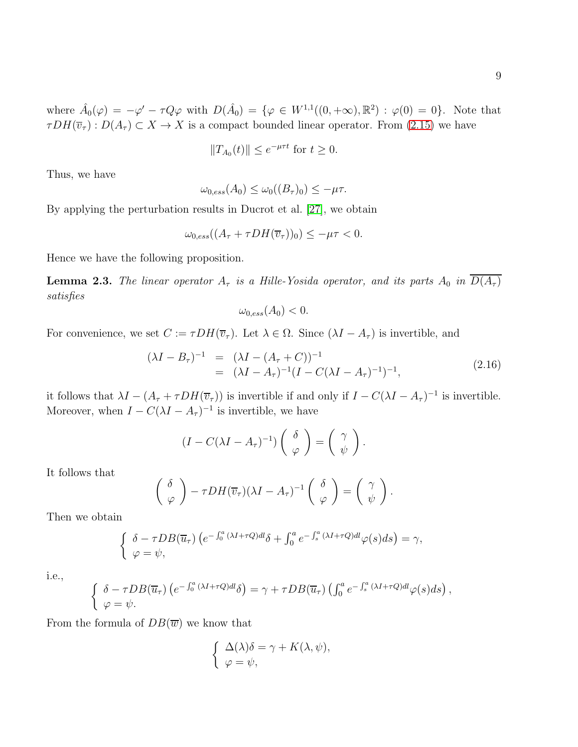where $\hat{A}_0(\varphi) = -\varphi' - \tau Q\varphi$ with $D(\hat{A}_0) = \{\varphi \in W^{1,1}((0,+\infty),\mathbb{R}^2) : \varphi(0) = 0\}$. Note that $\tau DH(\overline{v}_\tau) : D(A_\tau) \subset X \to X$ is a compact bounded linear operator. From (2.15) we have

$$\|T_{A_0}(t)\| \le e^{-\mu\tau t} \text{ for } t \ge 0.$$

Thus, we have

$$\omega_{0,ess}(A_0) \le \omega_0((B_\tau)_0) \le -\mu\tau.$$

By applying the perturbation results in Ducrot et al. [27], we obtain

$$\omega_{0,ess}((A_\tau + \tau DH(\overline{v}_\tau))_0) \le -\mu\tau < 0.$$

Hence we have the following proposition.

**Lemma 2.3.** *The linear operator $A_\tau$ is a Hille-Yosida operator, and its parts $A_0$ in $\overline{D(A_\tau)}$ satisfies*

$$\omega_{0,ess}(A_0) < 0.$$

For convenience, we set $C := \tau DH(\overline{v}_\tau)$. Let $\lambda \in \Omega$. Since $(\lambda I - A_\tau)$ is invertible, and

$$\begin{aligned} (\lambda I - B_\tau)^{-1} &= (\lambda I - (A_\tau + C))^{-1} \\ &= (\lambda I - A_\tau)^{-1}(I - C(\lambda I - A_\tau)^{-1})^{-1}, \end{aligned} \tag{2.16}$$

it follows that $\lambda I - (A_\tau + \tau DH(\overline{v}_\tau))$ is invertible if and only if $I - C(\lambda I - A_\tau)^{-1}$ is invertible. Moreover, when $I - C(\lambda I - A_\tau)^{-1}$ is invertible, we have

$$(I - C(\lambda I - A_\tau)^{-1}) \begin{pmatrix} \delta \\ \varphi \end{pmatrix} = \begin{pmatrix} \gamma \\ \psi \end{pmatrix}.$$

It follows that

$$\begin{pmatrix} \delta \\ \varphi \end{pmatrix} - \tau DH(\overline{v}_\tau)(\lambda I - A_\tau)^{-1} \begin{pmatrix} \delta \\ \varphi \end{pmatrix} = \begin{pmatrix} \gamma \\ \psi \end{pmatrix}.$$

Then we obtain

$$\begin{cases} \delta - \tau DB(\overline{u}_\tau)\left(e^{-\int_0^a (\lambda I + \tau Q)dl}\delta + \int_0^a e^{-\int_s^a (\lambda I + \tau Q)dl}\varphi(s)ds\right) = \gamma, \\ \varphi = \psi, \end{cases}$$

i.e.,

$$\begin{cases} \delta - \tau DB(\overline{u}_\tau)\left(e^{-\int_0^a (\lambda I + \tau Q)dl}\delta\right) = \gamma + \tau DB(\overline{u}_\tau)\left(\int_0^a e^{-\int_s^a (\lambda I + \tau Q)dl}\varphi(s)ds\right), \\ \varphi = \psi. \end{cases}$$

From the formula of $DB(\overline{w})$ we know that

$$\begin{cases} \Delta(\lambda)\delta = \gamma + K(\lambda, \psi), \\ \varphi = \psi, \end{cases}$$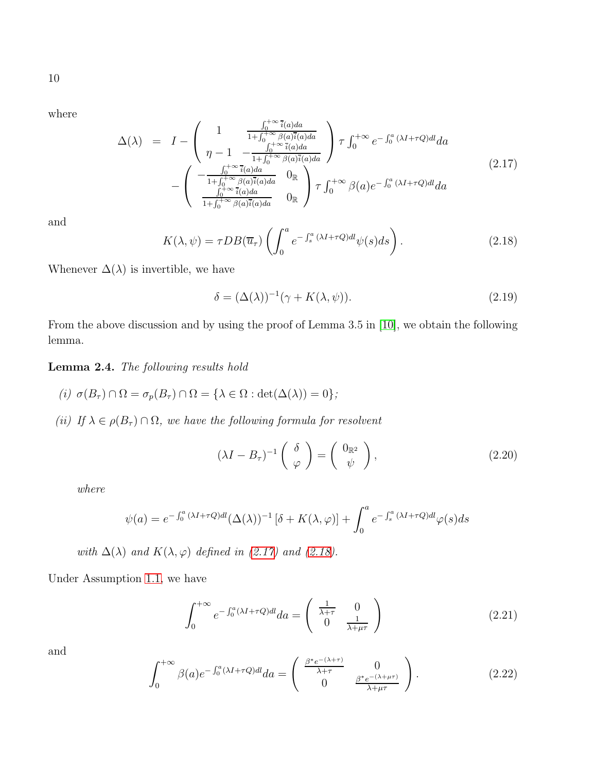where

$$
\begin{aligned}
\Delta(\lambda) &= I - \begin{pmatrix} 1 & \frac{\int_0^{+\infty} \overline{i}(a)da}{1+\int_0^{+\infty} \beta(a)\overline{i}(a)da} \\ \eta - 1 & -\frac{\int_0^{+\infty} \overline{i}(a)da}{1+\int_0^{+\infty} \beta(a)\overline{i}(a)da} \end{pmatrix} \tau \int_0^{+\infty} e^{-\int_0^a (\lambda I + \tau Q)dl} da \\
&\quad - \begin{pmatrix} -\frac{\int_0^{+\infty} \overline{i}(a)da}{1+\int_0^{+\infty} \beta(a)\overline{i}(a)da} & 0_{\mathbb{R}} \\ \frac{\int_0^{+\infty} \overline{i}(a)da}{1+\int_0^{+\infty} \beta(a)\overline{i}(a)da} & 0_{\mathbb{R}} \end{pmatrix} \tau \int_0^{+\infty} \beta(a) e^{-\int_0^a (\lambda I + \tau Q)dl} da
\end{aligned}
\tag{2.17}
$$

and

$$
K(\lambda, \psi) = \tau DB(\overline{u}_\tau) \left( \int_0^a e^{-\int_s^a (\lambda I + \tau Q)dl} \psi(s) ds \right). \tag{2.18}
$$

Whenever $\Delta(\lambda)$ is invertible, we have

$$
\delta = (\Delta(\lambda))^{-1}(\gamma + K(\lambda, \psi)). \tag{2.19}
$$

From the above discussion and by using the proof of Lemma 3.5 in [10], we obtain the following lemma.

**Lemma 2.4.** *The following results hold*

*(i)* $\sigma(B_\tau) \cap \Omega = \sigma_p(B_\tau) \cap \Omega = \{\lambda \in \Omega : \det(\Delta(\lambda)) = 0\}$*;*

*(ii) If* $\lambda \in \rho(B_\tau) \cap \Omega$*, we have the following formula for resolvent*

$$
(\lambda I - B_\tau)^{-1} \begin{pmatrix} \delta \\ \varphi \end{pmatrix} = \begin{pmatrix} 0_{\mathbb{R}^2} \\ \psi \end{pmatrix}, \tag{2.20}
$$

*where*

$$
\psi(a) = e^{-\int_0^a (\lambda I + \tau Q)dl} (\Delta(\lambda))^{-1} \left[ \delta + K(\lambda, \varphi) \right] + \int_0^a e^{-\int_s^a (\lambda I + \tau Q)dl} \varphi(s) ds
$$

*with* $\Delta(\lambda)$ *and* $K(\lambda, \varphi)$ *defined in (2.17) and (2.18).*

Under Assumption 1.1, we have

$$
\int_0^{+\infty} e^{-\int_0^a (\lambda I + \tau Q)dl} da = \begin{pmatrix} \frac{1}{\lambda + \tau} & 0 \\ 0 & \frac{1}{\lambda + \mu\tau} \end{pmatrix} \tag{2.21}
$$

and

$$
\int_0^{+\infty} \beta(a) e^{-\int_0^a (\lambda I + \tau Q)dl} da = \begin{pmatrix} \frac{\beta^* e^{-(\lambda + \tau)}}{\lambda + \tau} & 0 \\ 0 & \frac{\beta^* e^{-(\lambda + \mu\tau)}}{\lambda + \mu\tau} \end{pmatrix}. \tag{2.22}
$$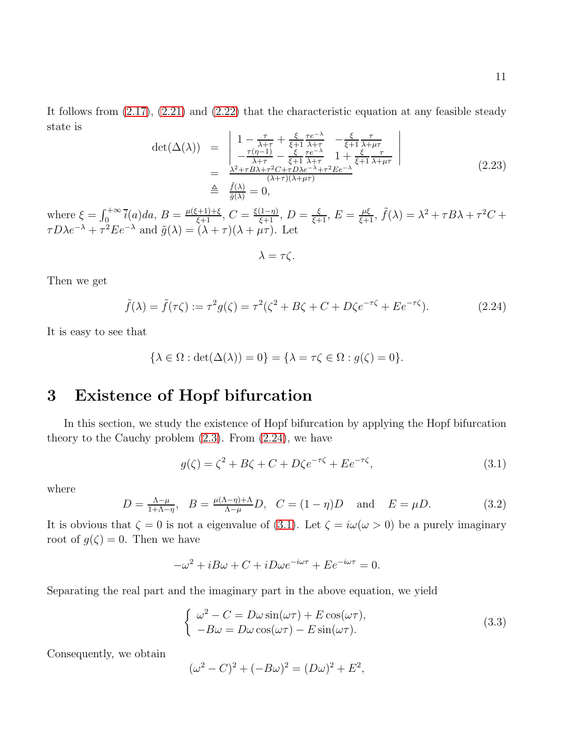It follows from (2.17), (2.21) and (2.22) that the characteristic equation at any feasible steady state is

$$
\begin{array}{rcl}
\det(\Delta(\lambda)) & = & \left| \begin{array}{cc} 1-\frac{\tau}{\lambda+\tau}+\frac{\xi}{\xi+1}\frac{\tau e^{-\lambda}}{\lambda+\tau} & -\frac{\xi}{\xi+1}\frac{\tau}{\lambda+\mu\tau} \\ -\frac{\tau(\eta-1)}{\lambda+\tau}-\frac{\xi}{\xi+1}\frac{\tau e^{-\lambda}}{\lambda+\tau} & 1+\frac{\xi}{\xi+1}\frac{\tau}{\lambda+\mu\tau} \end{array} \right| \\
& = & \frac{\lambda^2+\tau B\lambda+\tau^2 C+\tau D\lambda e^{-\lambda}+\tau^2 E e^{-\lambda}}{(\lambda+\tau)(\lambda+\mu\tau)} \\
& \triangleq & \frac{\tilde{f}(\lambda)}{\tilde{g}(\lambda)}=0,
\end{array}
\tag{2.23}
$$

where $\xi=\int_0^{+\infty}\bar{i}(a)da$, $B=\frac{\mu(\xi+1)+\xi}{\xi+1}$, $C=\frac{\xi(1-\eta)}{\xi+1}$, $D=\frac{\xi}{\xi+1}$, $E=\frac{\mu\xi}{\xi+1}$, $\tilde{f}(\lambda)=\lambda^2+\tau B\lambda+\tau^2 C+\tau D\lambda e^{-\lambda}+\tau^2 E e^{-\lambda}$ and $\tilde{g}(\lambda)=(\lambda+\tau)(\lambda+\mu\tau)$. Let

$$\lambda=\tau\zeta.$$

Then we get

$$\tilde{f}(\lambda)=\tilde{f}(\tau\zeta):=\tau^2 g(\zeta)=\tau^2(\zeta^2+B\zeta+C+D\zeta e^{-\tau\zeta}+E e^{-\tau\zeta}). \tag{2.24}$$

It is easy to see that

$$\{\lambda\in\Omega:\det(\Delta(\lambda))=0\}=\{\lambda=\tau\zeta\in\Omega:g(\zeta)=0\}.$$

# 3 Existence of Hopf bifurcation

In this section, we study the existence of Hopf bifurcation by applying the Hopf bifurcation theory to the Cauchy problem (2.3). From (2.24), we have

$$g(\zeta)=\zeta^2+B\zeta+C+D\zeta e^{-\tau\zeta}+E e^{-\tau\zeta}, \tag{3.1}$$

where

$$D=\frac{\Lambda-\mu}{1+\Lambda-\eta},\quad B=\frac{\mu(\Lambda-\eta)+\Lambda}{\Lambda-\mu}D,\quad C=(1-\eta)D\quad \text{and}\quad E=\mu D. \tag{3.2}$$

It is obvious that $\zeta=0$ is not a eigenvalue of (3.1). Let $\zeta=i\omega(\omega>0)$ be a purely imaginary root of $g(\zeta)=0$. Then we have

$$-\omega^2+iB\omega+C+iD\omega e^{-i\omega\tau}+E e^{-i\omega\tau}=0.$$

Separating the real part and the imaginary part in the above equation, we yield

$$
\begin{cases}
\omega^2-C=D\omega\sin(\omega\tau)+E\cos(\omega\tau),\\
-B\omega=D\omega\cos(\omega\tau)-E\sin(\omega\tau).
\end{cases}
\tag{3.3}
$$

Consequently, we obtain

$$(\omega^2-C)^2+(-B\omega)^2=(D\omega)^2+E^2,$$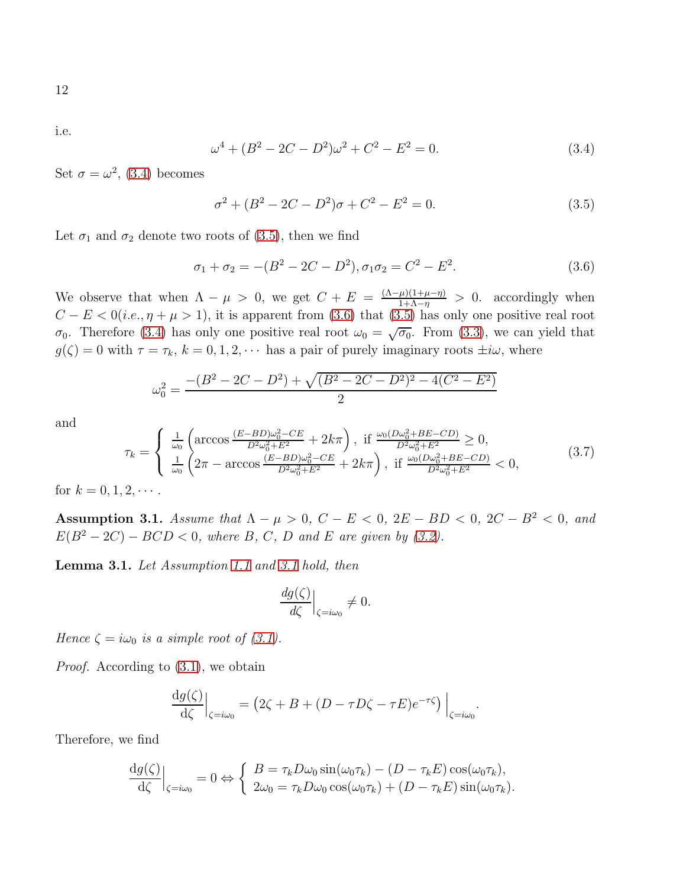i.e.

$$\omega^4 + (B^2 - 2C - D^2)\omega^2 + C^2 - E^2 = 0. \tag{3.4}$$

Set $\sigma = \omega^2$, (3.4) becomes

$$\sigma^2 + (B^2 - 2C - D^2)\sigma + C^2 - E^2 = 0. \tag{3.5}$$

Let $\sigma_1$ and $\sigma_2$ denote two roots of (3.5), then we find

$$\sigma_1 + \sigma_2 = -(B^2 - 2C - D^2), \sigma_1\sigma_2 = C^2 - E^2. \tag{3.6}$$

We observe that when $\Lambda - \mu > 0$, we get $C + E = \frac{(\Lambda-\mu)(1+\mu-\eta)}{1+\Lambda-\eta} > 0$. accordingly when $C - E < 0 (i.e., \eta + \mu > 1)$, it is apparent from (3.6) that (3.5) has only one positive real root $\sigma_0$. Therefore (3.4) has only one positive real root $\omega_0 = \sqrt{\sigma_0}$. From (3.3), we can yield that $g(\zeta) = 0$ with $\tau = \tau_k$, $k = 0, 1, 2, \cdots$ has a pair of purely imaginary roots $\pm i\omega$, where

$$\omega_0^2 = \frac{-(B^2 - 2C - D^2) + \sqrt{(B^2 - 2C - D^2)^2 - 4(C^2 - E^2)}}{2}$$

and

$$\tau_k = \begin{cases} \frac{1}{\omega_0}\left(\arccos\frac{(E-BD)\omega_0^2 - CE}{D^2\omega_0^2 + E^2} + 2k\pi\right), & \text{if } \frac{\omega_0(D\omega_0^2 + BE - CD)}{D^2\omega_0^2 + E^2} \geq 0, \\ \frac{1}{\omega_0}\left(2\pi - \arccos\frac{(E-BD)\omega_0^2 - CE}{D^2\omega_0^2 + E^2} + 2k\pi\right), & \text{if } \frac{\omega_0(D\omega_0^2 + BE - CD)}{D^2\omega_0^2 + E^2} < 0, \end{cases} \tag{3.7}$$

for $k = 0, 1, 2, \cdots$.

**Assumption 3.1.** *Assume that $\Lambda - \mu > 0$, $C - E < 0$, $2E - BD < 0$, $2C - B^2 < 0$, and $E(B^2 - 2C) - BCD < 0$, where $B$, $C$, $D$ and $E$ are given by (3.2).*

**Lemma 3.1.** *Let Assumption 1.1 and 3.1 hold, then*

$$\frac{dg(\zeta)}{d\zeta}\Big|_{\zeta = i\omega_0} \neq 0.$$

*Hence $\zeta = i\omega_0$ is a simple root of (3.1).*

*Proof.* According to (3.1), we obtain

$$\frac{\mathrm{d}g(\zeta)}{\mathrm{d}\zeta}\Big|_{\zeta = i\omega_0} = \left(2\zeta + B + (D - \tau D\zeta - \tau E)e^{-\tau\zeta}\right)\Big|_{\zeta = i\omega_0}.$$

Therefore, we find

$$\frac{\mathrm{d}g(\zeta)}{\mathrm{d}\zeta}\Big|_{\zeta = i\omega_0} = 0 \Leftrightarrow \begin{cases} B = \tau_k D\omega_0 \sin(\omega_0\tau_k) - (D - \tau_k E)\cos(\omega_0\tau_k), \\ 2\omega_0 = \tau_k D\omega_0 \cos(\omega_0\tau_k) + (D - \tau_k E)\sin(\omega_0\tau_k). \end{cases}$$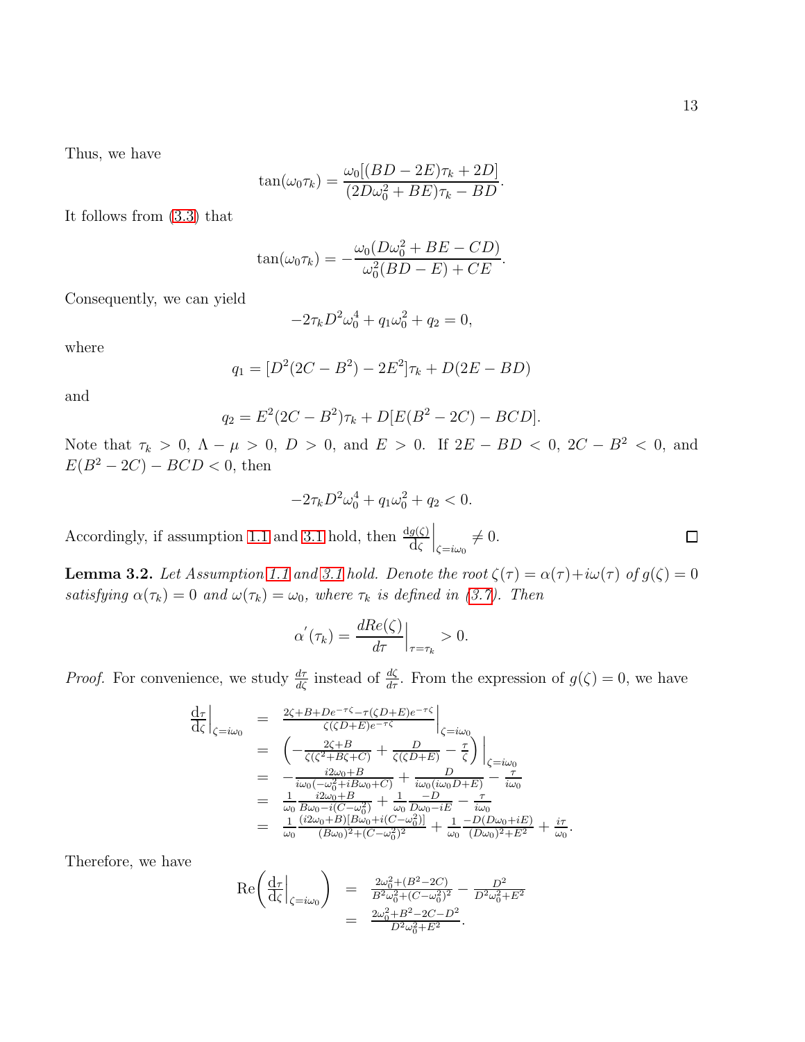Thus, we have

$$\tan(\omega_0\tau_k) = \frac{\omega_0[(BD-2E)\tau_k + 2D]}{(2D\omega_0^2 + BE)\tau_k - BD}.$$

It follows from (3.3) that

$$\tan(\omega_0\tau_k) = -\frac{\omega_0(D\omega_0^2 + BE - CD)}{\omega_0^2(BD-E) + CE}.$$

Consequently, we can yield

$$-2\tau_k D^2\omega_0^4 + q_1\omega_0^2 + q_2 = 0,$$

where

$$q_1 = [D^2(2C - B^2) - 2E^2]\tau_k + D(2E - BD)$$

and

$$q_2 = E^2(2C - B^2)\tau_k + D[E(B^2 - 2C) - BCD].$$

Note that $\tau_k > 0$, $\Lambda - \mu > 0$, $D > 0$, and $E > 0$. If $2E - BD < 0$, $2C - B^2 < 0$, and $E(B^2 - 2C) - BCD < 0$, then

$$-2\tau_k D^2\omega_0^4 + q_1\omega_0^2 + q_2 < 0.$$

Accordingly, if assumption 1.1 and 3.1 hold, then $\left.\frac{\mathrm{d}g(\zeta)}{\mathrm{d}\zeta}\right|_{\zeta=i\omega_0} \neq 0$. □

**Lemma 3.2.** *Let Assumption 1.1 and 3.1 hold. Denote the root $\zeta(\tau) = \alpha(\tau) + i\omega(\tau)$ of $g(\zeta) = 0$ satisfying $\alpha(\tau_k) = 0$ and $\omega(\tau_k) = \omega_0$, where $\tau_k$ is defined in (3.7). Then*

$$\alpha'(\tau_k) = \left.\frac{dRe(\zeta)}{d\tau}\right|_{\tau=\tau_k} > 0.$$

*Proof.* For convenience, we study $\frac{d\tau}{d\zeta}$ instead of $\frac{d\zeta}{d\tau}$. From the expression of $g(\zeta) = 0$, we have

$$\begin{aligned}
\left.\frac{\mathrm{d}\tau}{\mathrm{d}\zeta}\right|_{\zeta=i\omega_0} &= \left.\frac{2\zeta + B + De^{-\tau\zeta} - \tau(\zeta D + E)e^{-\tau\zeta}}{\zeta(\zeta D + E)e^{-\tau\zeta}}\right|_{\zeta=i\omega_0} \\
&= \left.\left(-\frac{2\zeta + B}{\zeta(\zeta^2 + B\zeta + C)} + \frac{D}{\zeta(\zeta D + E)} - \frac{\tau}{\zeta}\right)\right|_{\zeta=i\omega_0} \\
&= -\frac{i2\omega_0 + B}{i\omega_0(-\omega_0^2 + iB\omega_0 + C)} + \frac{D}{i\omega_0(i\omega_0 D + E)} - \frac{\tau}{i\omega_0} \\
&= \frac{1}{\omega_0}\frac{i2\omega_0 + B}{B\omega_0 - i(C - \omega_0^2)} + \frac{1}{\omega_0}\frac{-D}{D\omega_0 - iE} - \frac{\tau}{i\omega_0} \\
&= \frac{1}{\omega_0}\frac{(i2\omega_0 + B)[B\omega_0 + i(C - \omega_0^2)]}{(B\omega_0)^2 + (C - \omega_0^2)^2} + \frac{1}{\omega_0}\frac{-D(D\omega_0 + iE)}{(D\omega_0)^2 + E^2} + \frac{i\tau}{\omega_0}.
\end{aligned}$$

Therefore, we have

$$\begin{aligned}
\mathrm{Re}\left(\left.\frac{\mathrm{d}\tau}{\mathrm{d}\zeta}\right|_{\zeta=i\omega_0}\right) &= \frac{2\omega_0^2 + (B^2 - 2C)}{B^2\omega_0^2 + (C - \omega_0^2)^2} - \frac{D^2}{D^2\omega_0^2 + E^2} \\
&= \frac{2\omega_0^2 + B^2 - 2C - D^2}{D^2\omega_0^2 + E^2}.
\end{aligned}$$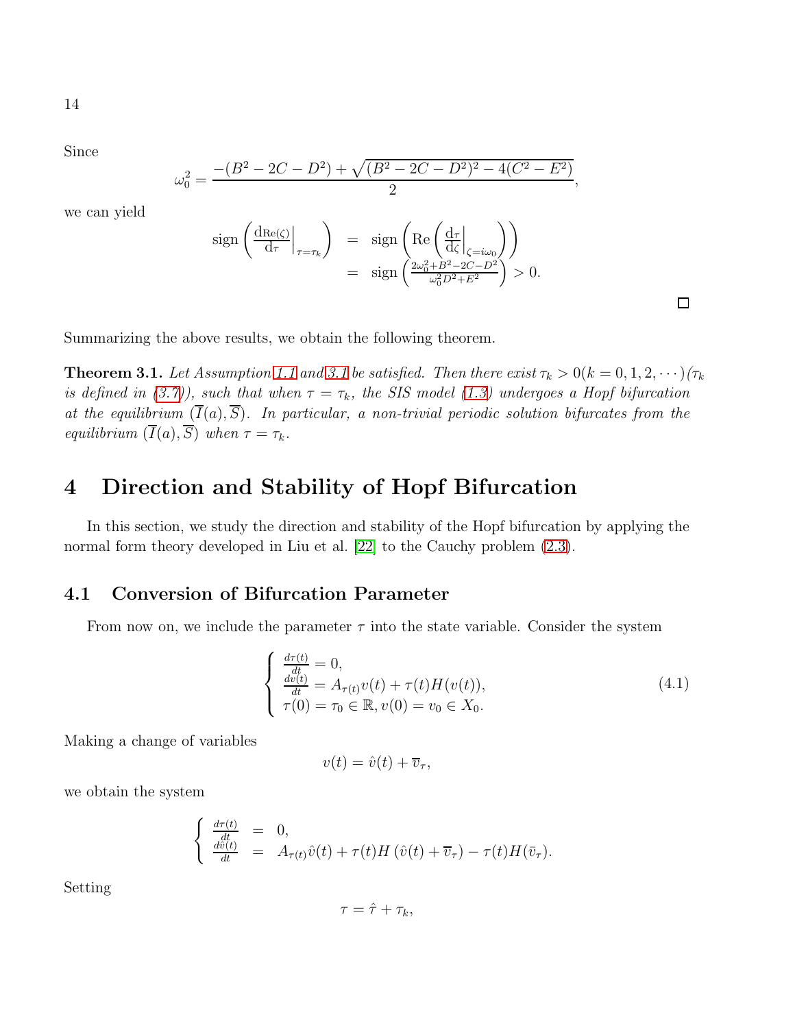Since

$$\omega_0^2 = \frac{-(B^2-2C-D^2)+\sqrt{(B^2-2C-D^2)^2-4(C^2-E^2)}}{2},$$

we can yield

$$\begin{aligned}
\operatorname{sign}\left(\frac{\mathrm{d}\mathrm{Re}(\zeta)}{\mathrm{d}\tau}\Big|_{\tau=\tau_k}\right) &= \operatorname{sign}\left(\mathrm{Re}\left(\frac{\mathrm{d}\tau}{\mathrm{d}\zeta}\Big|_{\zeta=i\omega_0}\right)\right) \\
&= \operatorname{sign}\left(\frac{2\omega_0^2+B^2-2C-D^2}{\omega_0^2D^2+E^2}\right) > 0.
\end{aligned}$$

□

Summarizing the above results, we obtain the following theorem.

**Theorem 3.1.** *Let Assumption 1.1 and 3.1 be satisfied. Then there exist $\tau_k > 0 (k = 0, 1, 2, \cdots)$ ($\tau_k$ is defined in (3.7)), such that when $\tau = \tau_k$, the SIS model (1.3) undergoes a Hopf bifurcation at the equilibrium $(\overline{I}(a), \overline{S})$. In particular, a non-trivial periodic solution bifurcates from the equilibrium $(\overline{I}(a), \overline{S})$ when $\tau = \tau_k$.*

# 4 Direction and Stability of Hopf Bifurcation

In this section, we study the direction and stability of the Hopf bifurcation by applying the normal form theory developed in Liu et al. [22] to the Cauchy problem (2.3).

## 4.1 Conversion of Bifurcation Parameter

From now on, we include the parameter $\tau$ into the state variable. Consider the system

$$\begin{cases} \frac{d\tau(t)}{dt} = 0, \\ \frac{dv(t)}{dt} = A_{\tau(t)}v(t) + \tau(t)H(v(t)), \\ \tau(0) = \tau_0 \in \mathbb{R}, v(0) = v_0 \in X_0. \end{cases} \tag{4.1}$$

Making a change of variables

$$v(t) = \hat{v}(t) + \overline{v}_\tau,$$

we obtain the system

$$\begin{cases} \frac{d\tau(t)}{dt} &= 0, \\ \frac{d\hat{v}(t)}{dt} &= A_{\tau(t)}\hat{v}(t) + \tau(t)H\left(\hat{v}(t) + \overline{v}_\tau\right) - \tau(t)H(\bar{v}_\tau). \end{cases}$$

Setting

$$\tau = \hat{\tau} + \tau_k,$$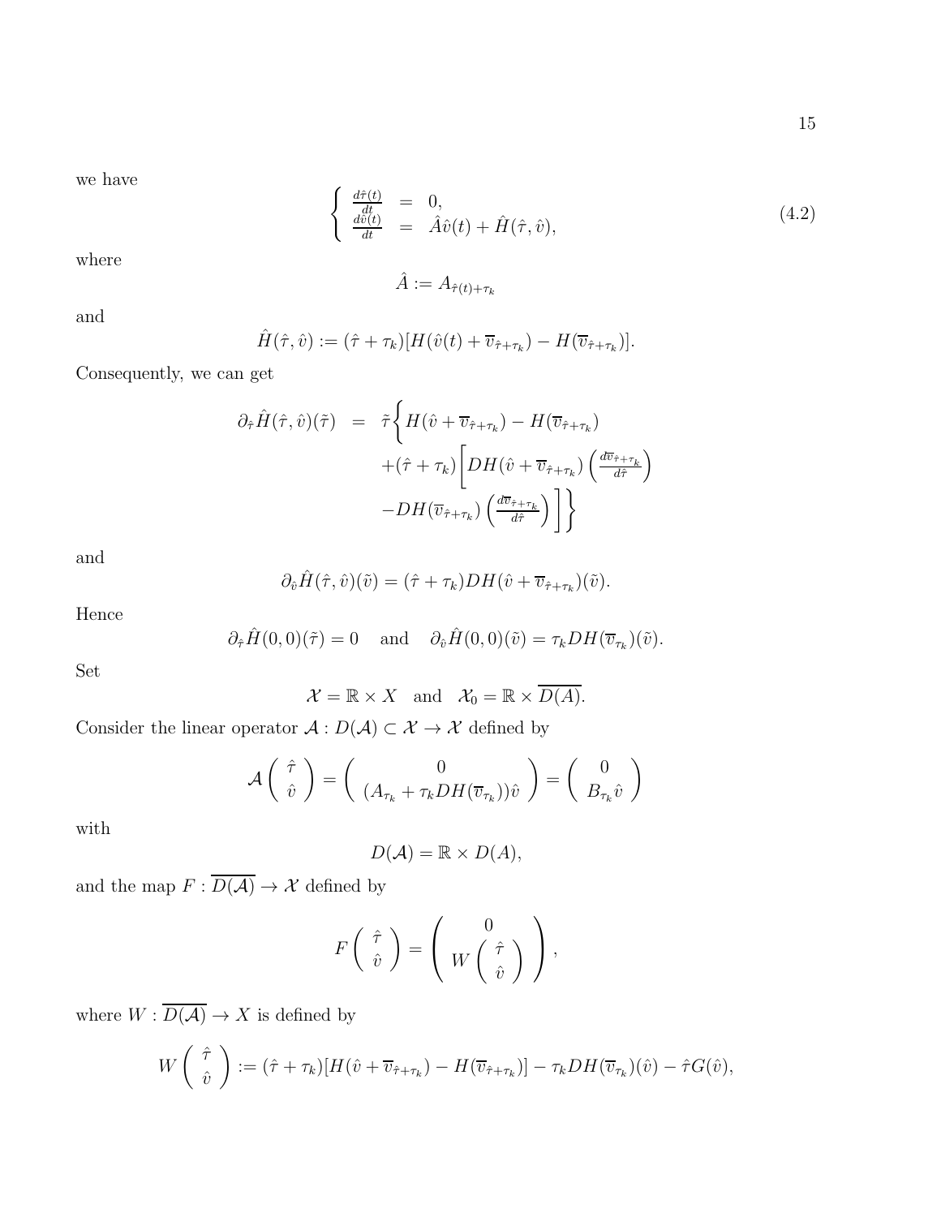we have

$$
\left\{ \begin{array}{rcl} \frac{d\hat{\tau}(t)}{dt} & = & 0, \\ \frac{d\hat{v}(t)}{dt} & = & \hat{A}\hat{v}(t) + \hat{H}(\hat{\tau}, \hat{v}), \end{array} \right. \tag{4.2}
$$

where

$$
\hat{A} := A_{\hat{\tau}(t)+\tau_k}
$$

and

$$
\hat{H}(\hat{\tau}, \hat{v}) := (\hat{\tau} + \tau_k)[H(\hat{v}(t) + \overline{v}_{\hat{\tau}+\tau_k}) - H(\overline{v}_{\hat{\tau}+\tau_k})].
$$

Consequently, we can get

$$
\begin{array}{rcl}
\partial_{\hat{\tau}} \hat{H}(\hat{\tau}, \hat{v})(\tilde{\tau}) & = & \tilde{\tau} \Bigg\{ H(\hat{v} + \overline{v}_{\hat{\tau}+\tau_k}) - H(\overline{v}_{\hat{\tau}+\tau_k}) \\
& & + (\hat{\tau} + \tau_k) \Bigg[ DH(\hat{v} + \overline{v}_{\hat{\tau}+\tau_k}) \left( \frac{d\overline{v}_{\hat{\tau}+\tau_k}}{d\hat{\tau}} \right) \\
& & - DH(\overline{v}_{\hat{\tau}+\tau_k}) \left( \frac{d\overline{v}_{\hat{\tau}+\tau_k}}{d\hat{\tau}} \right) \Bigg] \Bigg\}
\end{array}
$$

and

$$
\partial_{\hat{v}} \hat{H}(\hat{\tau}, \hat{v})(\tilde{v}) = (\hat{\tau} + \tau_k) DH(\hat{v} + \overline{v}_{\hat{\tau}+\tau_k})(\tilde{v}).
$$

Hence

$$
\partial_{\hat{\tau}} \hat{H}(0, 0)(\tilde{\tau}) = 0 \quad \text{and} \quad \partial_{\hat{v}} \hat{H}(0, 0)(\tilde{v}) = \tau_k DH(\overline{v}_{\tau_k})(\tilde{v}).
$$

Set

$$
\mathcal{X} = \mathbb{R} \times X \quad \text{and} \quad \mathcal{X}_0 = \mathbb{R} \times \overline{D(A)}.
$$

Consider the linear operator $\mathcal{A} : D(\mathcal{A}) \subset \mathcal{X} \to \mathcal{X}$ defined by

$$
\mathcal{A} \begin{pmatrix} \hat{\tau} \\ \hat{v} \end{pmatrix} = \begin{pmatrix} 0 \\ (A_{\tau_k} + \tau_k DH(\overline{v}_{\tau_k}))\hat{v} \end{pmatrix} = \begin{pmatrix} 0 \\ B_{\tau_k} \hat{v} \end{pmatrix}
$$

with

$$
D(\mathcal{A}) = \mathbb{R} \times D(A),
$$

and the map $F : \overline{D(\mathcal{A})} \to \mathcal{X}$ defined by

$$
F \begin{pmatrix} \hat{\tau} \\ \hat{v} \end{pmatrix} = \begin{pmatrix} 0 \\ W \begin{pmatrix} \hat{\tau} \\ \hat{v} \end{pmatrix} \end{pmatrix},
$$

where $W : \overline{D(\mathcal{A})} \to X$ is defined by

$$
W \begin{pmatrix} \hat{\tau} \\ \hat{v} \end{pmatrix} := (\hat{\tau} + \tau_k)[H(\hat{v} + \overline{v}_{\hat{\tau}+\tau_k}) - H(\overline{v}_{\hat{\tau}+\tau_k})] - \tau_k DH(\overline{v}_{\tau_k})(\hat{v}) - \hat{\tau} G(\hat{v}),
$$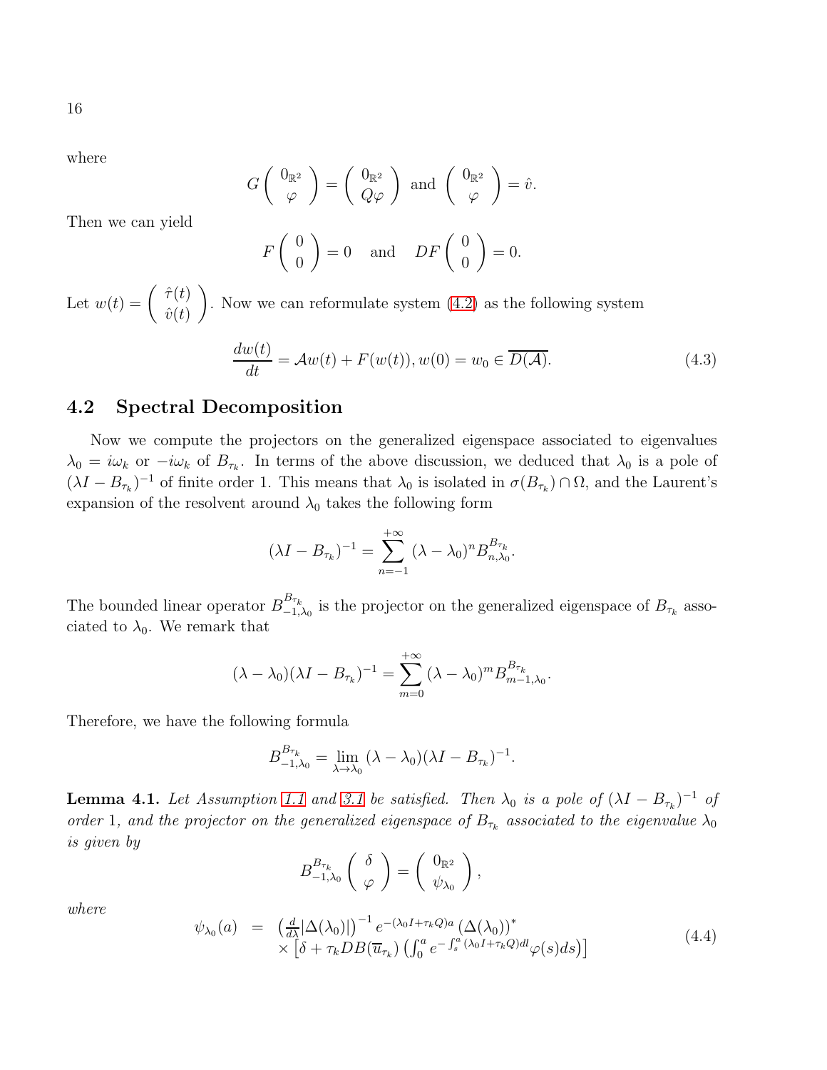where

$$G\begin{pmatrix} 0_{\mathbb{R}^2} \\ \varphi \end{pmatrix} = \begin{pmatrix} 0_{\mathbb{R}^2} \\ Q\varphi \end{pmatrix} \text{ and } \begin{pmatrix} 0_{\mathbb{R}^2} \\ \varphi \end{pmatrix} = \hat{v}.$$

Then we can yield

$$F\begin{pmatrix} 0 \\ 0 \end{pmatrix} = 0 \quad \text{and} \quad DF\begin{pmatrix} 0 \\ 0 \end{pmatrix} = 0.$$

Let $w(t) = \begin{pmatrix} \hat{\tau}(t) \\ \hat{v}(t) \end{pmatrix}$. Now we can reformulate system (4.2) as the following system

$$\frac{dw(t)}{dt} = \mathcal{A}w(t) + F(w(t)), w(0) = w_0 \in \overline{D(\mathcal{A})}. \tag{4.3}$$

## 4.2 Spectral Decomposition

Now we compute the projectors on the generalized eigenspace associated to eigenvalues $\lambda_0 = i\omega_k$ or $-i\omega_k$ of $B_{\tau_k}$. In terms of the above discussion, we deduced that $\lambda_0$ is a pole of $(\lambda I - B_{\tau_k})^{-1}$ of finite order 1. This means that $\lambda_0$ is isolated in $\sigma(B_{\tau_k}) \cap \Omega$, and the Laurent's expansion of the resolvent around $\lambda_0$ takes the following form

$$(\lambda I - B_{\tau_k})^{-1} = \sum_{n=-1}^{+\infty} (\lambda - \lambda_0)^n B_{n,\lambda_0}^{B_{\tau_k}}.$$

The bounded linear operator $B_{-1,\lambda_0}^{B_{\tau_k}}$ is the projector on the generalized eigenspace of $B_{\tau_k}$ associated to $\lambda_0$. We remark that

$$(\lambda - \lambda_0)(\lambda I - B_{\tau_k})^{-1} = \sum_{m=0}^{+\infty} (\lambda - \lambda_0)^m B_{m-1,\lambda_0}^{B_{\tau_k}}.$$

Therefore, we have the following formula

$$B_{-1,\lambda_0}^{B_{\tau_k}} = \lim_{\lambda \to \lambda_0} (\lambda - \lambda_0)(\lambda I - B_{\tau_k})^{-1}.$$

**Lemma 4.1.** *Let Assumption 1.1 and 3.1 be satisfied. Then $\lambda_0$ is a pole of $(\lambda I - B_{\tau_k})^{-1}$ of order 1, and the projector on the generalized eigenspace of $B_{\tau_k}$ associated to the eigenvalue $\lambda_0$ is given by*

$$B_{-1,\lambda_0}^{B_{\tau_k}} \begin{pmatrix} \delta \\ \varphi \end{pmatrix} = \begin{pmatrix} 0_{\mathbb{R}^2} \\ \psi_{\lambda_0} \end{pmatrix},$$

*where*

$$\begin{aligned} \psi_{\lambda_0}(a) \;&=\; \left(\tfrac{d}{d\lambda}|\Delta(\lambda_0)|\right)^{-1} e^{-(\lambda_0 I + \tau_k Q)a} \left(\Delta(\lambda_0)\right)^* \\ &\quad\times \left[\delta + \tau_k DB(\overline{u}_{\tau_k}) \left(\int_0^a e^{-\int_s^a (\lambda_0 I + \tau_k Q)dl} \varphi(s) ds\right)\right] \end{aligned} \tag{4.4}$$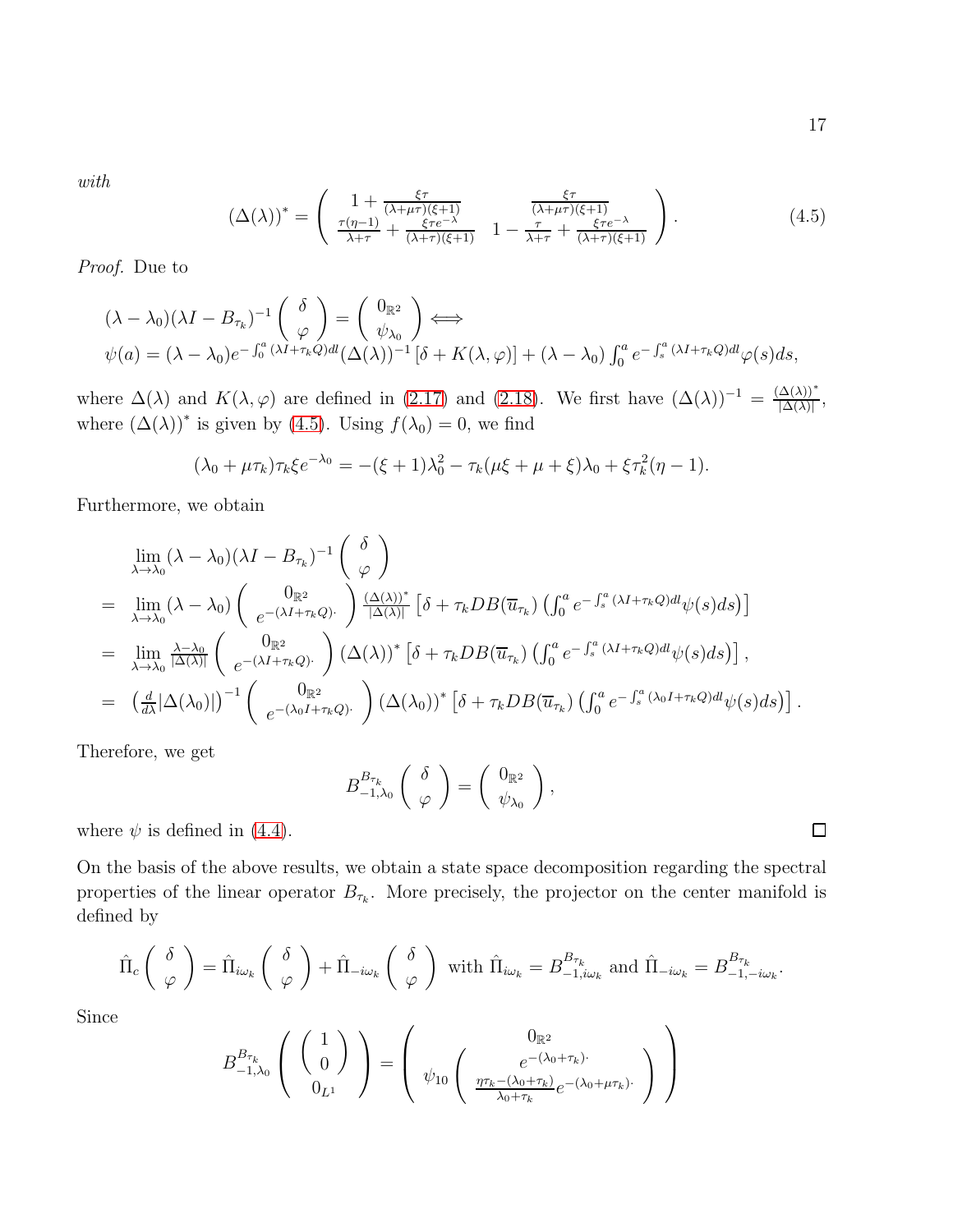*with*

$$
(\Delta(\lambda))^* = \begin{pmatrix} 1 + \frac{\xi\tau}{(\lambda+\mu\tau)(\xi+1)} & \frac{\xi\tau}{(\lambda+\mu\tau)(\xi+1)} \\ \frac{\tau(\eta-1)}{\lambda+\tau} + \frac{\xi\tau e^{-\lambda}}{(\lambda+\tau)(\xi+1)} & 1 - \frac{\tau}{\lambda+\tau} + \frac{\xi\tau e^{-\lambda}}{(\lambda+\tau)(\xi+1)} \end{pmatrix}. \tag{4.5}
$$

*Proof.* Due to

$$
\begin{array}{l}
(\lambda-\lambda_0)(\lambda I - B_{\tau_k})^{-1}\begin{pmatrix} \delta \\ \varphi \end{pmatrix} = \begin{pmatrix} 0_{\mathbb{R}^2} \\ \psi_{\lambda_0} \end{pmatrix} \Longleftrightarrow \\
\psi(a) = (\lambda-\lambda_0)e^{-\int_0^a (\lambda I + \tau_k Q)dl}(\Delta(\lambda))^{-1}\left[\delta + K(\lambda,\varphi)\right] + (\lambda-\lambda_0)\int_0^a e^{-\int_s^a (\lambda I+\tau_k Q)dl}\varphi(s)ds,
\end{array}
$$

where $\Delta(\lambda)$ and $K(\lambda,\varphi)$ are defined in (2.17) and (2.18). We first have $(\Delta(\lambda))^{-1} = \frac{(\Delta(\lambda))^*}{|\Delta(\lambda)|}$, where $(\Delta(\lambda))^*$ is given by (4.5). Using $f(\lambda_0)=0$, we find

$$
(\lambda_0+\mu\tau_k)\tau_k\xi e^{-\lambda_0} = -(\xi+1)\lambda_0^2 - \tau_k(\mu\xi+\mu+\xi)\lambda_0 + \xi\tau_k^2(\eta-1).
$$

Furthermore, we obtain

$$
\begin{aligned}
& \lim_{\lambda\to\lambda_0}(\lambda-\lambda_0)(\lambda I - B_{\tau_k})^{-1}\begin{pmatrix} \delta \\ \varphi \end{pmatrix} \\
= \; & \lim_{\lambda\to\lambda_0}(\lambda-\lambda_0)\begin{pmatrix} 0_{\mathbb{R}^2} \\ e^{-(\lambda I+\tau_k Q)\cdot} \end{pmatrix}\frac{(\Delta(\lambda))^*}{|\Delta(\lambda)|}\left[\delta + \tau_k DB(\overline{u}_{\tau_k})\left(\int_0^a e^{-\int_s^a(\lambda I+\tau_k Q)dl}\psi(s)ds\right)\right] \\
= \; & \lim_{\lambda\to\lambda_0}\frac{\lambda-\lambda_0}{|\Delta(\lambda)|}\begin{pmatrix} 0_{\mathbb{R}^2} \\ e^{-(\lambda I+\tau_k Q)\cdot} \end{pmatrix}(\Delta(\lambda))^*\left[\delta + \tau_k DB(\overline{u}_{\tau_k})\left(\int_0^a e^{-\int_s^a(\lambda I+\tau_k Q)dl}\psi(s)ds\right)\right], \\
= \; & \left(\frac{d}{d\lambda}|\Delta(\lambda_0)|\right)^{-1}\begin{pmatrix} 0_{\mathbb{R}^2} \\ e^{-(\lambda_0 I+\tau_k Q)\cdot} \end{pmatrix}(\Delta(\lambda_0))^*\left[\delta + \tau_k DB(\overline{u}_{\tau_k})\left(\int_0^a e^{-\int_s^a(\lambda_0 I+\tau_k Q)dl}\psi(s)ds\right)\right].
\end{aligned}
$$

Therefore, we get

$$
B_{-1,\lambda_0}^{B_{\tau_k}}\begin{pmatrix} \delta \\ \varphi \end{pmatrix} = \begin{pmatrix} 0_{\mathbb{R}^2} \\ \psi_{\lambda_0} \end{pmatrix},
$$

where $\psi$ is defined in (4.4). ∎

On the basis of the above results, we obtain a state space decomposition regarding the spectral properties of the linear operator $B_{\tau_k}$. More precisely, the projector on the center manifold is defined by

$$
\hat{\Pi}_c\begin{pmatrix} \delta \\ \varphi \end{pmatrix} = \hat{\Pi}_{i\omega_k}\begin{pmatrix} \delta \\ \varphi \end{pmatrix} + \hat{\Pi}_{-i\omega_k}\begin{pmatrix} \delta \\ \varphi \end{pmatrix} \text{ with } \hat{\Pi}_{i\omega_k} = B_{-1,i\omega_k}^{B_{\tau_k}} \text{ and } \hat{\Pi}_{-i\omega_k} = B_{-1,-i\omega_k}^{B_{\tau_k}}.
$$

Since

$$
B_{-1,\lambda_0}^{B_{\tau_k}}\left(\begin{pmatrix} \begin{pmatrix} 1 \\ 0 \end{pmatrix} \\ 0_{L^1} \end{pmatrix}\right) = \begin{pmatrix} 0_{\mathbb{R}^2} \\ \psi_{10}\begin{pmatrix} e^{-(\lambda_0+\tau_k)\cdot} \\ \frac{\eta\tau_k-(\lambda_0+\tau_k)}{\lambda_0+\tau_k}e^{-(\lambda_0+\mu\tau_k)\cdot} \end{pmatrix} \end{pmatrix}
$$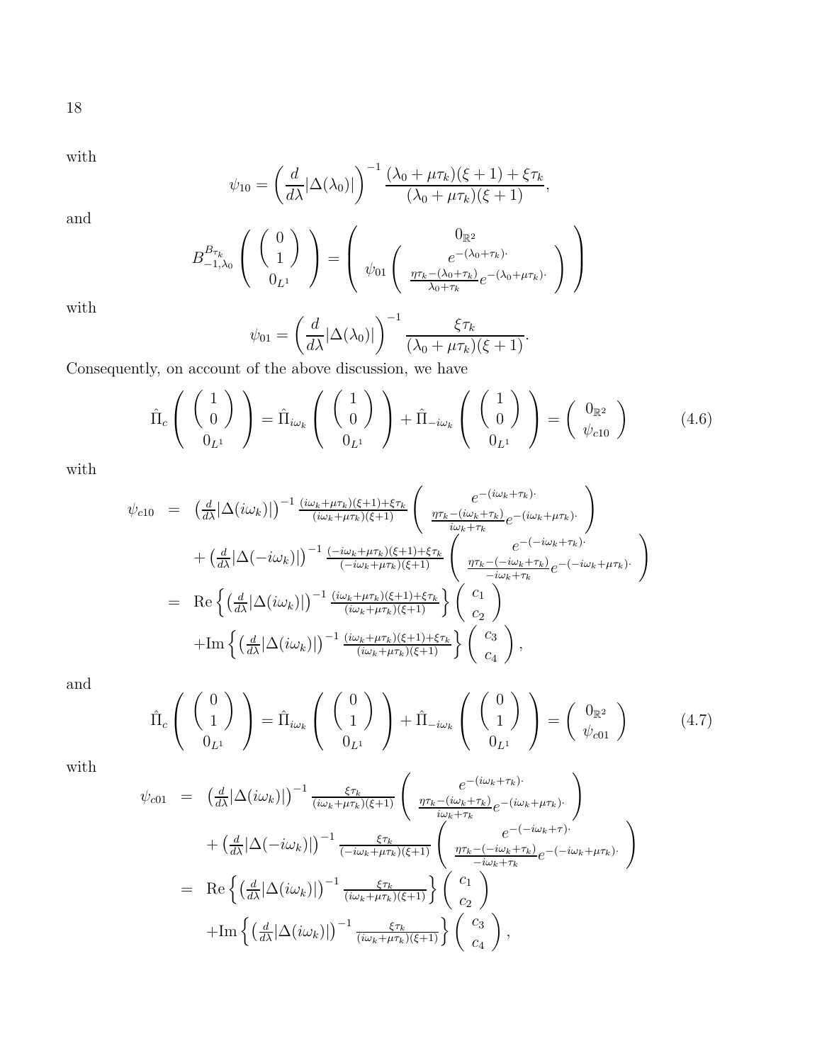with

$$\psi_{10} = \left(\frac{d}{d\lambda}|\Delta(\lambda_0)|\right)^{-1} \frac{(\lambda_0 + \mu\tau_k)(\xi+1) + \xi\tau_k}{(\lambda_0 + \mu\tau_k)(\xi+1)},$$

and

$$B_{-1,\lambda_0}^{B_{\tau_k}} \left( \begin{array}{c} \left(\begin{array}{c} 0 \\ 1 \end{array}\right) \\ 0_{L^1} \end{array} \right) = \left( \begin{array}{c} 0_{\mathbb{R}^2} \\ \psi_{01} \left( \begin{array}{c} e^{-(\lambda_0+\tau_k)\cdot} \\ \frac{\eta\tau_k - (\lambda_0+\tau_k)}{\lambda_0+\tau_k} e^{-(\lambda_0+\mu\tau_k)\cdot} \end{array} \right) \end{array} \right)$$

with

$$\psi_{01} = \left(\frac{d}{d\lambda}|\Delta(\lambda_0)|\right)^{-1} \frac{\xi\tau_k}{(\lambda_0 + \mu\tau_k)(\xi+1)}.$$

Consequently, on account of the above discussion, we have

$$\hat{\Pi}_c \left( \begin{array}{c} \left(\begin{array}{c} 1 \\ 0 \end{array}\right) \\ 0_{L^1} \end{array} \right) = \hat{\Pi}_{i\omega_k} \left( \begin{array}{c} \left(\begin{array}{c} 1 \\ 0 \end{array}\right) \\ 0_{L^1} \end{array} \right) + \hat{\Pi}_{-i\omega_k} \left( \begin{array}{c} \left(\begin{array}{c} 1 \\ 0 \end{array}\right) \\ 0_{L^1} \end{array} \right) = \left( \begin{array}{c} 0_{\mathbb{R}^2} \\ \psi_{c10} \end{array} \right) \tag{4.6}$$

with

$$\begin{aligned}
\psi_{c10} &= \left(\tfrac{d}{d\lambda}|\Delta(i\omega_k)|\right)^{-1} \tfrac{(i\omega_k+\mu\tau_k)(\xi+1)+\xi\tau_k}{(i\omega_k+\mu\tau_k)(\xi+1)} \left( \begin{array}{c} e^{-(i\omega_k+\tau_k)\cdot} \\ \frac{\eta\tau_k-(i\omega_k+\tau_k)}{i\omega_k+\tau_k} e^{-(i\omega_k+\mu\tau_k)\cdot} \end{array} \right) \\
&\quad + \left(\tfrac{d}{d\lambda}|\Delta(-i\omega_k)|\right)^{-1} \tfrac{(-i\omega_k+\mu\tau_k)(\xi+1)+\xi\tau_k}{(-i\omega_k+\mu\tau_k)(\xi+1)} \left( \begin{array}{c} e^{-(-i\omega_k+\tau_k)\cdot} \\ \frac{\eta\tau_k-(-i\omega_k+\tau_k)}{-i\omega_k+\tau_k} e^{-(-i\omega_k+\mu\tau_k)\cdot} \end{array} \right) \\
&= \mathrm{Re}\left\{ \left(\tfrac{d}{d\lambda}|\Delta(i\omega_k)|\right)^{-1} \tfrac{(i\omega_k+\mu\tau_k)(\xi+1)+\xi\tau_k}{(i\omega_k+\mu\tau_k)(\xi+1)} \right\} \left( \begin{array}{c} c_1 \\ c_2 \end{array} \right) \\
&\quad + \mathrm{Im}\left\{ \left(\tfrac{d}{d\lambda}|\Delta(i\omega_k)|\right)^{-1} \tfrac{(i\omega_k+\mu\tau_k)(\xi+1)+\xi\tau_k}{(i\omega_k+\mu\tau_k)(\xi+1)} \right\} \left( \begin{array}{c} c_3 \\ c_4 \end{array} \right),
\end{aligned}$$

and

$$\hat{\Pi}_c \left( \begin{array}{c} \left(\begin{array}{c} 0 \\ 1 \end{array}\right) \\ 0_{L^1} \end{array} \right) = \hat{\Pi}_{i\omega_k} \left( \begin{array}{c} \left(\begin{array}{c} 0 \\ 1 \end{array}\right) \\ 0_{L^1} \end{array} \right) + \hat{\Pi}_{-i\omega_k} \left( \begin{array}{c} \left(\begin{array}{c} 0 \\ 1 \end{array}\right) \\ 0_{L^1} \end{array} \right) = \left( \begin{array}{c} 0_{\mathbb{R}^2} \\ \psi_{c01} \end{array} \right) \tag{4.7}$$

with

$$\begin{aligned}
\psi_{c01} &= \left(\tfrac{d}{d\lambda}|\Delta(i\omega_k)|\right)^{-1} \tfrac{\xi\tau_k}{(i\omega_k+\mu\tau_k)(\xi+1)} \left( \begin{array}{c} e^{-(i\omega_k+\tau_k)\cdot} \\ \frac{\eta\tau_k-(i\omega_k+\tau_k)}{i\omega_k+\tau_k} e^{-(i\omega_k+\mu\tau_k)\cdot} \end{array} \right) \\
&\quad + \left(\tfrac{d}{d\lambda}|\Delta(-i\omega_k)|\right)^{-1} \tfrac{\xi\tau_k}{(-i\omega_k+\mu\tau_k)(\xi+1)} \left( \begin{array}{c} e^{-(-i\omega_k+\tau)\cdot} \\ \frac{\eta\tau_k-(-i\omega_k+\tau_k)}{-i\omega_k+\tau_k} e^{-(-i\omega_k+\mu\tau_k)\cdot} \end{array} \right) \\
&= \mathrm{Re}\left\{ \left(\tfrac{d}{d\lambda}|\Delta(i\omega_k)|\right)^{-1} \tfrac{\xi\tau_k}{(i\omega_k+\mu\tau_k)(\xi+1)} \right\} \left( \begin{array}{c} c_1 \\ c_2 \end{array} \right) \\
&\quad + \mathrm{Im}\left\{ \left(\tfrac{d}{d\lambda}|\Delta(i\omega_k)|\right)^{-1} \tfrac{\xi\tau_k}{(i\omega_k+\mu\tau_k)(\xi+1)} \right\} \left( \begin{array}{c} c_3 \\ c_4 \end{array} \right),
\end{aligned}$$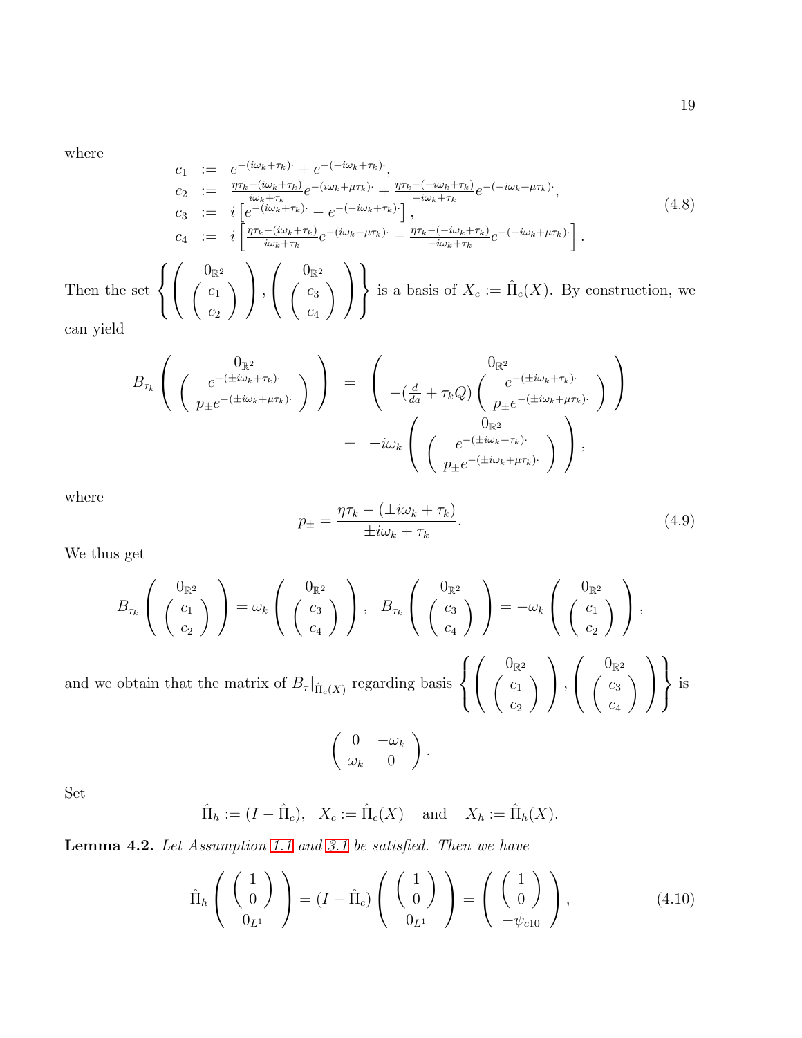where

$$
\begin{array}{rcl}
c_1 & := & e^{-(i\omega_k+\tau_k)\cdot} + e^{-(-i\omega_k+\tau_k)\cdot}, \\
c_2 & := & \frac{\eta\tau_k-(i\omega_k+\tau_k)}{i\omega_k+\tau_k} e^{-(i\omega_k+\mu\tau_k)\cdot} + \frac{\eta\tau_k-(-i\omega_k+\tau_k)}{-i\omega_k+\tau_k} e^{-(-i\omega_k+\mu\tau_k)\cdot}, \\
c_3 & := & i\left[e^{-(i\omega_k+\tau_k)\cdot} - e^{-(-i\omega_k+\tau_k)\cdot}\right], \\
c_4 & := & i\left[\frac{\eta\tau_k-(i\omega_k+\tau_k)}{i\omega_k+\tau_k} e^{-(i\omega_k+\mu\tau_k)\cdot} - \frac{\eta\tau_k-(-i\omega_k+\tau_k)}{-i\omega_k+\tau_k} e^{-(-i\omega_k+\mu\tau_k)\cdot}\right].
\end{array}
\tag{4.8}
$$

Then the set $\left\{ \begin{pmatrix} 0_{\mathbb{R}^2} \\ \begin{pmatrix} c_1 \\ c_2 \end{pmatrix} \end{pmatrix}, \begin{pmatrix} 0_{\mathbb{R}^2} \\ \begin{pmatrix} c_3 \\ c_4 \end{pmatrix} \end{pmatrix} \right\}$ is a basis of $X_c := \hat{\Pi}_c(X)$. By construction, we can yield

$$
\begin{array}{rcl}
B_{\tau_k}\begin{pmatrix} 0_{\mathbb{R}^2} \\ \begin{pmatrix} e^{-(\pm i\omega_k+\tau_k)\cdot} \\ p_\pm e^{-(\pm i\omega_k+\mu\tau_k)\cdot} \end{pmatrix} \end{pmatrix} & = & \begin{pmatrix} 0_{\mathbb{R}^2} \\ -(\frac{d}{da}+\tau_k Q)\begin{pmatrix} e^{-(\pm i\omega_k+\tau_k)\cdot} \\ p_\pm e^{-(\pm i\omega_k+\mu\tau_k)\cdot} \end{pmatrix} \end{pmatrix} \\
& = & \pm i\omega_k \begin{pmatrix} 0_{\mathbb{R}^2} \\ \begin{pmatrix} e^{-(\pm i\omega_k+\tau_k)\cdot} \\ p_\pm e^{-(\pm i\omega_k+\mu\tau_k)\cdot} \end{pmatrix} \end{pmatrix},
\end{array}
$$

where

$$
p_\pm = \frac{\eta\tau_k - (\pm i\omega_k + \tau_k)}{\pm i\omega_k + \tau_k}. \tag{4.9}
$$

We thus get

$$
B_{\tau_k}\begin{pmatrix} 0_{\mathbb{R}^2} \\ \begin{pmatrix} c_1 \\ c_2 \end{pmatrix} \end{pmatrix} = \omega_k \begin{pmatrix} 0_{\mathbb{R}^2} \\ \begin{pmatrix} c_3 \\ c_4 \end{pmatrix} \end{pmatrix}, \quad B_{\tau_k}\begin{pmatrix} 0_{\mathbb{R}^2} \\ \begin{pmatrix} c_3 \\ c_4 \end{pmatrix} \end{pmatrix} = -\omega_k \begin{pmatrix} 0_{\mathbb{R}^2} \\ \begin{pmatrix} c_1 \\ c_2 \end{pmatrix} \end{pmatrix},
$$

and we obtain that the matrix of $B_\tau|_{\hat{\Pi}_c(X)}$ regarding basis $\left\{ \begin{pmatrix} 0_{\mathbb{R}^2} \\ \begin{pmatrix} c_1 \\ c_2 \end{pmatrix} \end{pmatrix}, \begin{pmatrix} 0_{\mathbb{R}^2} \\ \begin{pmatrix} c_3 \\ c_4 \end{pmatrix} \end{pmatrix} \right\}$ is

$$
\begin{pmatrix} 0 & -\omega_k \\ \omega_k & 0 \end{pmatrix}.
$$

Set

$$
\hat{\Pi}_h := (I - \hat{\Pi}_c), \quad X_c := \hat{\Pi}_c(X) \quad \text{and} \quad X_h := \hat{\Pi}_h(X).
$$

**Lemma 4.2.** *Let Assumption 1.1 and 3.1 be satisfied. Then we have*

$$
\hat{\Pi}_h\begin{pmatrix} \begin{pmatrix} 1 \\ 0 \end{pmatrix} \\ 0_{L^1} \end{pmatrix} = (I - \hat{\Pi}_c)\begin{pmatrix} \begin{pmatrix} 1 \\ 0 \end{pmatrix} \\ 0_{L^1} \end{pmatrix} = \begin{pmatrix} \begin{pmatrix} 1 \\ 0 \end{pmatrix} \\ -\psi_{c10} \end{pmatrix}, \tag{4.10}
$$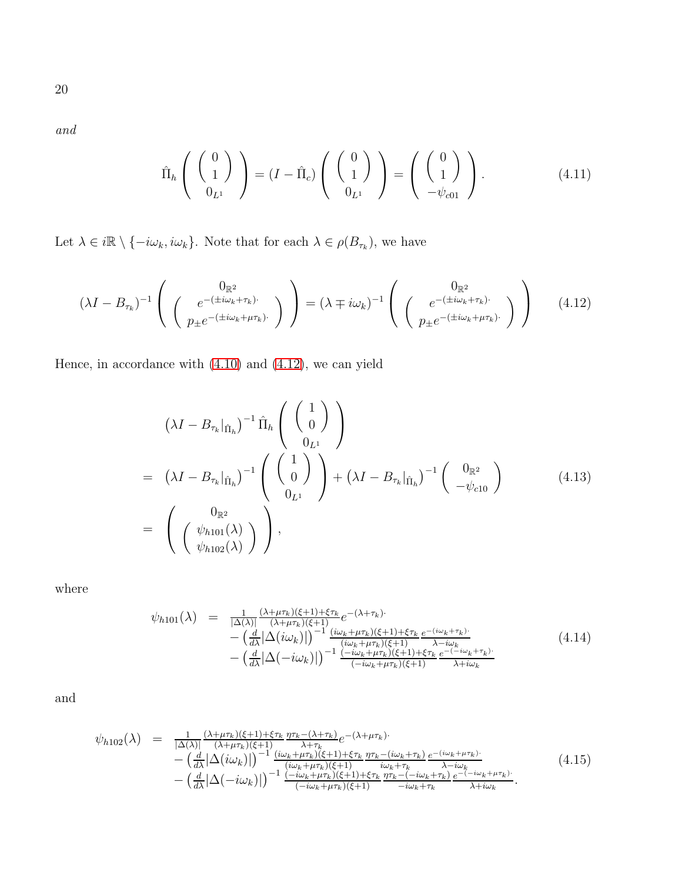*and*

$$
\hat{\Pi}_h \left( \begin{array}{c} \left( \begin{array}{c} 0 \\ 1 \end{array} \right) \\ 0_{L^1} \end{array} \right) = (I - \hat{\Pi}_c) \left( \begin{array}{c} \left( \begin{array}{c} 0 \\ 1 \end{array} \right) \\ 0_{L^1} \end{array} \right) = \left( \begin{array}{c} \left( \begin{array}{c} 0 \\ 1 \end{array} \right) \\ -\psi_{c01} \end{array} \right). \tag{4.11}
$$

Let $\lambda \in i\mathbb{R} \setminus \{-i\omega_k, i\omega_k\}$. Note that for each $\lambda \in \rho(B_{\tau_k})$, we have

$$
(\lambda I - B_{\tau_k})^{-1} \left( \begin{array}{c} 0_{\mathbb{R}^2} \\ \left( \begin{array}{c} e^{-(\pm i\omega_k + \tau_k)\cdot} \\ p_\pm e^{-(\pm i\omega_k + \mu\tau_k)\cdot} \end{array} \right) \end{array} \right) = (\lambda \mp i\omega_k)^{-1} \left( \begin{array}{c} 0_{\mathbb{R}^2} \\ \left( \begin{array}{c} e^{-(\pm i\omega_k + \tau_k)\cdot} \\ p_\pm e^{-(\pm i\omega_k + \mu\tau_k)\cdot} \end{array} \right) \end{array} \right) \tag{4.12}
$$

Hence, in accordance with (4.10) and (4.12), we can yield

$$
\begin{aligned}
& \left(\lambda I - B_{\tau_k}|_{\hat{\Pi}_h}\right)^{-1} \hat{\Pi}_h \left( \begin{array}{c} \left( \begin{array}{c} 1 \\ 0 \end{array} \right) \\ 0_{L^1} \end{array} \right) \\
= & \left(\lambda I - B_{\tau_k}|_{\hat{\Pi}_h}\right)^{-1} \left( \begin{array}{c} \left( \begin{array}{c} 1 \\ 0 \end{array} \right) \\ 0_{L^1} \end{array} \right) + \left(\lambda I - B_{\tau_k}|_{\hat{\Pi}_h}\right)^{-1} \left( \begin{array}{c} 0_{\mathbb{R}^2} \\ -\psi_{c10} \end{array} \right) \\
= & \left( \begin{array}{c} 0_{\mathbb{R}^2} \\ \left( \begin{array}{c} \psi_{h101}(\lambda) \\ \psi_{h102}(\lambda) \end{array} \right) \end{array} \right),
\end{aligned} \tag{4.13}
$$

where

$$
\begin{aligned}
\psi_{h101}(\lambda) \; = \; & \frac{1}{|\Delta(\lambda)|} \frac{(\lambda + \mu\tau_k)(\xi+1) + \xi\tau_k}{(\lambda + \mu\tau_k)(\xi+1)} e^{-(\lambda + \tau_k)\cdot} \\
& - \left(\frac{d}{d\lambda}|\Delta(i\omega_k)|\right)^{-1} \frac{(i\omega_k + \mu\tau_k)(\xi+1) + \xi\tau_k}{(i\omega_k + \mu\tau_k)(\xi+1)} \frac{e^{-(i\omega_k + \tau_k)\cdot}}{\lambda - i\omega_k} \\
& - \left(\frac{d}{d\lambda}|\Delta(-i\omega_k)|\right)^{-1} \frac{(-i\omega_k + \mu\tau_k)(\xi+1) + \xi\tau_k}{(-i\omega_k + \mu\tau_k)(\xi+1)} \frac{e^{-(-i\omega_k + \tau_k)\cdot}}{\lambda + i\omega_k}
\end{aligned} \tag{4.14}
$$

and

$$
\begin{aligned}
\psi_{h102}(\lambda) \; = \; & \frac{1}{|\Delta(\lambda)|} \frac{(\lambda + \mu\tau_k)(\xi+1) + \xi\tau_k}{(\lambda + \mu\tau_k)(\xi+1)} \frac{\eta\tau_k - (\lambda + \tau_k)}{\lambda + \tau_k} e^{-(\lambda + \mu\tau_k)\cdot} \\
& - \left(\frac{d}{d\lambda}|\Delta(i\omega_k)|\right)^{-1} \frac{(i\omega_k + \mu\tau_k)(\xi+1) + \xi\tau_k}{(i\omega_k + \mu\tau_k)(\xi+1)} \frac{\eta\tau_k - (i\omega_k + \tau_k)}{i\omega_k + \tau_k} \frac{e^{-(i\omega_k + \mu\tau_k)\cdot}}{\lambda - i\omega_k} \\
& - \left(\frac{d}{d\lambda}|\Delta(-i\omega_k)|\right)^{-1} \frac{(-i\omega_k + \mu\tau_k)(\xi+1) + \xi\tau_k}{(-i\omega_k + \mu\tau_k)(\xi+1)} \frac{\eta\tau_k - (-i\omega_k + \tau_k)}{-i\omega_k + \tau_k} \frac{e^{-(-i\omega_k + \mu\tau_k)\cdot}}{\lambda + i\omega_k}.
\end{aligned} \tag{4.15}
$$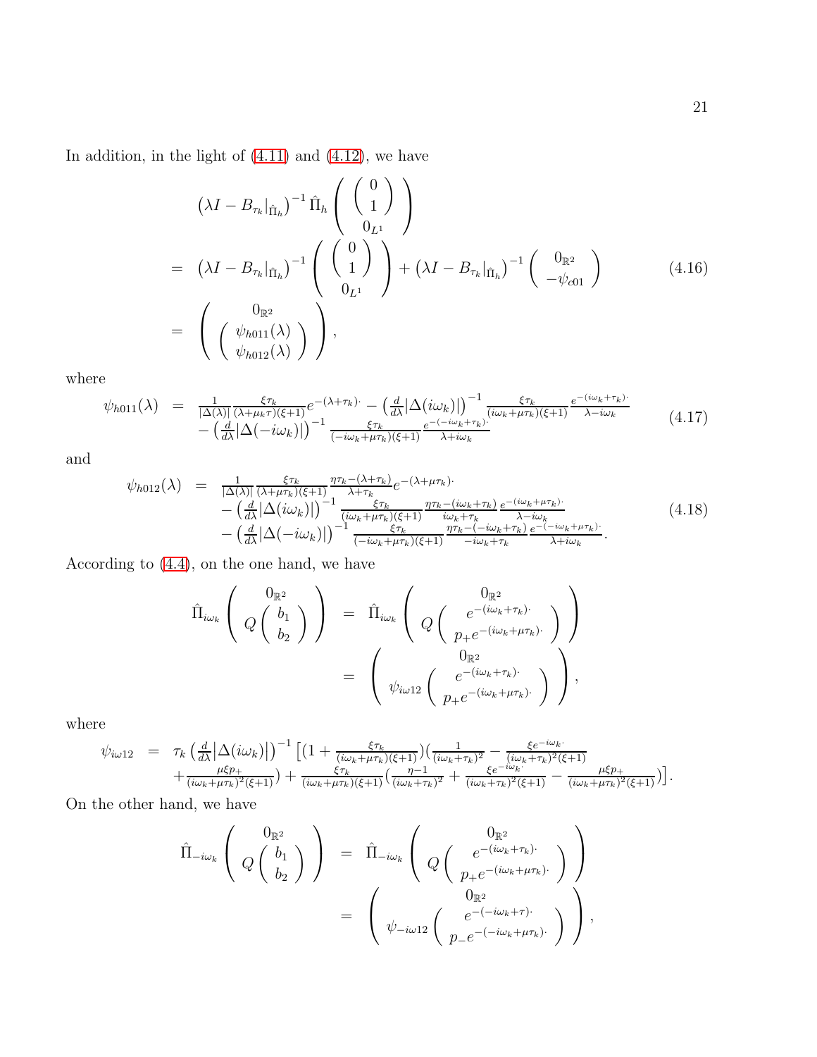In addition, in the light of (4.11) and (4.12), we have

$$
\begin{aligned}
&\left(\lambda I - B_{\tau_k}|_{\hat{\Pi}_h}\right)^{-1} \hat{\Pi}_h \left( \begin{array}{c} \left(\begin{array}{c} 0 \\ 1 \end{array}\right) \\ 0_{L^1} \end{array} \right) \\
= \;& \left(\lambda I - B_{\tau_k}|_{\hat{\Pi}_h}\right)^{-1} \left( \begin{array}{c} \left(\begin{array}{c} 0 \\ 1 \end{array}\right) \\ 0_{L^1} \end{array} \right) + \left(\lambda I - B_{\tau_k}|_{\hat{\Pi}_h}\right)^{-1} \left( \begin{array}{c} 0_{\mathbb{R}^2} \\ -\psi_{c01} \end{array} \right) \\
= \;& \left( \begin{array}{c} 0_{\mathbb{R}^2} \\ \left(\begin{array}{c} \psi_{h011}(\lambda) \\ \psi_{h012}(\lambda) \end{array}\right) \end{array} \right),
\end{aligned} \tag{4.16}
$$

where

$$
\begin{aligned}
\psi_{h011}(\lambda) \;=\;& \tfrac{1}{|\Delta(\lambda)|} \tfrac{\xi\tau_k}{(\lambda+\mu_k\tau)(\xi+1)} e^{-(\lambda+\tau_k)\cdot} - \left(\tfrac{d}{d\lambda}|\Delta(i\omega_k)|\right)^{-1} \tfrac{\xi\tau_k}{(i\omega_k+\mu\tau_k)(\xi+1)} \tfrac{e^{-(i\omega_k+\tau_k)\cdot}}{\lambda-i\omega_k} \\
&- \left(\tfrac{d}{d\lambda}|\Delta(-i\omega_k)|\right)^{-1} \tfrac{\xi\tau_k}{(-i\omega_k+\mu\tau_k)(\xi+1)} \tfrac{e^{-(-i\omega_k+\tau_k)\cdot}}{\lambda+i\omega_k}
\end{aligned} \tag{4.17}
$$

and

$$
\begin{aligned}
\psi_{h012}(\lambda) \;=\;& \tfrac{1}{|\Delta(\lambda)|} \tfrac{\xi\tau_k}{(\lambda+\mu\tau_k)(\xi+1)} \tfrac{\eta\tau_k-(\lambda+\tau_k)}{\lambda+\tau_k} e^{-(\lambda+\mu\tau_k)\cdot} \\
&- \left(\tfrac{d}{d\lambda}|\Delta(i\omega_k)|\right)^{-1} \tfrac{\xi\tau_k}{(i\omega_k+\mu\tau_k)(\xi+1)} \tfrac{\eta\tau_k-(i\omega_k+\tau_k)}{i\omega_k+\tau_k} \tfrac{e^{-(i\omega_k+\mu\tau_k)\cdot}}{\lambda-i\omega_k} \\
&- \left(\tfrac{d}{d\lambda}|\Delta(-i\omega_k)|\right)^{-1} \tfrac{\xi\tau_k}{(-i\omega_k+\mu\tau_k)(\xi+1)} \tfrac{\eta\tau_k-(-i\omega_k+\tau_k)}{-i\omega_k+\tau_k} \tfrac{e^{-(-i\omega_k+\mu\tau_k)\cdot}}{\lambda+i\omega_k}.
\end{aligned} \tag{4.18}
$$

According to (4.4), on the one hand, we have

$$
\begin{aligned}
\hat{\Pi}_{i\omega_k} \left( \begin{array}{c} 0_{\mathbb{R}^2} \\ Q\left(\begin{array}{c} b_1 \\ b_2 \end{array}\right) \end{array} \right) \;&=\; \hat{\Pi}_{i\omega_k} \left( \begin{array}{c} 0_{\mathbb{R}^2} \\ Q\left(\begin{array}{c} e^{-(i\omega_k+\tau_k)\cdot} \\ p_+ e^{-(i\omega_k+\mu\tau_k)\cdot} \end{array}\right) \end{array} \right) \\
&=\; \left( \begin{array}{c} 0_{\mathbb{R}^2} \\ \psi_{i\omega 12}\left(\begin{array}{c} e^{-(i\omega_k+\tau_k)\cdot} \\ p_+ e^{-(i\omega_k+\mu\tau_k)\cdot} \end{array}\right) \end{array} \right),
\end{aligned}
$$

where

$$
\begin{aligned}
\psi_{i\omega 12} \;=\;& \tau_k \left(\tfrac{d}{d\lambda}|\Delta(i\omega_k)|\right)^{-1} \Big[ \big(1 + \tfrac{\xi\tau_k}{(i\omega_k+\mu\tau_k)(\xi+1)}\big)\big(\tfrac{1}{(i\omega_k+\tau_k)^2} - \tfrac{\xi e^{-i\omega_k\cdot}}{(i\omega_k+\tau_k)^2(\xi+1)} \\
&+ \tfrac{\mu\xi p_+}{(i\omega_k+\mu\tau_k)^2(\xi+1)}\big) + \tfrac{\xi\tau_k}{(i\omega_k+\mu\tau_k)(\xi+1)}\big(\tfrac{\eta-1}{(i\omega_k+\tau_k)^2} + \tfrac{\xi e^{-i\omega_k\cdot}}{(i\omega_k+\tau_k)^2(\xi+1)} - \tfrac{\mu\xi p_+}{(i\omega_k+\mu\tau_k)^2(\xi+1)}\big)\Big].
\end{aligned}
$$

On the other hand, we have

$$
\begin{aligned}
\hat{\Pi}_{-i\omega_k} \left( \begin{array}{c} 0_{\mathbb{R}^2} \\ Q\left(\begin{array}{c} b_1 \\ b_2 \end{array}\right) \end{array} \right) \;&=\; \hat{\Pi}_{-i\omega_k} \left( \begin{array}{c} 0_{\mathbb{R}^2} \\ Q\left(\begin{array}{c} e^{-(i\omega_k+\tau_k)\cdot} \\ p_+ e^{-(i\omega_k+\mu\tau_k)\cdot} \end{array}\right) \end{array} \right) \\
&=\; \left( \begin{array}{c} 0_{\mathbb{R}^2} \\ \psi_{-i\omega 12}\left(\begin{array}{c} e^{-(-i\omega_k+\tau)\cdot} \\ p_- e^{-(-i\omega_k+\mu\tau_k)\cdot} \end{array}\right) \end{array} \right),
\end{aligned}
$$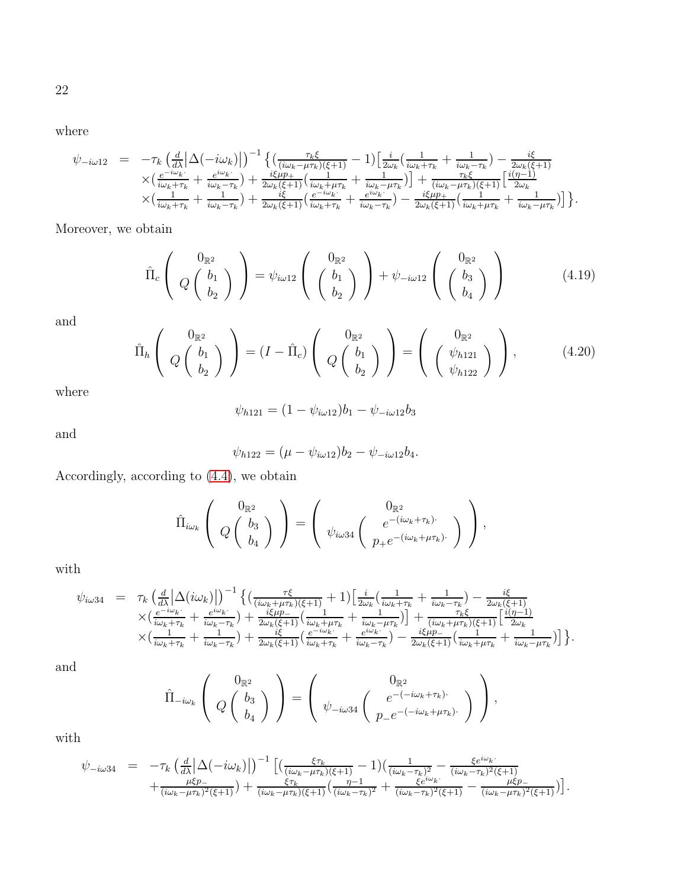where

$$\begin{aligned}
\psi_{-i\omega12} \;\; = \;\; & -\tau_k \left(\tfrac{d}{d\lambda}\big|\Delta(-i\omega_k)\big|\right)^{-1} \big\{ \big(\tfrac{\tau_k \xi}{(i\omega_k - \mu\tau_k)(\xi+1)} - 1\big)\big[\tfrac{i}{2\omega_k}\big(\tfrac{1}{i\omega_k+\tau_k} + \tfrac{1}{i\omega_k-\tau_k}\big) - \tfrac{i\xi}{2\omega_k(\xi+1)} \\
& \times \big(\tfrac{e^{-i\omega_k \cdot}}{i\omega_k+\tau_k} + \tfrac{e^{i\omega_k \cdot}}{i\omega_k-\tau_k}\big) + \tfrac{i\xi\mu p_+}{2\omega_k(\xi+1)}\big(\tfrac{1}{i\omega_k+\mu\tau_k} + \tfrac{1}{i\omega_k-\mu\tau_k}\big)\big] + \tfrac{\tau_k\xi}{(i\omega_k-\mu\tau_k)(\xi+1)}\big[\tfrac{i(\eta-1)}{2\omega_k} \\
& \times \big(\tfrac{1}{i\omega_k+\tau_k} + \tfrac{1}{i\omega_k-\tau_k}\big) + \tfrac{i\xi}{2\omega_k(\xi+1)}\big(\tfrac{e^{-i\omega_k \cdot}}{i\omega_k+\tau_k} + \tfrac{e^{i\omega_k \cdot}}{i\omega_k-\tau_k}\big) - \tfrac{i\xi\mu p_+}{2\omega_k(\xi+1)}\big(\tfrac{1}{i\omega_k+\mu\tau_k} + \tfrac{1}{i\omega_k-\mu\tau_k}\big)\big]\big\}.
\end{aligned}$$

Moreover, we obtain

$$\hat{\Pi}_c \left( \begin{array}{c} 0_{\mathbb{R}^2} \\ Q\begin{pmatrix} b_1 \\ b_2 \end{pmatrix} \end{array} \right) = \psi_{i\omega12} \left( \begin{array}{c} 0_{\mathbb{R}^2} \\ \begin{pmatrix} b_1 \\ b_2 \end{pmatrix} \end{array} \right) + \psi_{-i\omega12} \left( \begin{array}{c} 0_{\mathbb{R}^2} \\ \begin{pmatrix} b_3 \\ b_4 \end{pmatrix} \end{array} \right) \tag{4.19}$$

and

$$\hat{\Pi}_h \left( \begin{array}{c} 0_{\mathbb{R}^2} \\ Q\begin{pmatrix} b_1 \\ b_2 \end{pmatrix} \end{array} \right) = (I - \hat{\Pi}_c) \left( \begin{array}{c} 0_{\mathbb{R}^2} \\ Q\begin{pmatrix} b_1 \\ b_2 \end{pmatrix} \end{array} \right) = \left( \begin{array}{c} 0_{\mathbb{R}^2} \\ \begin{pmatrix} \psi_{h121} \\ \psi_{h122} \end{pmatrix} \end{array} \right), \tag{4.20}$$

where

$$\psi_{h121} = (1 - \psi_{i\omega12}) b_1 - \psi_{-i\omega12} b_3$$

and

$$\psi_{h122} = (\mu - \psi_{i\omega12}) b_2 - \psi_{-i\omega12} b_4.$$

Accordingly, according to (4.4), we obtain

$$\hat{\Pi}_{i\omega_k} \left( \begin{array}{c} 0_{\mathbb{R}^2} \\ Q\begin{pmatrix} b_3 \\ b_4 \end{pmatrix} \end{array} \right) = \left( \begin{array}{c} 0_{\mathbb{R}^2} \\ \psi_{i\omega34}\begin{pmatrix} e^{-(i\omega_k+\tau_k)\cdot} \\ p_+ e^{-(i\omega_k+\mu\tau_k)\cdot} \end{pmatrix} \end{array} \right),$$

with

$$\begin{aligned}
\psi_{i\omega34} \;\; = \;\; & \tau_k \left(\tfrac{d}{d\lambda}\big|\Delta(i\omega_k)\big|\right)^{-1} \big\{ \big(\tfrac{\tau \xi}{(i\omega_k + \mu\tau_k)(\xi+1)} + 1\big)\big[\tfrac{i}{2\omega_k}\big(\tfrac{1}{i\omega_k+\tau_k} + \tfrac{1}{i\omega_k-\tau_k}\big) - \tfrac{i\xi}{2\omega_k(\xi+1)} \\
& \times \big(\tfrac{e^{-i\omega_k \cdot}}{i\omega_k+\tau_k} + \tfrac{e^{i\omega_k \cdot}}{i\omega_k-\tau_k}\big) + \tfrac{i\xi\mu p_-}{2\omega_k(\xi+1)}\big(\tfrac{1}{i\omega_k+\mu\tau_k} + \tfrac{1}{i\omega_k-\mu\tau_k}\big)\big] + \tfrac{\tau_k\xi}{(i\omega_k+\mu\tau_k)(\xi+1)}\big[\tfrac{i(\eta-1)}{2\omega_k} \\
& \times \big(\tfrac{1}{i\omega_k+\tau_k} + \tfrac{1}{i\omega_k-\tau_k}\big) + \tfrac{i\xi}{2\omega_k(\xi+1)}\big(\tfrac{e^{-i\omega_k \cdot}}{i\omega_k+\tau_k} + \tfrac{e^{i\omega_k \cdot}}{i\omega_k-\tau_k}\big) - \tfrac{i\xi\mu p_-}{2\omega_k(\xi+1)}\big(\tfrac{1}{i\omega_k+\mu\tau_k} + \tfrac{1}{i\omega_k-\mu\tau_k}\big)\big]\big\}.
\end{aligned}$$

and

$$\hat{\Pi}_{-i\omega_k} \left( \begin{array}{c} 0_{\mathbb{R}^2} \\ Q\begin{pmatrix} b_3 \\ b_4 \end{pmatrix} \end{array} \right) = \left( \begin{array}{c} 0_{\mathbb{R}^2} \\ \psi_{-i\omega34}\begin{pmatrix} e^{-(-i\omega_k+\tau_k)\cdot} \\ p_- e^{-(-i\omega_k+\mu\tau_k)\cdot} \end{pmatrix} \end{array} \right),$$

with

$$\begin{aligned}
\psi_{-i\omega34} \;\; = \;\; & -\tau_k \left(\tfrac{d}{d\lambda}\big|\Delta(-i\omega_k)\big|\right)^{-1} \big[ \big(\tfrac{\xi\tau_k}{(i\omega_k - \mu\tau_k)(\xi+1)} - 1\big)\big(\tfrac{1}{(i\omega_k-\tau_k)^2} - \tfrac{\xi e^{i\omega_k \cdot}}{(i\omega_k-\tau_k)^2(\xi+1)} \\
& + \tfrac{\mu\xi p_-}{(i\omega_k-\mu\tau_k)^2(\xi+1)}\big) + \tfrac{\xi\tau_k}{(i\omega_k-\mu\tau_k)(\xi+1)}\big(\tfrac{\eta-1}{(i\omega_k-\tau_k)^2} + \tfrac{\xi e^{i\omega_k \cdot}}{(i\omega_k-\tau_k)^2(\xi+1)} - \tfrac{\mu\xi p_-}{(i\omega_k-\mu\tau_k)^2(\xi+1)}\big)\big].
\end{aligned}$$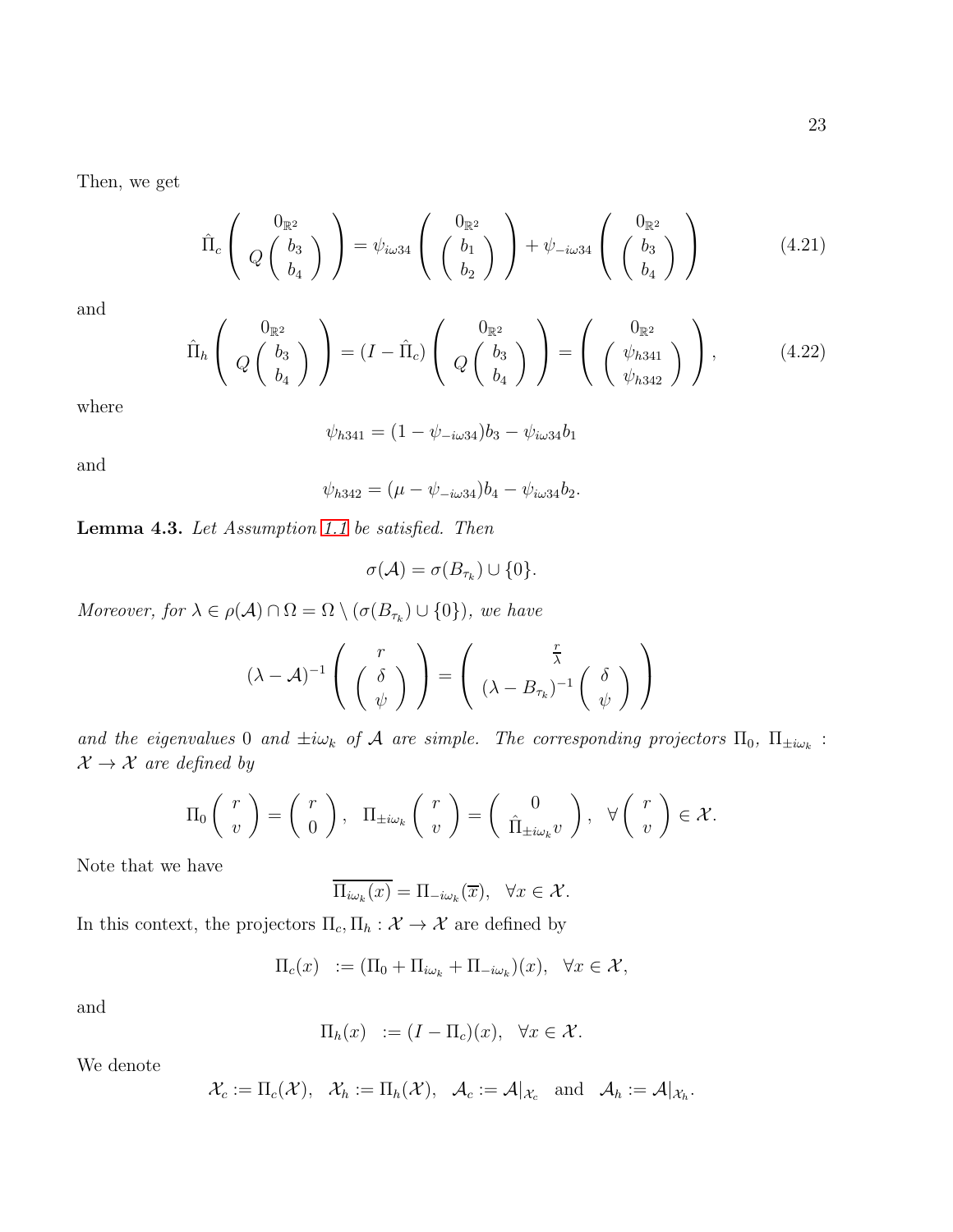Then, we get

$$
\hat{\Pi}_c \left( \begin{array}{c} 0_{\mathbb{R}^2} \\ Q \left( \begin{array}{c} b_3 \\ b_4 \end{array} \right) \end{array} \right) = \psi_{i\omega 34} \left( \begin{array}{c} 0_{\mathbb{R}^2} \\ \left( \begin{array}{c} b_1 \\ b_2 \end{array} \right) \end{array} \right) + \psi_{-i\omega 34} \left( \begin{array}{c} 0_{\mathbb{R}^2} \\ \left( \begin{array}{c} b_3 \\ b_4 \end{array} \right) \end{array} \right) \tag{4.21}
$$

and

$$
\hat{\Pi}_h \left( \begin{array}{c} 0_{\mathbb{R}^2} \\ Q \left( \begin{array}{c} b_3 \\ b_4 \end{array} \right) \end{array} \right) = (I - \hat{\Pi}_c) \left( \begin{array}{c} 0_{\mathbb{R}^2} \\ Q \left( \begin{array}{c} b_3 \\ b_4 \end{array} \right) \end{array} \right) = \left( \begin{array}{c} 0_{\mathbb{R}^2} \\ \left( \begin{array}{c} \psi_{h341} \\ \psi_{h342} \end{array} \right) \end{array} \right), \tag{4.22}
$$

where

$$
\psi_{h341} = (1 - \psi_{-i\omega 34}) b_3 - \psi_{i\omega 34} b_1
$$

and

$$
\psi_{h342} = (\mu - \psi_{-i\omega 34}) b_4 - \psi_{i\omega 34} b_2.
$$

**Lemma 4.3.** *Let Assumption 1.1 be satisfied. Then*

$$
\sigma(\mathcal{A}) = \sigma(B_{\tau_k}) \cup \{0\}.
$$

*Moreover, for $\lambda \in \rho(\mathcal{A}) \cap \Omega = \Omega \setminus (\sigma(B_{\tau_k}) \cup \{0\})$, we have*

$$
(\lambda - \mathcal{A})^{-1} \left( \begin{array}{c} r \\ \left( \begin{array}{c} \delta \\ \psi \end{array} \right) \end{array} \right) = \left( \begin{array}{c} \frac{r}{\lambda} \\ (\lambda - B_{\tau_k})^{-1} \left( \begin{array}{c} \delta \\ \psi \end{array} \right) \end{array} \right)
$$

*and the eigenvalues $0$ and $\pm i\omega_k$ of $\mathcal{A}$ are simple. The corresponding projectors $\Pi_0$, $\Pi_{\pm i\omega_k} : \mathcal{X} \to \mathcal{X}$ are defined by*

$$
\Pi_0 \left( \begin{array}{c} r \\ v \end{array} \right) = \left( \begin{array}{c} r \\ 0 \end{array} \right), \quad \Pi_{\pm i\omega_k} \left( \begin{array}{c} r \\ v \end{array} \right) = \left( \begin{array}{c} 0 \\ \hat{\Pi}_{\pm i\omega_k} v \end{array} \right), \quad \forall \left( \begin{array}{c} r \\ v \end{array} \right) \in \mathcal{X}.
$$

Note that we have

$$
\overline{\Pi_{i\omega_k}(x)} = \Pi_{-i\omega_k}(\overline{x}), \quad \forall x \in \mathcal{X}.
$$

In this context, the projectors $\Pi_c, \Pi_h : \mathcal{X} \to \mathcal{X}$ are defined by

$$
\Pi_c(x) \;\; := (\Pi_0 + \Pi_{i\omega_k} + \Pi_{-i\omega_k})(x), \quad \forall x \in \mathcal{X},
$$

and

$$
\Pi_h(x) \;\; := (I - \Pi_c)(x), \quad \forall x \in \mathcal{X}.
$$

We denote

$$
\mathcal{X}_c := \Pi_c(\mathcal{X}), \quad \mathcal{X}_h := \Pi_h(\mathcal{X}), \quad \mathcal{A}_c := \mathcal{A}|_{\mathcal{X}_c} \quad \text{and} \quad \mathcal{A}_h := \mathcal{A}|_{\mathcal{X}_h}.
$$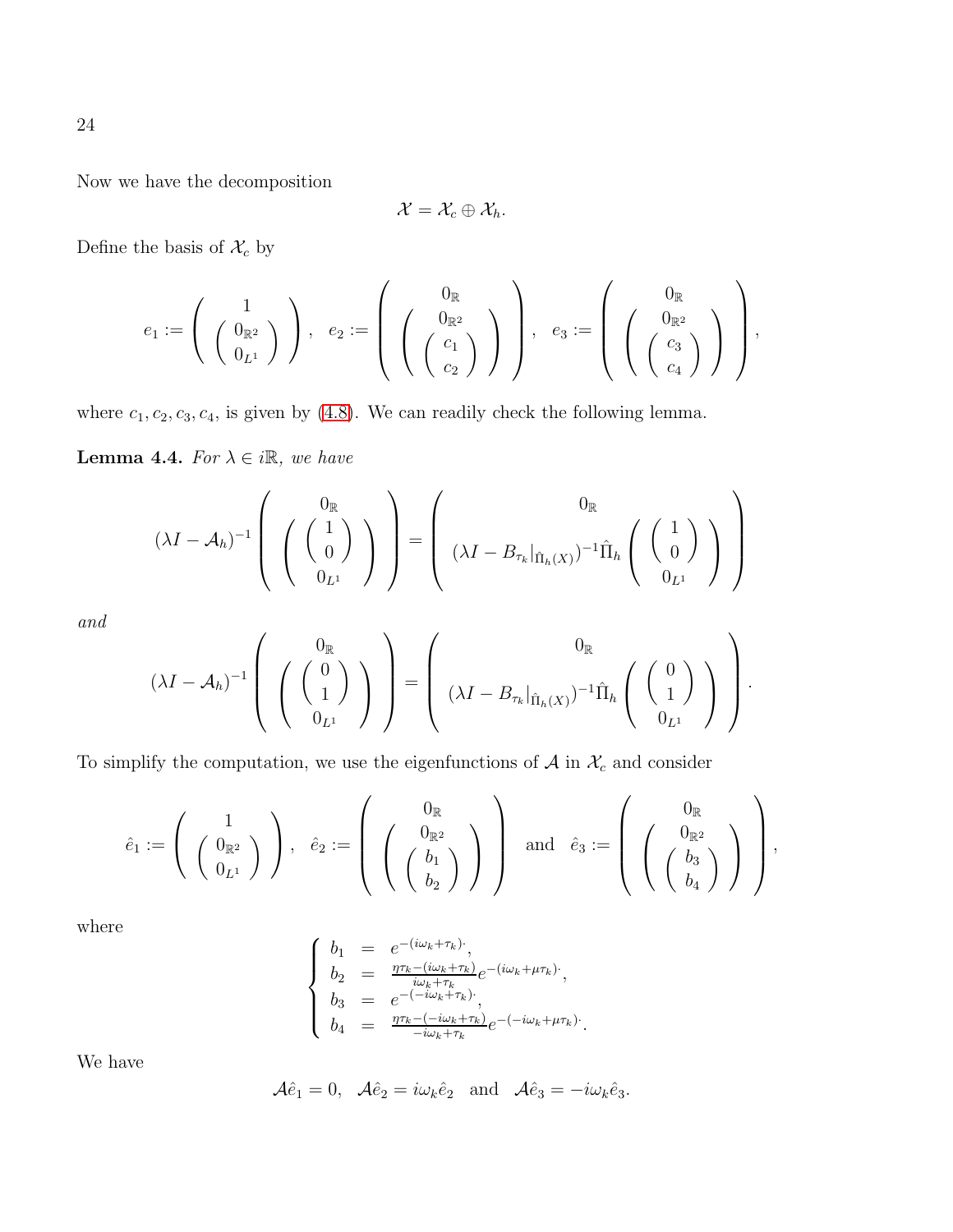Now we have the decomposition

$$\mathcal{X} = \mathcal{X}_c \oplus \mathcal{X}_h.$$

Define the basis of $\mathcal{X}_c$ by

$$e_1 := \left( \begin{array}{c} 1 \\ \left( \begin{array}{c} 0_{\mathbb{R}^2} \\ 0_{L^1} \end{array} \right) \end{array} \right), \quad e_2 := \left( \begin{array}{c} 0_{\mathbb{R}} \\ \left( \begin{array}{c} 0_{\mathbb{R}^2} \\ \left( \begin{array}{c} c_1 \\ c_2 \end{array} \right) \end{array} \right) \end{array} \right), \quad e_3 := \left( \begin{array}{c} 0_{\mathbb{R}} \\ \left( \begin{array}{c} 0_{\mathbb{R}^2} \\ \left( \begin{array}{c} c_3 \\ c_4 \end{array} \right) \end{array} \right) \end{array} \right),$$

where $c_1, c_2, c_3, c_4$, is given by (4.8). We can readily check the following lemma.

**Lemma 4.4.** *For $\lambda \in i\mathbb{R}$, we have*

$$(\lambda I - \mathcal{A}_h)^{-1} \left( \begin{array}{c} 0_{\mathbb{R}} \\ \left( \begin{array}{c} \left( \begin{array}{c} 1 \\ 0 \end{array} \right) \\ 0_{L^1} \end{array} \right) \end{array} \right) = \left( \begin{array}{c} 0_{\mathbb{R}} \\ (\lambda I - B_{\tau_k}|_{\hat{\Pi}_h(X)})^{-1} \hat{\Pi}_h \left( \begin{array}{c} \left( \begin{array}{c} 1 \\ 0 \end{array} \right) \\ 0_{L^1} \end{array} \right) \end{array} \right)$$

*and*

$$(\lambda I - \mathcal{A}_h)^{-1} \left( \begin{array}{c} 0_{\mathbb{R}} \\ \left( \begin{array}{c} \left( \begin{array}{c} 0 \\ 1 \end{array} \right) \\ 0_{L^1} \end{array} \right) \end{array} \right) = \left( \begin{array}{c} 0_{\mathbb{R}} \\ (\lambda I - B_{\tau_k}|_{\hat{\Pi}_h(X)})^{-1} \hat{\Pi}_h \left( \begin{array}{c} \left( \begin{array}{c} 0 \\ 1 \end{array} \right) \\ 0_{L^1} \end{array} \right) \end{array} \right).$$

To simplify the computation, we use the eigenfunctions of $\mathcal{A}$ in $\mathcal{X}_c$ and consider

$$\hat{e}_1 := \left( \begin{array}{c} 1 \\ \left( \begin{array}{c} 0_{\mathbb{R}^2} \\ 0_{L^1} \end{array} \right) \end{array} \right), \quad \hat{e}_2 := \left( \begin{array}{c} 0_{\mathbb{R}} \\ \left( \begin{array}{c} 0_{\mathbb{R}^2} \\ \left( \begin{array}{c} b_1 \\ b_2 \end{array} \right) \end{array} \right) \end{array} \right) \quad \text{and} \quad \hat{e}_3 := \left( \begin{array}{c} 0_{\mathbb{R}} \\ \left( \begin{array}{c} 0_{\mathbb{R}^2} \\ \left( \begin{array}{c} b_3 \\ b_4 \end{array} \right) \end{array} \right) \end{array} \right),$$

where

$$\left\{ \begin{array}{rcl} b_1 & = & e^{-(i\omega_k + \tau_k)\cdot}, \\ b_2 & = & \frac{\eta\tau_k - (i\omega_k + \tau_k)}{i\omega_k + \tau_k} e^{-(i\omega_k + \mu\tau_k)\cdot}, \\ b_3 & = & e^{-(-i\omega_k + \tau_k)\cdot}, \\ b_4 & = & \frac{\eta\tau_k - (-i\omega_k + \tau_k)}{-i\omega_k + \tau_k} e^{-(-i\omega_k + \mu\tau_k)\cdot}. \end{array} \right.$$

We have

$$\mathcal{A}\hat{e}_1 = 0, \quad \mathcal{A}\hat{e}_2 = i\omega_k \hat{e}_2 \quad \text{and} \quad \mathcal{A}\hat{e}_3 = -i\omega_k \hat{e}_3.$$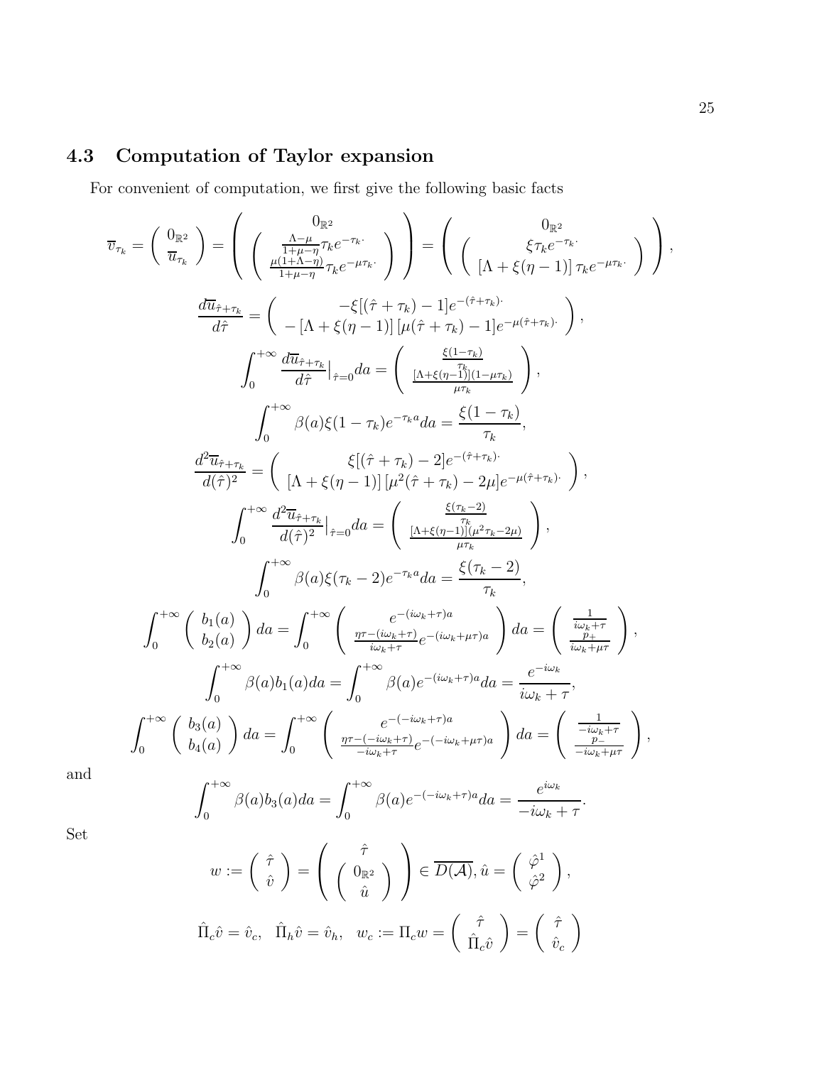### 4.3 Computation of Taylor expansion

For convenient of computation, we first give the following basic facts

$$
\overline{v}_{\tau_k} = \begin{pmatrix} 0_{\mathbb{R}^2} \\ \overline{u}_{\tau_k} \end{pmatrix} = \begin{pmatrix} 0_{\mathbb{R}^2} \\ \begin{pmatrix} \frac{\Lambda-\mu}{1+\mu-\eta}\tau_k e^{-\tau_k \cdot} \\ \frac{\mu(1+\Lambda-\eta)}{1+\mu-\eta}\tau_k e^{-\mu\tau_k \cdot} \end{pmatrix} \end{pmatrix} = \begin{pmatrix} 0_{\mathbb{R}^2} \\ \begin{pmatrix} \xi\tau_k e^{-\tau_k \cdot} \\ [\Lambda+\xi(\eta-1)]\,\tau_k e^{-\mu\tau_k \cdot} \end{pmatrix} \end{pmatrix},
$$

$$
\frac{d\overline{u}_{\hat{\tau}+\tau_k}}{d\hat{\tau}} = \begin{pmatrix} -\xi[(\hat{\tau}+\tau_k)-1]e^{-(\hat{\tau}+\tau_k)\cdot} \\ -[\Lambda+\xi(\eta-1)]\,[\mu(\hat{\tau}+\tau_k)-1]e^{-\mu(\hat{\tau}+\tau_k)\cdot} \end{pmatrix},
$$

$$
\int_0^{+\infty} \frac{d\overline{u}_{\hat{\tau}+\tau_k}}{d\hat{\tau}}\Big|_{\hat{\tau}=0} da = \begin{pmatrix} \frac{\xi(1-\tau_k)}{\tau_k} \\ \frac{[\Lambda+\xi(\eta-1)](1-\mu\tau_k)}{\mu\tau_k} \end{pmatrix},
$$

$$
\int_0^{+\infty} \beta(a)\xi(1-\tau_k)e^{-\tau_k a} da = \frac{\xi(1-\tau_k)}{\tau_k},
$$

$$
\frac{d^2\overline{u}_{\hat{\tau}+\tau_k}}{d(\hat{\tau})^2} = \begin{pmatrix} \xi[(\hat{\tau}+\tau_k)-2]e^{-(\hat{\tau}+\tau_k)\cdot} \\ [\Lambda+\xi(\eta-1)]\,[\mu^2(\hat{\tau}+\tau_k)-2\mu]e^{-\mu(\hat{\tau}+\tau_k)\cdot} \end{pmatrix},
$$

$$
\int_0^{+\infty} \frac{d^2\overline{u}_{\hat{\tau}+\tau_k}}{d(\hat{\tau})^2}\Big|_{\hat{\tau}=0} da = \begin{pmatrix} \frac{\xi(\tau_k-2)}{\tau_k} \\ \frac{[\Lambda+\xi(\eta-1)](\mu^2\tau_k-2\mu)}{\mu\tau_k} \end{pmatrix},
$$

$$
\int_0^{+\infty} \beta(a)\xi(\tau_k-2)e^{-\tau_k a} da = \frac{\xi(\tau_k-2)}{\tau_k},
$$

$$
\int_0^{+\infty} \begin{pmatrix} b_1(a) \\ b_2(a) \end{pmatrix} da = \int_0^{+\infty} \begin{pmatrix} e^{-(i\omega_k+\tau)a} \\ \frac{\eta\tau-(i\omega_k+\tau)}{i\omega_k+\tau}e^{-(i\omega_k+\mu\tau)a} \end{pmatrix} da = \begin{pmatrix} \frac{1}{i\omega_k+\tau} \\ \frac{p_+}{i\omega_k+\mu\tau} \end{pmatrix},
$$

$$
\int_0^{+\infty} \beta(a)b_1(a)da = \int_0^{+\infty} \beta(a)e^{-(i\omega_k+\tau)a}da = \frac{e^{-i\omega_k}}{i\omega_k+\tau},
$$

$$
\int_0^{+\infty} \begin{pmatrix} b_3(a) \\ b_4(a) \end{pmatrix} da = \int_0^{+\infty} \begin{pmatrix} e^{-(-i\omega_k+\tau)a} \\ \frac{\eta\tau-(-i\omega_k+\tau)}{-i\omega_k+\tau}e^{-(-i\omega_k+\mu\tau)a} \end{pmatrix} da = \begin{pmatrix} \frac{1}{-i\omega_k+\tau} \\ \frac{p_-}{-i\omega_k+\mu\tau} \end{pmatrix},
$$

and

$$
\int_0^{+\infty} \beta(a)b_3(a)da = \int_0^{+\infty} \beta(a)e^{-(-i\omega_k+\tau)a}da = \frac{e^{i\omega_k}}{-i\omega_k+\tau}.
$$

Set

$$
w := \begin{pmatrix} \hat{\tau} \\ \hat{v} \end{pmatrix} = \begin{pmatrix} \hat{\tau} \\ \begin{pmatrix} 0_{\mathbb{R}^2} \\ \hat{u} \end{pmatrix} \end{pmatrix} \in \overline{D(\mathcal{A})}, \hat{u} = \begin{pmatrix} \hat{\varphi}^1 \\ \hat{\varphi}^2 \end{pmatrix},
$$

$$
\hat{\Pi}_c\hat{v} = \hat{v}_c, \quad \hat{\Pi}_h\hat{v} = \hat{v}_h, \quad w_c := \Pi_c w = \begin{pmatrix} \hat{\tau} \\ \hat{\Pi}_c\hat{v} \end{pmatrix} = \begin{pmatrix} \hat{\tau} \\ \hat{v}_c \end{pmatrix}
$$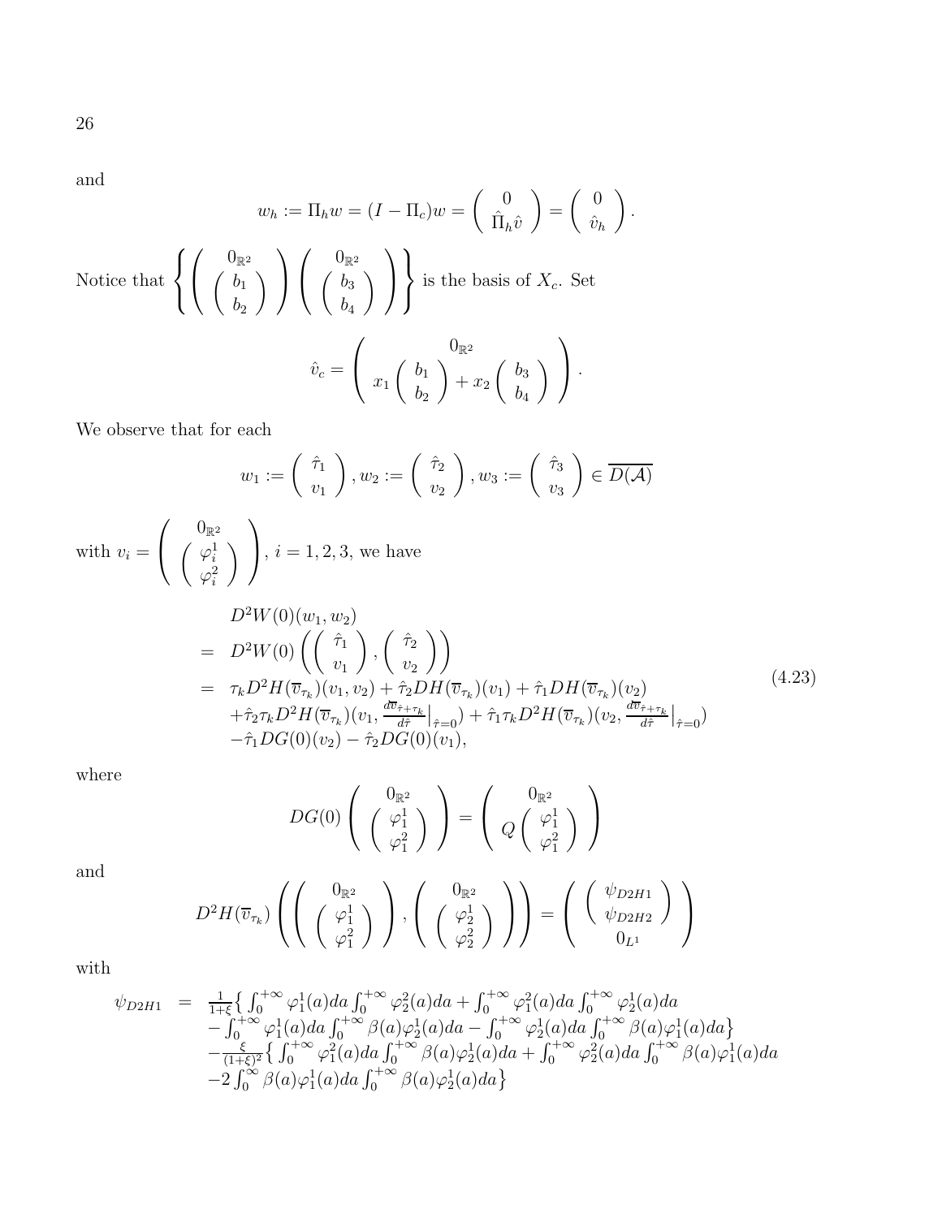and

$$w_h := \Pi_h w = (I - \Pi_c)w = \begin{pmatrix} 0 \\ \hat{\Pi}_h \hat{v} \end{pmatrix} = \begin{pmatrix} 0 \\ \hat{v}_h \end{pmatrix}.$$

Notice that $\left\{ \begin{pmatrix} 0_{\mathbb{R}^2} \\ \begin{pmatrix} b_1 \\ b_2 \end{pmatrix} \end{pmatrix} \begin{pmatrix} 0_{\mathbb{R}^2} \\ \begin{pmatrix} b_3 \\ b_4 \end{pmatrix} \end{pmatrix} \right\}$ is the basis of $X_c$. Set

$$\hat{v}_c = \begin{pmatrix} 0_{\mathbb{R}^2} \\ x_1 \begin{pmatrix} b_1 \\ b_2 \end{pmatrix} + x_2 \begin{pmatrix} b_3 \\ b_4 \end{pmatrix} \end{pmatrix}.$$

We observe that for each

$$w_1 := \begin{pmatrix} \hat{\tau}_1 \\ v_1 \end{pmatrix}, w_2 := \begin{pmatrix} \hat{\tau}_2 \\ v_2 \end{pmatrix}, w_3 := \begin{pmatrix} \hat{\tau}_3 \\ v_3 \end{pmatrix} \in \overline{D(\mathcal{A})}$$

with $v_i = \begin{pmatrix} 0_{\mathbb{R}^2} \\ \begin{pmatrix} \varphi_i^1 \\ \varphi_i^2 \end{pmatrix} \end{pmatrix}$, $i = 1, 2, 3$, we have

$$\begin{aligned}
& D^2 W(0)(w_1, w_2) \\
= \; & D^2 W(0) \left( \begin{pmatrix} \hat{\tau}_1 \\ v_1 \end{pmatrix}, \begin{pmatrix} \hat{\tau}_2 \\ v_2 \end{pmatrix} \right) \\
= \; & \tau_k D^2 H(\overline{v}_{\tau_k})(v_1, v_2) + \hat{\tau}_2 D H(\overline{v}_{\tau_k})(v_1) + \hat{\tau}_1 D H(\overline{v}_{\tau_k})(v_2) \\
& + \hat{\tau}_2 \tau_k D^2 H(\overline{v}_{\tau_k})(v_1, \tfrac{d\overline{v}_{\hat{\tau}+\tau_k}}{d\hat{\tau}}\big|_{\hat{\tau}=0}) + \hat{\tau}_1 \tau_k D^2 H(\overline{v}_{\tau_k})(v_2, \tfrac{d\overline{v}_{\hat{\tau}+\tau_k}}{d\hat{\tau}}\big|_{\hat{\tau}=0}) \\
& - \hat{\tau}_1 DG(0)(v_2) - \hat{\tau}_2 DG(0)(v_1),
\end{aligned} \tag{4.23}$$

where

$$DG(0) \begin{pmatrix} 0_{\mathbb{R}^2} \\ \begin{pmatrix} \varphi_1^1 \\ \varphi_1^2 \end{pmatrix} \end{pmatrix} = \begin{pmatrix} 0_{\mathbb{R}^2} \\ Q \begin{pmatrix} \varphi_1^1 \\ \varphi_1^2 \end{pmatrix} \end{pmatrix}$$

and

$$D^2 H(\overline{v}_{\tau_k}) \left( \begin{pmatrix} 0_{\mathbb{R}^2} \\ \begin{pmatrix} \varphi_1^1 \\ \varphi_1^2 \end{pmatrix} \end{pmatrix}, \begin{pmatrix} 0_{\mathbb{R}^2} \\ \begin{pmatrix} \varphi_2^1 \\ \varphi_2^2 \end{pmatrix} \end{pmatrix} \right) = \begin{pmatrix} \begin{pmatrix} \psi_{D2H1} \\ \psi_{D2H2} \end{pmatrix} \\ 0_{L^1} \end{pmatrix}$$

with

$$\begin{aligned}
\psi_{D2H1} \; = \; & \tfrac{1}{1+\xi} \Big\{ \int_0^{+\infty} \varphi_1^1(a) da \int_0^{+\infty} \varphi_2^2(a) da + \int_0^{+\infty} \varphi_1^2(a) da \int_0^{+\infty} \varphi_2^1(a) da \\
& - \int_0^{+\infty} \varphi_1^1(a) da \int_0^{+\infty} \beta(a) \varphi_2^1(a) da - \int_0^{+\infty} \varphi_2^1(a) da \int_0^{+\infty} \beta(a) \varphi_1^1(a) da \Big\} \\
& - \tfrac{\xi}{(1+\xi)^2} \Big\{ \int_0^{+\infty} \varphi_1^2(a) da \int_0^{+\infty} \beta(a) \varphi_2^1(a) da + \int_0^{+\infty} \varphi_2^2(a) da \int_0^{+\infty} \beta(a) \varphi_1^1(a) da \\
& - 2 \int_0^{\infty} \beta(a) \varphi_1^1(a) da \int_0^{+\infty} \beta(a) \varphi_2^1(a) da \Big\}
\end{aligned}$$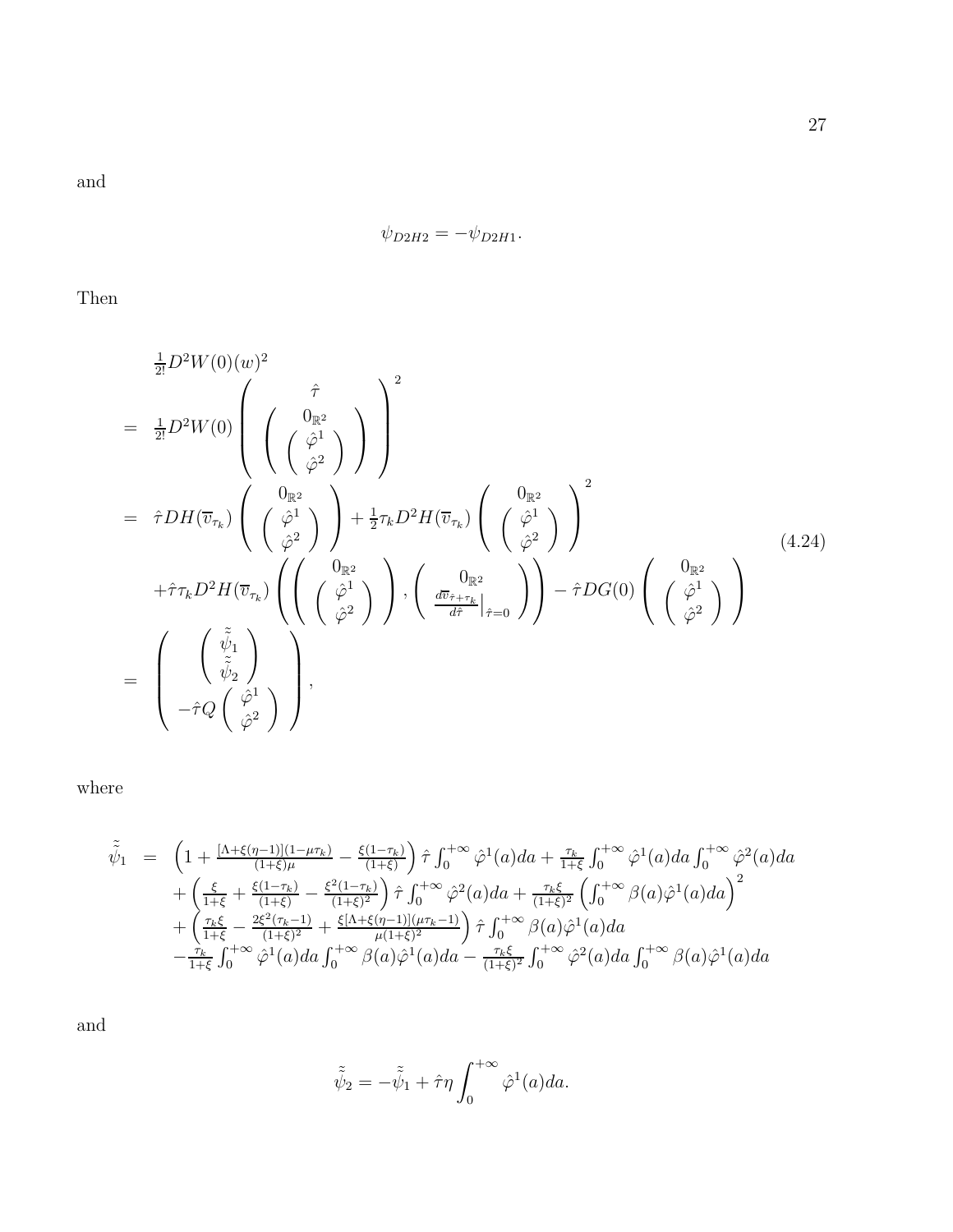and

$$\psi_{D2H2} = -\psi_{D2H1}.$$

Then

$$
\begin{aligned}
&\tfrac{1}{2!}D^2W(0)(w)^2 \\
=\;& \tfrac{1}{2!}D^2W(0)\left(\begin{array}{c}\hat{\tau}\\ \left(\begin{array}{c}0_{\mathbb{R}^2}\\ \left(\begin{array}{c}\hat{\varphi}^1\\ \hat{\varphi}^2\end{array}\right)\end{array}\right)\end{array}\right)^2 \\
=\;& \hat{\tau}DH(\overline{v}_{\tau_k})\left(\begin{array}{c}0_{\mathbb{R}^2}\\ \left(\begin{array}{c}\hat{\varphi}^1\\ \hat{\varphi}^2\end{array}\right)\end{array}\right) + \tfrac{1}{2}\tau_k D^2H(\overline{v}_{\tau_k})\left(\begin{array}{c}0_{\mathbb{R}^2}\\ \left(\begin{array}{c}\hat{\varphi}^1\\ \hat{\varphi}^2\end{array}\right)\end{array}\right)^2 \\
&+\hat{\tau}\tau_k D^2H(\overline{v}_{\tau_k})\left(\left(\begin{array}{c}0_{\mathbb{R}^2}\\ \left(\begin{array}{c}\hat{\varphi}^1\\ \hat{\varphi}^2\end{array}\right)\end{array}\right),\left(\begin{array}{c}0_{\mathbb{R}^2}\\ \frac{d\overline{v}_{\hat{\tau}+\tau_k}}{d\hat{\tau}}\Big|_{\hat{\tau}=0}\end{array}\right)\right) - \hat{\tau}DG(0)\left(\begin{array}{c}0_{\mathbb{R}^2}\\ \left(\begin{array}{c}\hat{\varphi}^1\\ \hat{\varphi}^2\end{array}\right)\end{array}\right) \\
=\;& \left(\begin{array}{c}\left(\begin{array}{c}\tilde{\tilde{\psi}}_1\\ \tilde{\tilde{\psi}}_2\end{array}\right)\\ -\hat{\tau}Q\left(\begin{array}{c}\hat{\varphi}^1\\ \hat{\varphi}^2\end{array}\right)\end{array}\right),
\end{aligned}
\tag{4.24}
$$

where

$$
\begin{aligned}
\tilde{\tilde{\psi}}_1 \;=\;& \left(1+\tfrac{[\Lambda+\xi(\eta-1)](1-\mu\tau_k)}{(1+\xi)\mu}-\tfrac{\xi(1-\tau_k)}{(1+\xi)}\right)\hat{\tau}\int_0^{+\infty}\hat{\varphi}^1(a)da+\tfrac{\tau_k}{1+\xi}\int_0^{+\infty}\hat{\varphi}^1(a)da\int_0^{+\infty}\hat{\varphi}^2(a)da \\
&+\left(\tfrac{\xi}{1+\xi}+\tfrac{\xi(1-\tau_k)}{(1+\xi)}-\tfrac{\xi^2(1-\tau_k)}{(1+\xi)^2}\right)\hat{\tau}\int_0^{+\infty}\hat{\varphi}^2(a)da+\tfrac{\tau_k\xi}{(1+\xi)^2}\left(\int_0^{+\infty}\beta(a)\hat{\varphi}^1(a)da\right)^2 \\
&+\left(\tfrac{\tau_k\xi}{1+\xi}-\tfrac{2\xi^2(\tau_k-1)}{(1+\xi)^2}+\tfrac{\xi[\Lambda+\xi(\eta-1)](\mu\tau_k-1)}{\mu(1+\xi)^2}\right)\hat{\tau}\int_0^{+\infty}\beta(a)\hat{\varphi}^1(a)da \\
&-\tfrac{\tau_k}{1+\xi}\int_0^{+\infty}\hat{\varphi}^1(a)da\int_0^{+\infty}\beta(a)\hat{\varphi}^1(a)da-\tfrac{\tau_k\xi}{(1+\xi)^2}\int_0^{+\infty}\hat{\varphi}^2(a)da\int_0^{+\infty}\beta(a)\hat{\varphi}^1(a)da
\end{aligned}
$$

and

$$\tilde{\tilde{\psi}}_2 = -\tilde{\tilde{\psi}}_1 + \hat{\tau}\eta\int_0^{+\infty}\hat{\varphi}^1(a)da.$$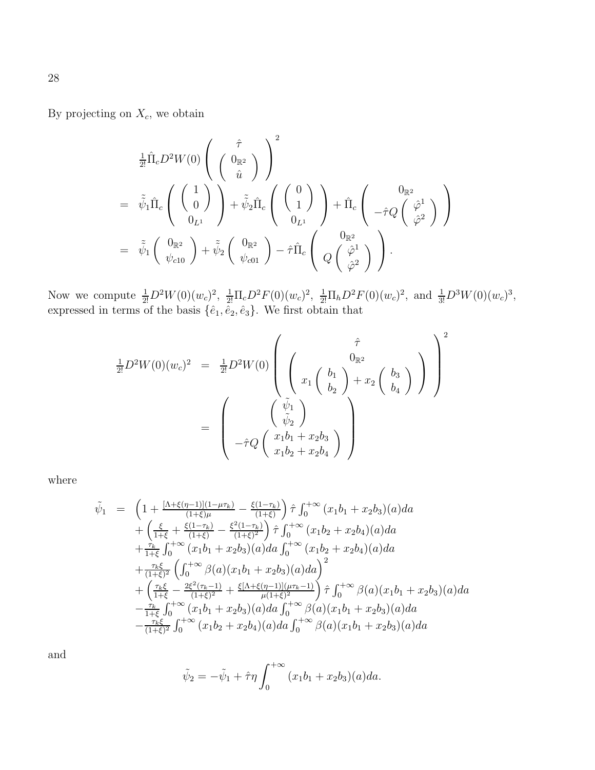By projecting on $X_c$, we obtain

$$
\begin{aligned}
&\tfrac{1}{2!}\hat{\Pi}_c D^2 W(0)\left(\begin{array}{c}\hat{\tau}\\ \left(\begin{array}{c}0_{\mathbb{R}^2}\\ \hat{u}\end{array}\right)\end{array}\right)^2\\
=\;& \tilde{\tilde{\psi}}_1 \hat{\Pi}_c\left(\begin{array}{c}\left(\begin{array}{c}1\\0\end{array}\right)\\ 0_{L^1}\end{array}\right)+\tilde{\tilde{\psi}}_2 \hat{\Pi}_c\left(\begin{array}{c}\left(\begin{array}{c}0\\1\end{array}\right)\\ 0_{L^1}\end{array}\right)+\hat{\Pi}_c\left(\begin{array}{c}0_{\mathbb{R}^2}\\ -\hat{\tau}Q\left(\begin{array}{c}\hat{\varphi}^1\\ \hat{\varphi}^2\end{array}\right)\end{array}\right)\\
=\;& \tilde{\tilde{\psi}}_1\left(\begin{array}{c}0_{\mathbb{R}^2}\\ \psi_{c10}\end{array}\right)+\tilde{\tilde{\psi}}_2\left(\begin{array}{c}0_{\mathbb{R}^2}\\ \psi_{c01}\end{array}\right)-\hat{\tau}\hat{\Pi}_c\left(\begin{array}{c}0_{\mathbb{R}^2}\\ Q\left(\begin{array}{c}\hat{\varphi}^1\\ \hat{\varphi}^2\end{array}\right)\end{array}\right).
\end{aligned}
$$

Now we compute $\frac{1}{2!}D^2W(0)(w_c)^2$, $\frac{1}{2!}\Pi_c D^2F(0)(w_c)^2$, $\frac{1}{2!}\Pi_h D^2F(0)(w_c)^2$, and $\frac{1}{3!}D^3W(0)(w_c)^3$, expressed in terms of the basis $\{\hat{e}_1, \hat{e}_2, \hat{e}_3\}$. We first obtain that

$$
\begin{aligned}
\tfrac{1}{2!}D^2W(0)(w_c)^2 &= \tfrac{1}{2!}D^2W(0)\left(\begin{array}{c}\hat{\tau}\\ \left(\begin{array}{c}0_{\mathbb{R}^2}\\ x_1\left(\begin{array}{c}b_1\\b_2\end{array}\right)+x_2\left(\begin{array}{c}b_3\\b_4\end{array}\right)\end{array}\right)\end{array}\right)^2\\
&= \left(\begin{array}{c}\left(\begin{array}{c}\tilde{\psi}_1\\ \tilde{\psi}_2\end{array}\right)\\ -\hat{\tau}Q\left(\begin{array}{c}x_1b_1+x_2b_3\\ x_1b_2+x_2b_4\end{array}\right)\end{array}\right)
\end{aligned}
$$

where

$$
\begin{aligned}
\tilde{\psi}_1 =\;& \left(1+\tfrac{[\Lambda+\xi(\eta-1)](1-\mu\tau_k)}{(1+\xi)\mu}-\tfrac{\xi(1-\tau_k)}{(1+\xi)}\right)\hat{\tau}\int_0^{+\infty}(x_1b_1+x_2b_3)(a)da\\
&+\left(\tfrac{\xi}{1+\xi}+\tfrac{\xi(1-\tau_k)}{(1+\xi)}-\tfrac{\xi^2(1-\tau_k)}{(1+\xi)^2}\right)\hat{\tau}\int_0^{+\infty}(x_1b_2+x_2b_4)(a)da\\
&+\tfrac{\tau_k}{1+\xi}\int_0^{+\infty}(x_1b_1+x_2b_3)(a)da\int_0^{+\infty}(x_1b_2+x_2b_4)(a)da\\
&+\tfrac{\tau_k\xi}{(1+\xi)^2}\left(\int_0^{+\infty}\beta(a)(x_1b_1+x_2b_3)(a)da\right)^2\\
&+\left(\tfrac{\tau_k\xi}{1+\xi}-\tfrac{2\xi^2(\tau_k-1)}{(1+\xi)^2}+\tfrac{\xi[\Lambda+\xi(\eta-1)](\mu\tau_k-1)}{\mu(1+\xi)^2}\right)\hat{\tau}\int_0^{+\infty}\beta(a)(x_1b_1+x_2b_3)(a)da\\
&-\tfrac{\tau_k}{1+\xi}\int_0^{+\infty}(x_1b_1+x_2b_3)(a)da\int_0^{+\infty}\beta(a)(x_1b_1+x_2b_3)(a)da\\
&-\tfrac{\tau_k\xi}{(1+\xi)^2}\int_0^{+\infty}(x_1b_2+x_2b_4)(a)da\int_0^{+\infty}\beta(a)(x_1b_1+x_2b_3)(a)da
\end{aligned}
$$

and

$$
\tilde{\psi}_2 = -\tilde{\psi}_1+\hat{\tau}\eta\int_0^{+\infty}(x_1b_1+x_2b_3)(a)da.
$$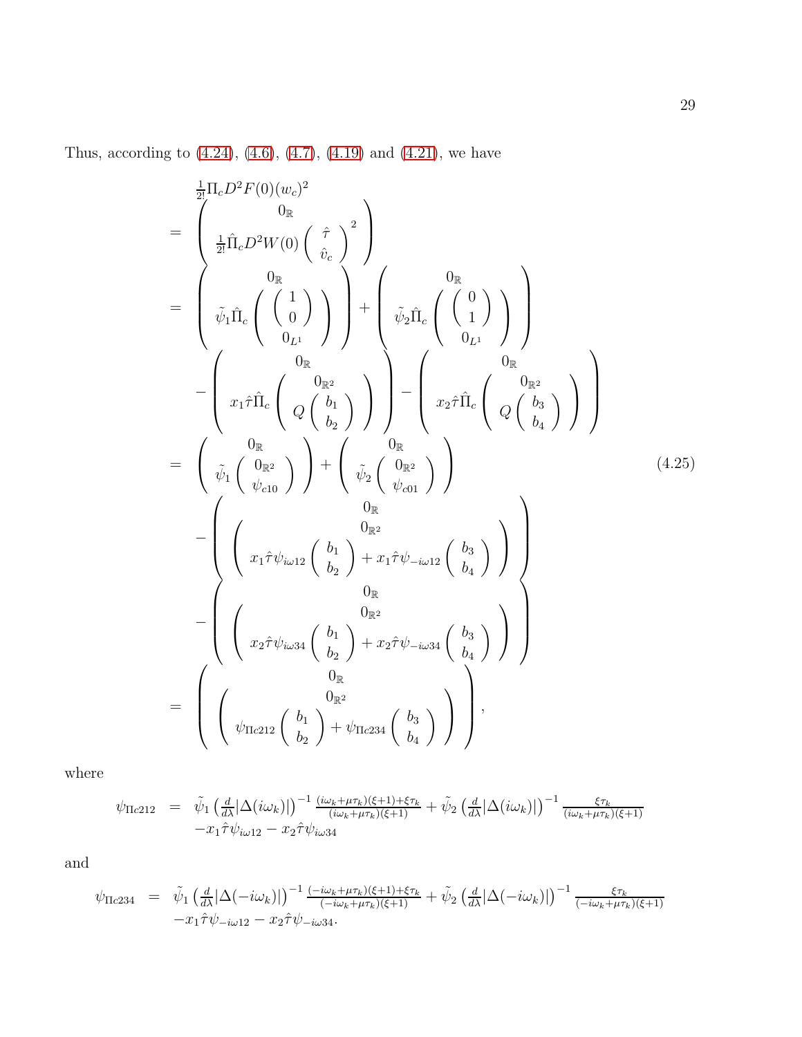Thus, according to (4.24), (4.6), (4.7), (4.19) and (4.21), we have

$$
\begin{aligned}
&\frac{1}{2!}\Pi_c D^2F(0)(w_c)^2 \\
= &\begin{pmatrix} 0_{\mathbb{R}} \\ \frac{1}{2!}\hat{\Pi}_c D^2W(0)\begin{pmatrix} \hat{\tau} \\ \hat{v}_c \end{pmatrix}^2 \end{pmatrix} \\
= &\begin{pmatrix} 0_{\mathbb{R}} \\ \tilde{\psi}_1 \hat{\Pi}_c \begin{pmatrix} \begin{pmatrix} 1 \\ 0 \end{pmatrix} \\ 0_{L^1} \end{pmatrix} \end{pmatrix} + \begin{pmatrix} 0_{\mathbb{R}} \\ \tilde{\psi}_2 \hat{\Pi}_c \begin{pmatrix} \begin{pmatrix} 0 \\ 1 \end{pmatrix} \\ 0_{L^1} \end{pmatrix} \end{pmatrix} \\
&- \begin{pmatrix} 0_{\mathbb{R}} \\ x_1\hat{\tau}\hat{\Pi}_c \begin{pmatrix} 0_{\mathbb{R}^2} \\ Q\begin{pmatrix} b_1 \\ b_2 \end{pmatrix} \end{pmatrix} \end{pmatrix} - \begin{pmatrix} 0_{\mathbb{R}} \\ x_2\hat{\tau}\hat{\Pi}_c \begin{pmatrix} 0_{\mathbb{R}^2} \\ Q\begin{pmatrix} b_3 \\ b_4 \end{pmatrix} \end{pmatrix} \end{pmatrix} \\
= &\begin{pmatrix} 0_{\mathbb{R}} \\ \tilde{\psi}_1 \begin{pmatrix} 0_{\mathbb{R}^2} \\ \psi_{c10} \end{pmatrix} \end{pmatrix} + \begin{pmatrix} 0_{\mathbb{R}} \\ \tilde{\psi}_2 \begin{pmatrix} 0_{\mathbb{R}^2} \\ \psi_{c01} \end{pmatrix} \end{pmatrix} \\
&- \begin{pmatrix} 0_{\mathbb{R}} \\ \begin{pmatrix} 0_{\mathbb{R}^2} \\ x_1\hat{\tau}\psi_{i\omega 12}\begin{pmatrix} b_1 \\ b_2 \end{pmatrix} + x_1\hat{\tau}\psi_{-i\omega 12}\begin{pmatrix} b_3 \\ b_4 \end{pmatrix} \end{pmatrix} \end{pmatrix} \\
&- \begin{pmatrix} 0_{\mathbb{R}} \\ \begin{pmatrix} 0_{\mathbb{R}^2} \\ x_2\hat{\tau}\psi_{i\omega 34}\begin{pmatrix} b_1 \\ b_2 \end{pmatrix} + x_2\hat{\tau}\psi_{-i\omega 34}\begin{pmatrix} b_3 \\ b_4 \end{pmatrix} \end{pmatrix} \end{pmatrix} \\
= &\begin{pmatrix} 0_{\mathbb{R}} \\ \begin{pmatrix} 0_{\mathbb{R}^2} \\ \psi_{\Pi c212}\begin{pmatrix} b_1 \\ b_2 \end{pmatrix} + \psi_{\Pi c234}\begin{pmatrix} b_3 \\ b_4 \end{pmatrix} \end{pmatrix} \end{pmatrix},
\end{aligned} \tag{4.25}
$$

where

$$
\begin{aligned}
\psi_{\Pi c212} = \; &\tilde{\psi}_1 \left(\frac{d}{d\lambda}|\Delta(i\omega_k)|\right)^{-1} \frac{(i\omega_k + \mu\tau_k)(\xi+1) + \xi\tau_k}{(i\omega_k + \mu\tau_k)(\xi+1)} + \tilde{\psi}_2 \left(\frac{d}{d\lambda}|\Delta(i\omega_k)|\right)^{-1} \frac{\xi\tau_k}{(i\omega_k + \mu\tau_k)(\xi+1)} \\
&- x_1\hat{\tau}\psi_{i\omega 12} - x_2\hat{\tau}\psi_{i\omega 34}
\end{aligned}
$$

and

$$
\begin{aligned}
\psi_{\Pi c234} = \; &\tilde{\psi}_1 \left(\frac{d}{d\lambda}|\Delta(-i\omega_k)|\right)^{-1} \frac{(-i\omega_k + \mu\tau_k)(\xi+1) + \xi\tau_k}{(-i\omega_k + \mu\tau_k)(\xi+1)} + \tilde{\psi}_2 \left(\frac{d}{d\lambda}|\Delta(-i\omega_k)|\right)^{-1} \frac{\xi\tau_k}{(-i\omega_k + \mu\tau_k)(\xi+1)} \\
&- x_1\hat{\tau}\psi_{-i\omega 12} - x_2\hat{\tau}\psi_{-i\omega 34}.
\end{aligned}
$$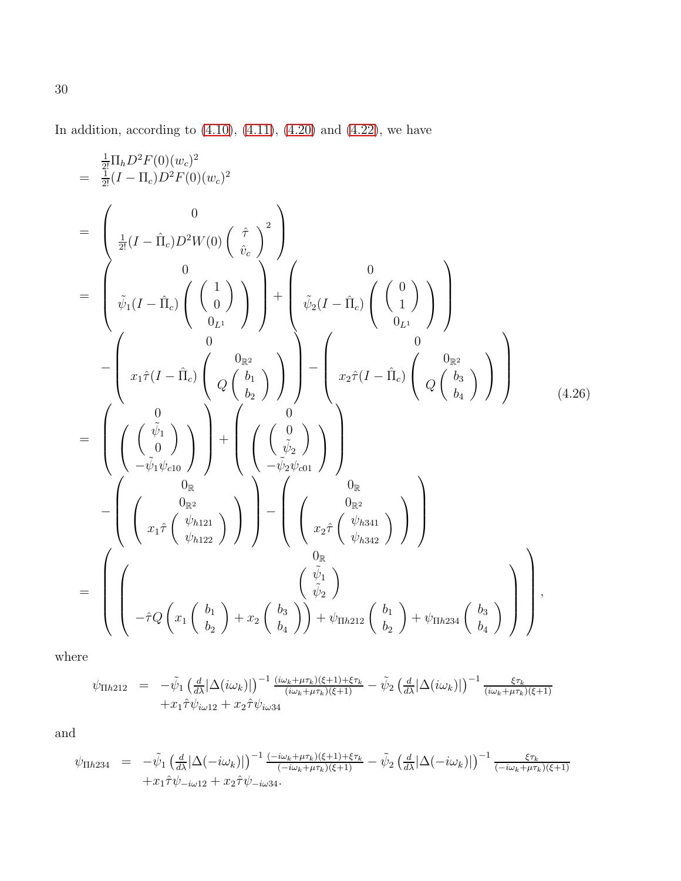In addition, according to (4.10), (4.11), (4.20) and (4.22), we have

$$
\begin{aligned}
&\tfrac{1}{2!}\Pi_h D^2F(0)(w_c)^2\\
=\ &\tfrac{1}{2!}(I-\Pi_c)D^2F(0)(w_c)^2\\
=\ &\left(\begin{array}{c} 0 \\ \frac{1}{2!}(I-\hat{\Pi}_c)D^2W(0)\left(\begin{array}{c}\hat{\tau}\\ \hat{v}_c\end{array}\right)^2\end{array}\right)\\
=\ &\left(\begin{array}{c} 0 \\ \tilde{\psi}_1(I-\hat{\Pi}_c)\left(\begin{array}{c}\left(\begin{array}{c}1\\0\end{array}\right)\\ 0_{L^1}\end{array}\right)\end{array}\right)+\left(\begin{array}{c} 0 \\ \tilde{\psi}_2(I-\hat{\Pi}_c)\left(\begin{array}{c}\left(\begin{array}{c}0\\1\end{array}\right)\\ 0_{L^1}\end{array}\right)\end{array}\right)\\
&-\left(\begin{array}{c} 0 \\ x_1\hat{\tau}(I-\hat{\Pi}_c)\left(\begin{array}{c}0_{\mathbb{R}^2}\\ Q\left(\begin{array}{c}b_1\\b_2\end{array}\right)\end{array}\right)\end{array}\right)-\left(\begin{array}{c} 0 \\ x_2\hat{\tau}(I-\hat{\Pi}_c)\left(\begin{array}{c}0_{\mathbb{R}^2}\\ Q\left(\begin{array}{c}b_3\\b_4\end{array}\right)\end{array}\right)\end{array}\right)\\
=\ &\left(\begin{array}{c} 0 \\ \left(\begin{array}{c}\left(\begin{array}{c}\tilde{\psi}_1\\0\end{array}\right)\\ -\tilde{\psi}_1\psi_{c10}\end{array}\right)\end{array}\right)+\left(\begin{array}{c} 0 \\ \left(\begin{array}{c}\left(\begin{array}{c}0\\ \tilde{\psi}_2\end{array}\right)\\ -\tilde{\psi}_2\psi_{c01}\end{array}\right)\end{array}\right)\\
&-\left(\begin{array}{c} 0_{\mathbb{R}} \\ \left(\begin{array}{c}0_{\mathbb{R}^2}\\ x_1\hat{\tau}\left(\begin{array}{c}\psi_{h121}\\ \psi_{h122}\end{array}\right)\end{array}\right)\end{array}\right)-\left(\begin{array}{c} 0_{\mathbb{R}} \\ \left(\begin{array}{c}0_{\mathbb{R}^2}\\ x_2\hat{\tau}\left(\begin{array}{c}\psi_{h341}\\ \psi_{h342}\end{array}\right)\end{array}\right)\end{array}\right)\\
=\ &\left(\begin{array}{c} 0_{\mathbb{R}} \\ \left(\begin{array}{c}\left(\begin{array}{c}\tilde{\psi}_1\\ \tilde{\psi}_2\end{array}\right)\\ -\hat{\tau}Q\left(x_1\left(\begin{array}{c}b_1\\b_2\end{array}\right)+x_2\left(\begin{array}{c}b_3\\b_4\end{array}\right)\right)+\psi_{\Pi h212}\left(\begin{array}{c}b_1\\b_2\end{array}\right)+\psi_{\Pi h234}\left(\begin{array}{c}b_3\\b_4\end{array}\right)\end{array}\right)\end{array}\right),
\end{aligned}
\tag{4.26}
$$

where

$$
\begin{aligned}
\psi_{\Pi h212} \ =\ &-\tilde{\psi}_1\left(\tfrac{d}{d\lambda}|\Delta(i\omega_k)|\right)^{-1}\tfrac{(i\omega_k+\mu\tau_k)(\xi+1)+\xi\tau_k}{(i\omega_k+\mu\tau_k)(\xi+1)}-\tilde{\psi}_2\left(\tfrac{d}{d\lambda}|\Delta(i\omega_k)|\right)^{-1}\tfrac{\xi\tau_k}{(i\omega_k+\mu\tau_k)(\xi+1)}\\
&+x_1\hat{\tau}\psi_{i\omega12}+x_2\hat{\tau}\psi_{i\omega34}
\end{aligned}
$$

and

$$
\begin{aligned}
\psi_{\Pi h234} \ =\ &-\tilde{\psi}_1\left(\tfrac{d}{d\lambda}|\Delta(-i\omega_k)|\right)^{-1}\tfrac{(-i\omega_k+\mu\tau_k)(\xi+1)+\xi\tau_k}{(-i\omega_k+\mu\tau_k)(\xi+1)}-\tilde{\psi}_2\left(\tfrac{d}{d\lambda}|\Delta(-i\omega_k)|\right)^{-1}\tfrac{\xi\tau_k}{(-i\omega_k+\mu\tau_k)(\xi+1)}\\
&+x_1\hat{\tau}\psi_{-i\omega12}+x_2\hat{\tau}\psi_{-i\omega34}.
\end{aligned}
$$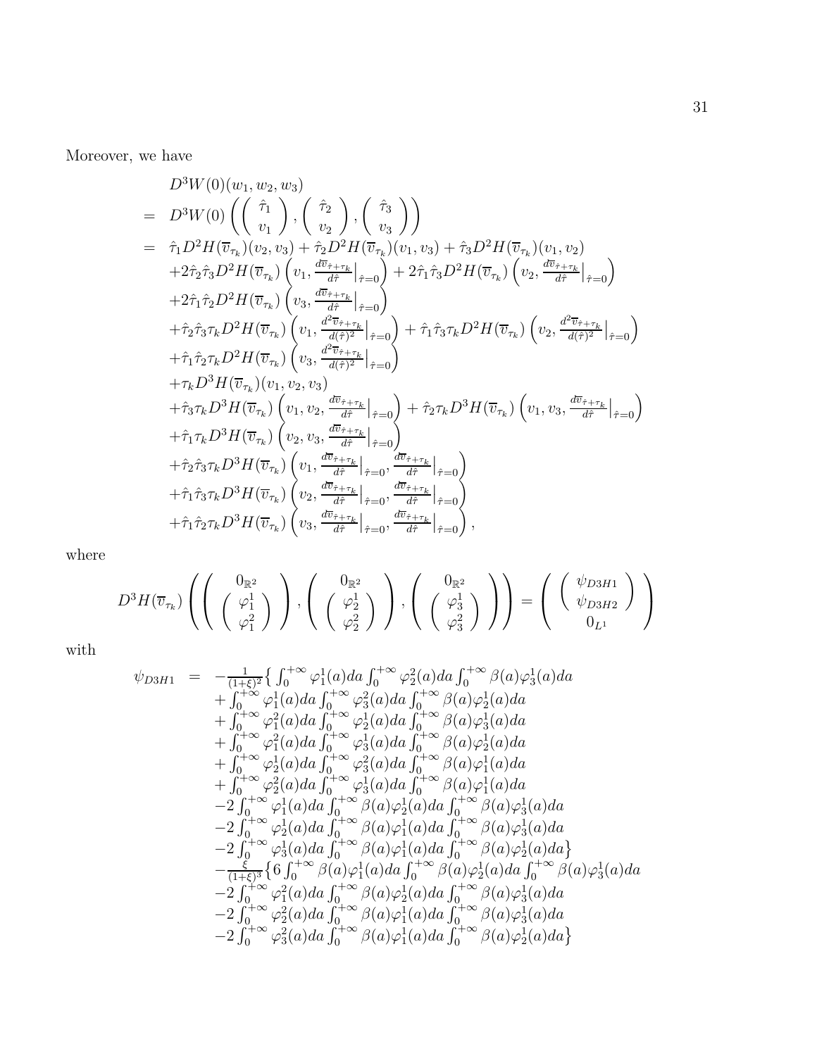Moreover, we have

$$
\begin{array}{rl}
& D^3W(0)(w_1,w_2,w_3) \\
= & D^3W(0)\left( \left( \begin{array}{c} \hat{\tau}_1 \\ v_1 \end{array} \right), \left( \begin{array}{c} \hat{\tau}_2 \\ v_2 \end{array} \right), \left( \begin{array}{c} \hat{\tau}_3 \\ v_3 \end{array} \right) \right) \\
= & \hat{\tau}_1 D^2H(\overline{v}_{\tau_k})(v_2,v_3) + \hat{\tau}_2 D^2H(\overline{v}_{\tau_k})(v_1,v_3) + \hat{\tau}_3 D^2H(\overline{v}_{\tau_k})(v_1,v_2) \\
& +2\hat{\tau}_2\hat{\tau}_3 D^2H(\overline{v}_{\tau_k})\left(v_1, \frac{d\overline{v}_{\hat{\tau}+\tau_k}}{d\hat{\tau}}\big|_{\hat{\tau}=0}\right) + 2\hat{\tau}_1\hat{\tau}_3 D^2H(\overline{v}_{\tau_k})\left(v_2, \frac{d\overline{v}_{\hat{\tau}+\tau_k}}{d\hat{\tau}}\big|_{\hat{\tau}=0}\right) \\
& +2\hat{\tau}_1\hat{\tau}_2 D^2H(\overline{v}_{\tau_k})\left(v_3, \frac{d\overline{v}_{\hat{\tau}+\tau_k}}{d\hat{\tau}}\big|_{\hat{\tau}=0}\right) \\
& +\hat{\tau}_2\hat{\tau}_3\tau_k D^2H(\overline{v}_{\tau_k})\left(v_1, \frac{d^2\overline{v}_{\hat{\tau}+\tau_k}}{d(\hat{\tau})^2}\big|_{\hat{\tau}=0}\right) + \hat{\tau}_1\hat{\tau}_3\tau_k D^2H(\overline{v}_{\tau_k})\left(v_2, \frac{d^2\overline{v}_{\hat{\tau}+\tau_k}}{d(\hat{\tau})^2}\big|_{\hat{\tau}=0}\right) \\
& +\hat{\tau}_1\hat{\tau}_2\tau_k D^2H(\overline{v}_{\tau_k})\left(v_3, \frac{d^2\overline{v}_{\hat{\tau}+\tau_k}}{d(\hat{\tau})^2}\big|_{\hat{\tau}=0}\right) \\
& +\tau_k D^3H(\overline{v}_{\tau_k})(v_1,v_2,v_3) \\
& +\hat{\tau}_3\tau_k D^3H(\overline{v}_{\tau_k})\left(v_1,v_2, \frac{d\overline{v}_{\hat{\tau}+\tau_k}}{d\hat{\tau}}\big|_{\hat{\tau}=0}\right) + \hat{\tau}_2\tau_k D^3H(\overline{v}_{\tau_k})\left(v_1,v_3, \frac{d\overline{v}_{\hat{\tau}+\tau_k}}{d\hat{\tau}}\big|_{\hat{\tau}=0}\right) \\
& +\hat{\tau}_1\tau_k D^3H(\overline{v}_{\tau_k})\left(v_2,v_3, \frac{d\overline{v}_{\hat{\tau}+\tau_k}}{d\hat{\tau}}\big|_{\hat{\tau}=0}\right) \\
& +\hat{\tau}_2\hat{\tau}_3\tau_k D^3H(\overline{v}_{\tau_k})\left(v_1, \frac{d\overline{v}_{\hat{\tau}+\tau_k}}{d\hat{\tau}}\big|_{\hat{\tau}=0}, \frac{d\overline{v}_{\hat{\tau}+\tau_k}}{d\hat{\tau}}\big|_{\hat{\tau}=0}\right) \\
& +\hat{\tau}_1\hat{\tau}_3\tau_k D^3H(\overline{v}_{\tau_k})\left(v_2, \frac{d\overline{v}_{\hat{\tau}+\tau_k}}{d\hat{\tau}}\big|_{\hat{\tau}=0}, \frac{d\overline{v}_{\hat{\tau}+\tau_k}}{d\hat{\tau}}\big|_{\hat{\tau}=0}\right) \\
& +\hat{\tau}_1\hat{\tau}_2\tau_k D^3H(\overline{v}_{\tau_k})\left(v_3, \frac{d\overline{v}_{\hat{\tau}+\tau_k}}{d\hat{\tau}}\big|_{\hat{\tau}=0}, \frac{d\overline{v}_{\hat{\tau}+\tau_k}}{d\hat{\tau}}\big|_{\hat{\tau}=0}\right),
\end{array}
$$

where

$$
D^3H(\overline{v}_{\tau_k})\left( \left( \begin{array}{c} 0_{\mathbb{R}^2} \\ \left( \begin{array}{c} \varphi_1^1 \\ \varphi_1^2 \end{array} \right) \end{array} \right), \left( \begin{array}{c} 0_{\mathbb{R}^2} \\ \left( \begin{array}{c} \varphi_2^1 \\ \varphi_2^2 \end{array} \right) \end{array} \right), \left( \begin{array}{c} 0_{\mathbb{R}^2} \\ \left( \begin{array}{c} \varphi_3^1 \\ \varphi_3^2 \end{array} \right) \end{array} \right) \right) = \left( \begin{array}{c} \left( \begin{array}{c} \psi_{D3H1} \\ \psi_{D3H2} \end{array} \right) \\ 0_{L^1} \end{array} \right)
$$

with

$$
\begin{array}{rcl}
\psi_{D3H1} & = & -\frac{1}{(1+\xi)^2}\big\{ \int_0^{+\infty}\varphi_1^1(a)da \int_0^{+\infty}\varphi_2^2(a)da \int_0^{+\infty}\beta(a)\varphi_3^1(a)da \\
& & + \int_0^{+\infty}\varphi_1^1(a)da \int_0^{+\infty}\varphi_3^2(a)da \int_0^{+\infty}\beta(a)\varphi_2^1(a)da \\
& & + \int_0^{+\infty}\varphi_1^2(a)da \int_0^{+\infty}\varphi_2^1(a)da \int_0^{+\infty}\beta(a)\varphi_3^1(a)da \\
& & + \int_0^{+\infty}\varphi_1^2(a)da \int_0^{+\infty}\varphi_3^1(a)da \int_0^{+\infty}\beta(a)\varphi_2^1(a)da \\
& & + \int_0^{+\infty}\varphi_2^1(a)da \int_0^{+\infty}\varphi_3^2(a)da \int_0^{+\infty}\beta(a)\varphi_1^1(a)da \\
& & + \int_0^{+\infty}\varphi_2^2(a)da \int_0^{+\infty}\varphi_3^1(a)da \int_0^{+\infty}\beta(a)\varphi_1^1(a)da \\
& & -2\int_0^{+\infty}\varphi_1^1(a)da \int_0^{+\infty}\beta(a)\varphi_2^1(a)da \int_0^{+\infty}\beta(a)\varphi_3^1(a)da \\
& & -2\int_0^{+\infty}\varphi_2^1(a)da \int_0^{+\infty}\beta(a)\varphi_1^1(a)da \int_0^{+\infty}\beta(a)\varphi_3^1(a)da \\
& & -2\int_0^{+\infty}\varphi_3^1(a)da \int_0^{+\infty}\beta(a)\varphi_1^1(a)da \int_0^{+\infty}\beta(a)\varphi_2^1(a)da\big\} \\
& & -\frac{\xi}{(1+\xi)^3}\big\{ 6\int_0^{+\infty}\beta(a)\varphi_1^1(a)da \int_0^{+\infty}\beta(a)\varphi_2^1(a)da \int_0^{+\infty}\beta(a)\varphi_3^1(a)da \\
& & -2\int_0^{+\infty}\varphi_1^2(a)da \int_0^{+\infty}\beta(a)\varphi_2^1(a)da \int_0^{+\infty}\beta(a)\varphi_3^1(a)da \\
& & -2\int_0^{+\infty}\varphi_2^2(a)da \int_0^{+\infty}\beta(a)\varphi_1^1(a)da \int_0^{+\infty}\beta(a)\varphi_3^1(a)da \\
& & -2\int_0^{+\infty}\varphi_3^2(a)da \int_0^{+\infty}\beta(a)\varphi_1^1(a)da \int_0^{+\infty}\beta(a)\varphi_2^1(a)da\big\}
\end{array}
$$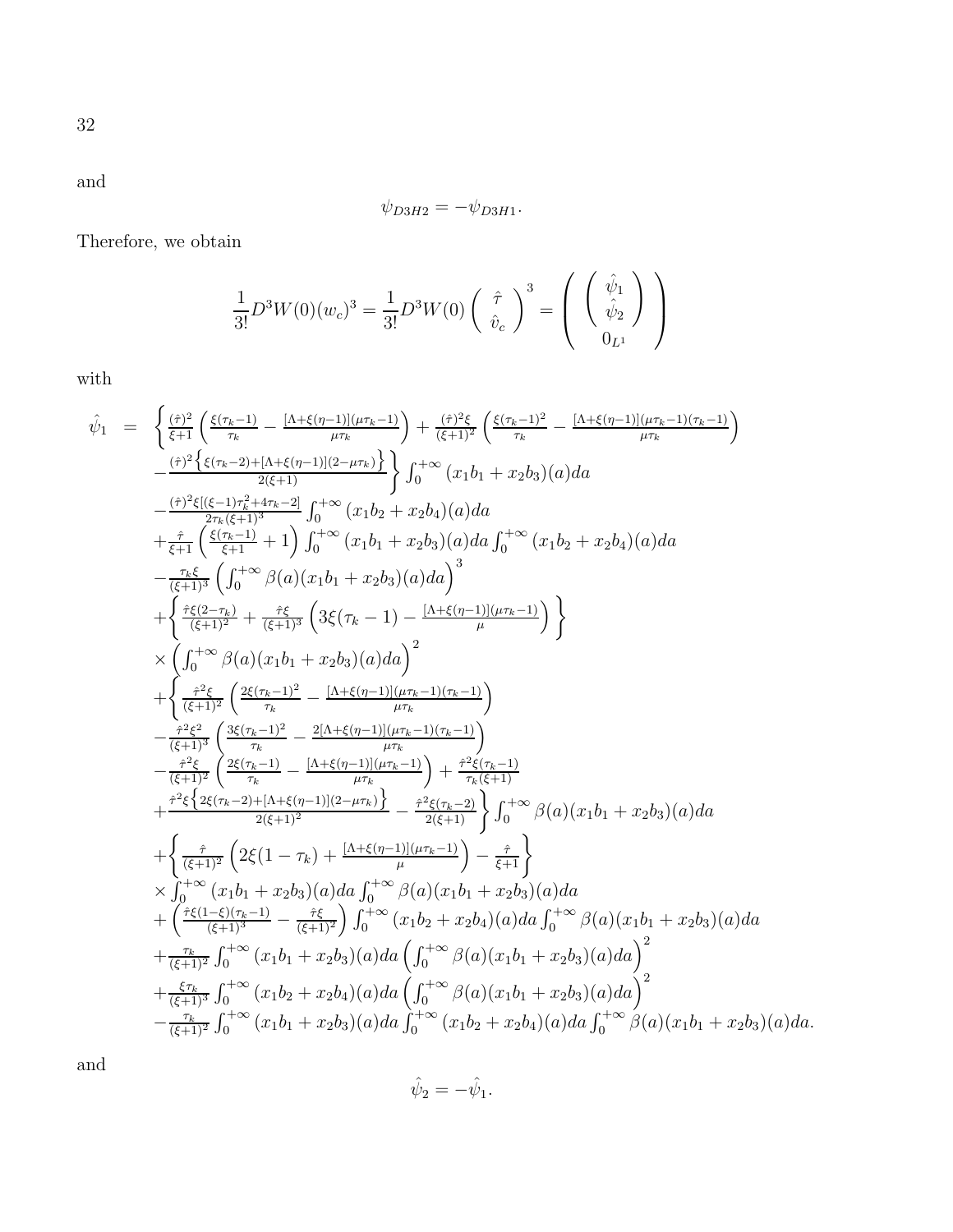and

$$\psi_{D3H2} = -\psi_{D3H1}.$$

Therefore, we obtain

$$\frac{1}{3!}D^3W(0)(w_c)^3 = \frac{1}{3!}D^3W(0)\begin{pmatrix} \hat{\tau} \\ \hat{v}_c \end{pmatrix}^3 = \begin{pmatrix} \begin{pmatrix} \hat{\psi}_1 \\ \hat{\psi}_2 \end{pmatrix} \\ 0_{L^1} \end{pmatrix}$$

with

$$\begin{array}{rcl}
\hat{\psi}_1 & = & \left\{ \frac{(\hat{\tau})^2}{\xi+1}\left(\frac{\xi(\tau_k-1)}{\tau_k} - \frac{[\Lambda+\xi(\eta-1)](\mu\tau_k-1)}{\mu\tau_k}\right) + \frac{(\hat{\tau})^2\xi}{(\xi+1)^2}\left(\frac{\xi(\tau_k-1)^2}{\tau_k} - \frac{[\Lambda+\xi(\eta-1)](\mu\tau_k-1)(\tau_k-1)}{\mu\tau_k}\right) \right. \\
& & \left. -\frac{(\hat{\tau})^2\left\{\xi(\tau_k-2)+[\Lambda+\xi(\eta-1)](2-\mu\tau_k)\right\}}{2(\xi+1)} \right\} \int_0^{+\infty}(x_1b_1+x_2b_3)(a)da \\
& & -\frac{(\hat{\tau})^2\xi[(\xi-1)\tau_k^2+4\tau_k-2]}{2\tau_k(\xi+1)^3}\int_0^{+\infty}(x_1b_2+x_2b_4)(a)da \\
& & +\frac{\hat{\tau}}{\xi+1}\left(\frac{\xi(\tau_k-1)}{\xi+1}+1\right)\int_0^{+\infty}(x_1b_1+x_2b_3)(a)da\int_0^{+\infty}(x_1b_2+x_2b_4)(a)da \\
& & -\frac{\tau_k\xi}{(\xi+1)^3}\left(\int_0^{+\infty}\beta(a)(x_1b_1+x_2b_3)(a)da\right)^3 \\
& & +\left\{\frac{\hat{\tau}\xi(2-\tau_k)}{(\xi+1)^2} + \frac{\hat{\tau}\xi}{(\xi+1)^3}\left(3\xi(\tau_k-1) - \frac{[\Lambda+\xi(\eta-1)](\mu\tau_k-1)}{\mu}\right)\right\} \\
& & \times\left(\int_0^{+\infty}\beta(a)(x_1b_1+x_2b_3)(a)da\right)^2 \\
& & +\left\{\frac{\hat{\tau}^2\xi}{(\xi+1)^2}\left(\frac{2\xi(\tau_k-1)^2}{\tau_k} - \frac{[\Lambda+\xi(\eta-1)](\mu\tau_k-1)(\tau_k-1)}{\mu\tau_k}\right)\right. \\
& & -\frac{\hat{\tau}^2\xi^2}{(\xi+1)^3}\left(\frac{3\xi(\tau_k-1)^2}{\tau_k} - \frac{2[\Lambda+\xi(\eta-1)](\mu\tau_k-1)(\tau_k-1)}{\mu\tau_k}\right) \\
& & -\frac{\hat{\tau}^2\xi}{(\xi+1)^2}\left(\frac{2\xi(\tau_k-1)}{\tau_k} - \frac{[\Lambda+\xi(\eta-1)](\mu\tau_k-1)}{\mu\tau_k}\right) + \frac{\hat{\tau}^2\xi(\tau_k-1)}{\tau_k(\xi+1)} \\
& & \left.+\frac{\hat{\tau}^2\xi\left\{2\xi(\tau_k-2)+[\Lambda+\xi(\eta-1)](2-\mu\tau_k)\right\}}{2(\xi+1)^2} - \frac{\hat{\tau}^2\xi(\tau_k-2)}{2(\xi+1)}\right\}\int_0^{+\infty}\beta(a)(x_1b_1+x_2b_3)(a)da \\
& & +\left\{\frac{\hat{\tau}}{(\xi+1)^2}\left(2\xi(1-\tau_k) + \frac{[\Lambda+\xi(\eta-1)](\mu\tau_k-1)}{\mu}\right) - \frac{\hat{\tau}}{\xi+1}\right\} \\
& & \times\int_0^{+\infty}(x_1b_1+x_2b_3)(a)da\int_0^{+\infty}\beta(a)(x_1b_1+x_2b_3)(a)da \\
& & +\left(\frac{\hat{\tau}\xi(1-\xi)(\tau_k-1)}{(\xi+1)^3} - \frac{\hat{\tau}\xi}{(\xi+1)^2}\right)\int_0^{+\infty}(x_1b_2+x_2b_4)(a)da\int_0^{+\infty}\beta(a)(x_1b_1+x_2b_3)(a)da \\
& & +\frac{\tau_k}{(\xi+1)^2}\int_0^{+\infty}(x_1b_1+x_2b_3)(a)da\left(\int_0^{+\infty}\beta(a)(x_1b_1+x_2b_3)(a)da\right)^2 \\
& & +\frac{\xi\tau_k}{(\xi+1)^3}\int_0^{+\infty}(x_1b_2+x_2b_4)(a)da\left(\int_0^{+\infty}\beta(a)(x_1b_1+x_2b_3)(a)da\right)^2 \\
& & -\frac{\tau_k}{(\xi+1)^2}\int_0^{+\infty}(x_1b_1+x_2b_3)(a)da\int_0^{+\infty}(x_1b_2+x_2b_4)(a)da\int_0^{+\infty}\beta(a)(x_1b_1+x_2b_3)(a)da.
\end{array}$$

and

$$\hat{\psi}_2 = -\hat{\psi}_1.$$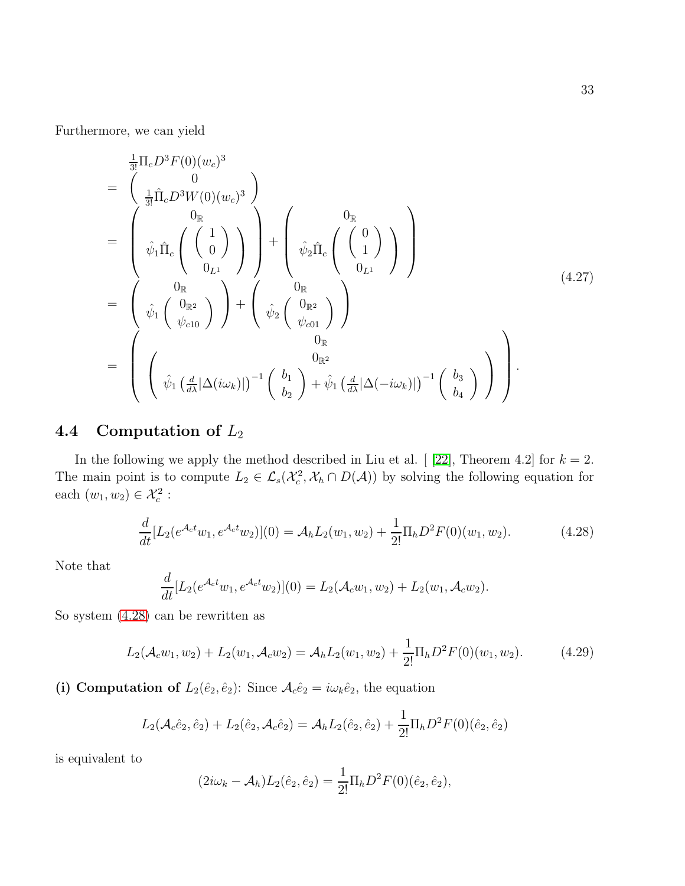Furthermore, we can yield

$$
\begin{aligned}
& \frac{1}{3!}\Pi_c D^3 F(0)(w_c)^3 \\
= & \begin{pmatrix} 0 \\ \frac{1}{3!}\hat{\Pi}_c D^3 W(0)(w_c)^3 \end{pmatrix} \\
= & \begin{pmatrix} 0_{\mathbb{R}} \\ \hat{\psi}_1 \hat{\Pi}_c \begin{pmatrix} \begin{pmatrix} 1 \\ 0 \end{pmatrix} \\ 0_{L^1} \end{pmatrix} \end{pmatrix} + \begin{pmatrix} 0_{\mathbb{R}} \\ \hat{\psi}_2 \hat{\Pi}_c \begin{pmatrix} \begin{pmatrix} 0 \\ 1 \end{pmatrix} \\ 0_{L^1} \end{pmatrix} \end{pmatrix} \\
= & \begin{pmatrix} 0_{\mathbb{R}} \\ \hat{\psi}_1 \begin{pmatrix} 0_{\mathbb{R}^2} \\ \psi_{c10} \end{pmatrix} \end{pmatrix} + \begin{pmatrix} 0_{\mathbb{R}} \\ \hat{\psi}_2 \begin{pmatrix} 0_{\mathbb{R}^2} \\ \psi_{c01} \end{pmatrix} \end{pmatrix} \\
= & \begin{pmatrix} 0_{\mathbb{R}} \\ \begin{pmatrix} 0_{\mathbb{R}^2} \\ \hat{\psi}_1 \left(\frac{d}{d\lambda}|\Delta(i\omega_k)|\right)^{-1} \begin{pmatrix} b_1 \\ b_2 \end{pmatrix} + \hat{\psi}_1 \left(\frac{d}{d\lambda}|\Delta(-i\omega_k)|\right)^{-1} \begin{pmatrix} b_3 \\ b_4 \end{pmatrix} \end{pmatrix} \end{pmatrix}.
\end{aligned}
\tag{4.27}
$$

## 4.4 Computation of $L_2$

In the following we apply the method described in Liu et al. [ [22], Theorem 4.2] for $k = 2$. The main point is to compute $L_2 \in \mathcal{L}_s(\mathcal{X}_c^2, \mathcal{X}_h \cap D(\mathcal{A}))$ by solving the following equation for each $(w_1, w_2) \in \mathcal{X}_c^2$ :

$$
\frac{d}{dt}[L_2(e^{\mathcal{A}_c t} w_1, e^{\mathcal{A}_c t} w_2)](0) = \mathcal{A}_h L_2(w_1, w_2) + \frac{1}{2!}\Pi_h D^2 F(0)(w_1, w_2). \tag{4.28}
$$

Note that

$$
\frac{d}{dt}[L_2(e^{\mathcal{A}_c t} w_1, e^{\mathcal{A}_c t} w_2)](0) = L_2(\mathcal{A}_c w_1, w_2) + L_2(w_1, \mathcal{A}_c w_2).
$$

So system (4.28) can be rewritten as

$$
L_2(\mathcal{A}_c w_1, w_2) + L_2(w_1, \mathcal{A}_c w_2) = \mathcal{A}_h L_2(w_1, w_2) + \frac{1}{2!}\Pi_h D^2 F(0)(w_1, w_2). \tag{4.29}
$$

**(i) Computation of $L_2(\hat{e}_2, \hat{e}_2)$:** Since $\mathcal{A}_c \hat{e}_2 = i\omega_k \hat{e}_2$, the equation

$$
L_2(\mathcal{A}_c \hat{e}_2, \hat{e}_2) + L_2(\hat{e}_2, \mathcal{A}_c \hat{e}_2) = \mathcal{A}_h L_2(\hat{e}_2, \hat{e}_2) + \frac{1}{2!}\Pi_h D^2 F(0)(\hat{e}_2, \hat{e}_2)
$$

is equivalent to

$$
(2i\omega_k - \mathcal{A}_h) L_2(\hat{e}_2, \hat{e}_2) = \frac{1}{2!}\Pi_h D^2 F(0)(\hat{e}_2, \hat{e}_2),
$$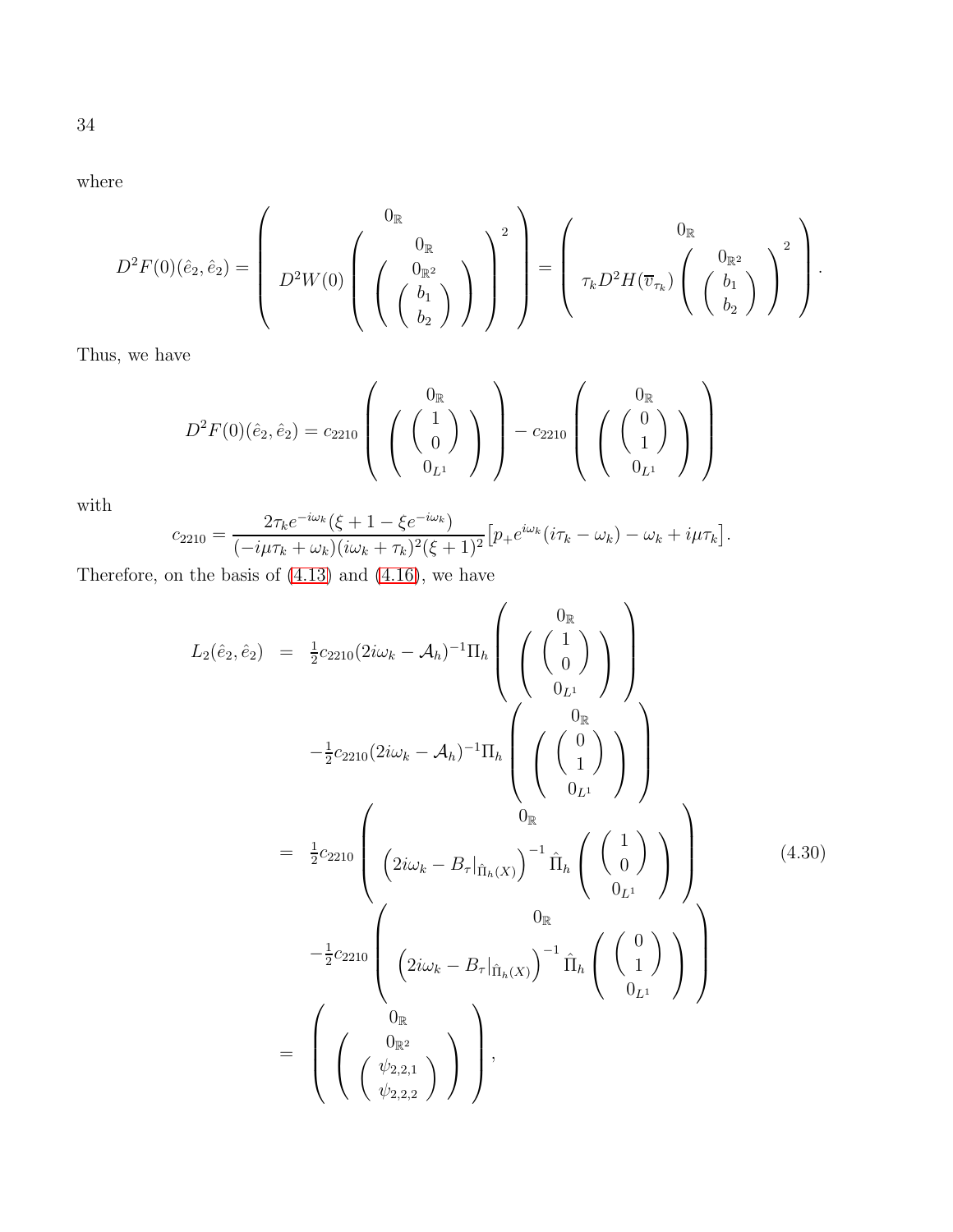where

$$
D^2F(0)(\hat{e}_2,\hat{e}_2) = \left( \begin{array}{c} 0_{\mathbb{R}} \\ D^2W(0)\left( \begin{array}{c} 0_{\mathbb{R}} \\ \left( \begin{array}{c} 0_{\mathbb{R}^2} \\ \left( \begin{array}{c} b_1 \\ b_2 \end{array} \right) \end{array} \right) \end{array} \right)^2 \end{array} \right) = \left( \begin{array}{c} 0_{\mathbb{R}} \\ \tau_k D^2H(\overline{v}_{\tau_k})\left( \begin{array}{c} 0_{\mathbb{R}^2} \\ \left( \begin{array}{c} b_1 \\ b_2 \end{array} \right) \end{array} \right)^2 \end{array} \right).
$$

Thus, we have

$$
D^2F(0)(\hat{e}_2,\hat{e}_2) = c_{2210}\left( \begin{array}{c} 0_{\mathbb{R}} \\ \left( \begin{array}{c} \left( \begin{array}{c} 1 \\ 0 \end{array} \right) \\ 0_{L^1} \end{array} \right) \end{array} \right) - c_{2210}\left( \begin{array}{c} 0_{\mathbb{R}} \\ \left( \begin{array}{c} \left( \begin{array}{c} 0 \\ 1 \end{array} \right) \\ 0_{L^1} \end{array} \right) \end{array} \right)
$$

with

$$
c_{2210} = \frac{2\tau_k e^{-i\omega_k}(\xi+1-\xi e^{-i\omega_k})}{(-i\mu\tau_k+\omega_k)(i\omega_k+\tau_k)^2(\xi+1)^2}\big[p_+e^{i\omega_k}(i\tau_k-\omega_k)-\omega_k+i\mu\tau_k\big].
$$

Therefore, on the basis of (4.13) and (4.16), we have

$$
\begin{aligned}
L_2(\hat{e}_2,\hat{e}_2) &= \tfrac{1}{2}c_{2210}(2i\omega_k-\mathcal{A}_h)^{-1}\Pi_h\left( \begin{array}{c} 0_{\mathbb{R}} \\ \left( \begin{array}{c} \left( \begin{array}{c} 1 \\ 0 \end{array} \right) \\ 0_{L^1} \end{array} \right) \end{array} \right) \\
&\quad -\tfrac{1}{2}c_{2210}(2i\omega_k-\mathcal{A}_h)^{-1}\Pi_h\left( \begin{array}{c} 0_{\mathbb{R}} \\ \left( \begin{array}{c} \left( \begin{array}{c} 0 \\ 1 \end{array} \right) \\ 0_{L^1} \end{array} \right) \end{array} \right) \\
&= \tfrac{1}{2}c_{2210}\left( \begin{array}{c} 0_{\mathbb{R}} \\ \left(2i\omega_k - B_\tau|_{\hat{\Pi}_h(X)}\right)^{-1}\hat{\Pi}_h\left( \begin{array}{c} \left( \begin{array}{c} 1 \\ 0 \end{array} \right) \\ 0_{L^1} \end{array} \right) \end{array} \right) \\
&\quad -\tfrac{1}{2}c_{2210}\left( \begin{array}{c} 0_{\mathbb{R}} \\ \left(2i\omega_k - B_\tau|_{\hat{\Pi}_h(X)}\right)^{-1}\hat{\Pi}_h\left( \begin{array}{c} \left( \begin{array}{c} 0 \\ 1 \end{array} \right) \\ 0_{L^1} \end{array} \right) \end{array} \right) \\
&= \left( \begin{array}{c} 0_{\mathbb{R}} \\ \left( \begin{array}{c} 0_{\mathbb{R}^2} \\ \left( \begin{array}{c} \psi_{2,2,1} \\ \psi_{2,2,2} \end{array} \right) \end{array} \right) \end{array} \right),
\end{aligned} \tag{4.30}
$$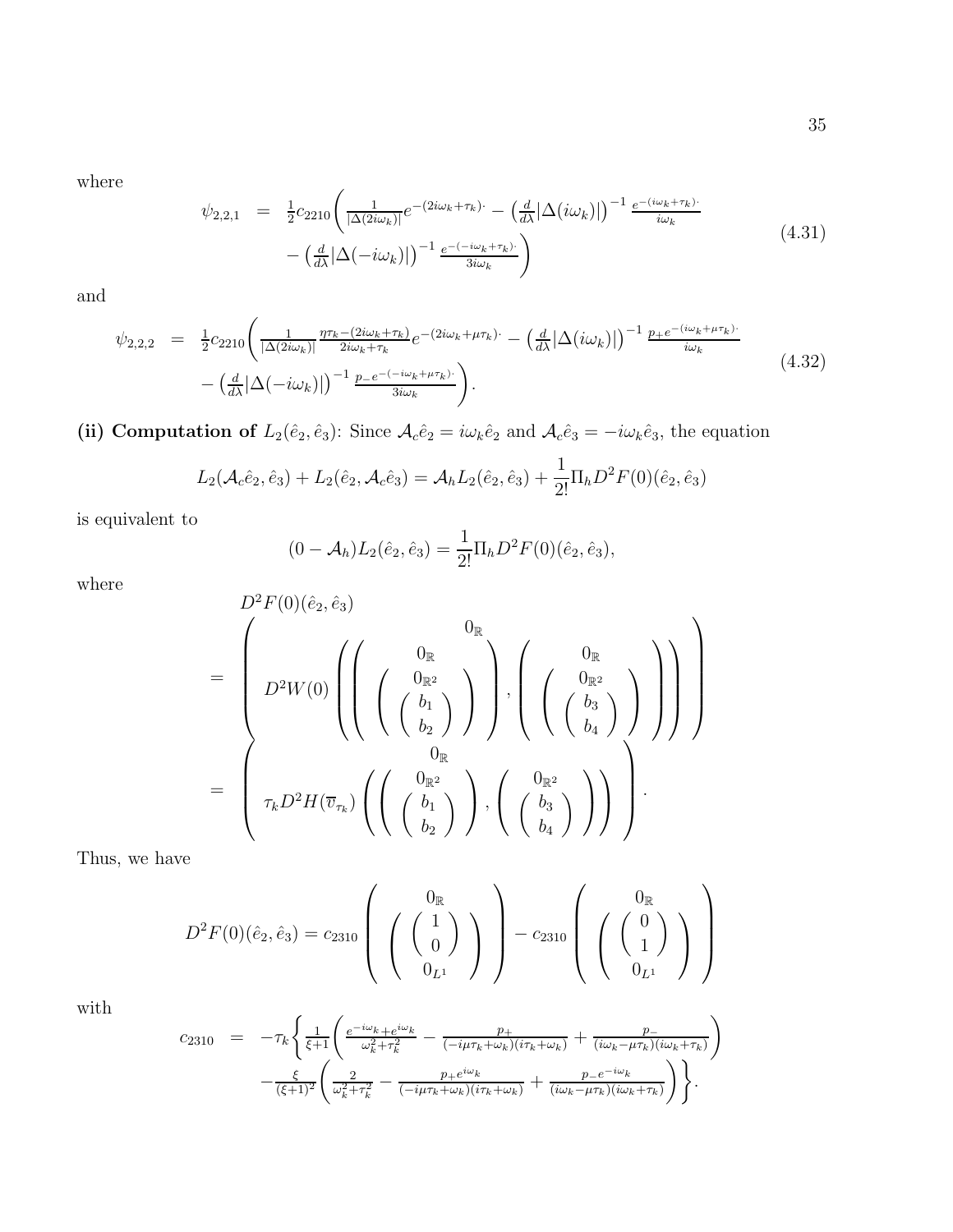where

$$
\begin{aligned}
\psi_{2,2,1} &= \tfrac{1}{2}c_{2210}\Bigg( \tfrac{1}{|\Delta(2i\omega_k)|} e^{-(2i\omega_k+\tau_k)\cdot} - \left(\tfrac{d}{d\lambda}|\Delta(i\omega_k)|\right)^{-1} \tfrac{e^{-(i\omega_k+\tau_k)\cdot}}{i\omega_k} \\
&\quad - \left(\tfrac{d}{d\lambda}|\Delta(-i\omega_k)|\right)^{-1} \tfrac{e^{-(-i\omega_k+\tau_k)\cdot}}{3i\omega_k} \Bigg)
\end{aligned} \tag{4.31}
$$

and

$$
\begin{aligned}
\psi_{2,2,2} &= \tfrac{1}{2}c_{2210}\Bigg( \tfrac{1}{|\Delta(2i\omega_k)|} \tfrac{\eta\tau_k-(2i\omega_k+\tau_k)}{2i\omega_k+\tau_k} e^{-(2i\omega_k+\mu\tau_k)\cdot} - \left(\tfrac{d}{d\lambda}|\Delta(i\omega_k)|\right)^{-1} \tfrac{p_+ e^{-(i\omega_k+\mu\tau_k)\cdot}}{i\omega_k} \\
&\quad - \left(\tfrac{d}{d\lambda}|\Delta(-i\omega_k)|\right)^{-1} \tfrac{p_- e^{-(-i\omega_k+\mu\tau_k)\cdot}}{3i\omega_k} \Bigg).
\end{aligned} \tag{4.32}
$$

**(ii) Computation of** $L_2(\hat{e}_2, \hat{e}_3)$: Since $\mathcal{A}_c\hat{e}_2 = i\omega_k\hat{e}_2$ and $\mathcal{A}_c\hat{e}_3 = -i\omega_k\hat{e}_3$, the equation

$$
L_2(\mathcal{A}_c\hat{e}_2, \hat{e}_3) + L_2(\hat{e}_2, \mathcal{A}_c\hat{e}_3) = \mathcal{A}_h L_2(\hat{e}_2, \hat{e}_3) + \frac{1}{2!}\Pi_h D^2F(0)(\hat{e}_2, \hat{e}_3)
$$

is equivalent to

$$
(0 - \mathcal{A}_h)L_2(\hat{e}_2, \hat{e}_3) = \frac{1}{2!}\Pi_h D^2F(0)(\hat{e}_2, \hat{e}_3),
$$

where

$$
\begin{aligned}
& D^2F(0)(\hat{e}_2, \hat{e}_3) \\
&= \begin{pmatrix} 0_{\mathbb{R}} \\ D^2W(0)\left( \begin{pmatrix} 0_{\mathbb{R}} \\ \begin{pmatrix} 0_{\mathbb{R}^2} \\ \begin{pmatrix} b_1 \\ b_2 \end{pmatrix} \end{pmatrix} \end{pmatrix}, \begin{pmatrix} 0_{\mathbb{R}} \\ \begin{pmatrix} 0_{\mathbb{R}^2} \\ \begin{pmatrix} b_3 \\ b_4 \end{pmatrix} \end{pmatrix} \end{pmatrix} \right) \end{pmatrix} \\
&= \begin{pmatrix} 0_{\mathbb{R}} \\ \tau_k D^2H(\overline{v}_{\tau_k})\left( \begin{pmatrix} 0_{\mathbb{R}^2} \\ \begin{pmatrix} b_1 \\ b_2 \end{pmatrix} \end{pmatrix}, \begin{pmatrix} 0_{\mathbb{R}^2} \\ \begin{pmatrix} b_3 \\ b_4 \end{pmatrix} \end{pmatrix} \right) \end{pmatrix}.
\end{aligned}
$$

Thus, we have

$$
D^2F(0)(\hat{e}_2, \hat{e}_3) = c_{2310} \begin{pmatrix} 0_{\mathbb{R}} \\ \begin{pmatrix} \begin{pmatrix} 1 \\ 0 \end{pmatrix} \\ 0_{L^1} \end{pmatrix} \end{pmatrix} - c_{2310} \begin{pmatrix} 0_{\mathbb{R}} \\ \begin{pmatrix} \begin{pmatrix} 0 \\ 1 \end{pmatrix} \\ 0_{L^1} \end{pmatrix} \end{pmatrix}
$$

with

$$
\begin{aligned}
c_{2310} &= -\tau_k \Bigg\{ \tfrac{1}{\xi+1}\Bigg( \tfrac{e^{-i\omega_k}+e^{i\omega_k}}{\omega_k^2+\tau_k^2} - \tfrac{p_+}{(-i\mu\tau_k+\omega_k)(i\tau_k+\omega_k)} + \tfrac{p_-}{(i\omega_k-\mu\tau_k)(i\omega_k+\tau_k)} \Bigg) \\
&\quad - \tfrac{\xi}{(\xi+1)^2}\Bigg( \tfrac{2}{\omega_k^2+\tau_k^2} - \tfrac{p_+e^{i\omega_k}}{(-i\mu\tau_k+\omega_k)(i\tau_k+\omega_k)} + \tfrac{p_-e^{-i\omega_k}}{(i\omega_k-\mu\tau_k)(i\omega_k+\tau_k)} \Bigg) \Bigg\}.
\end{aligned}
$$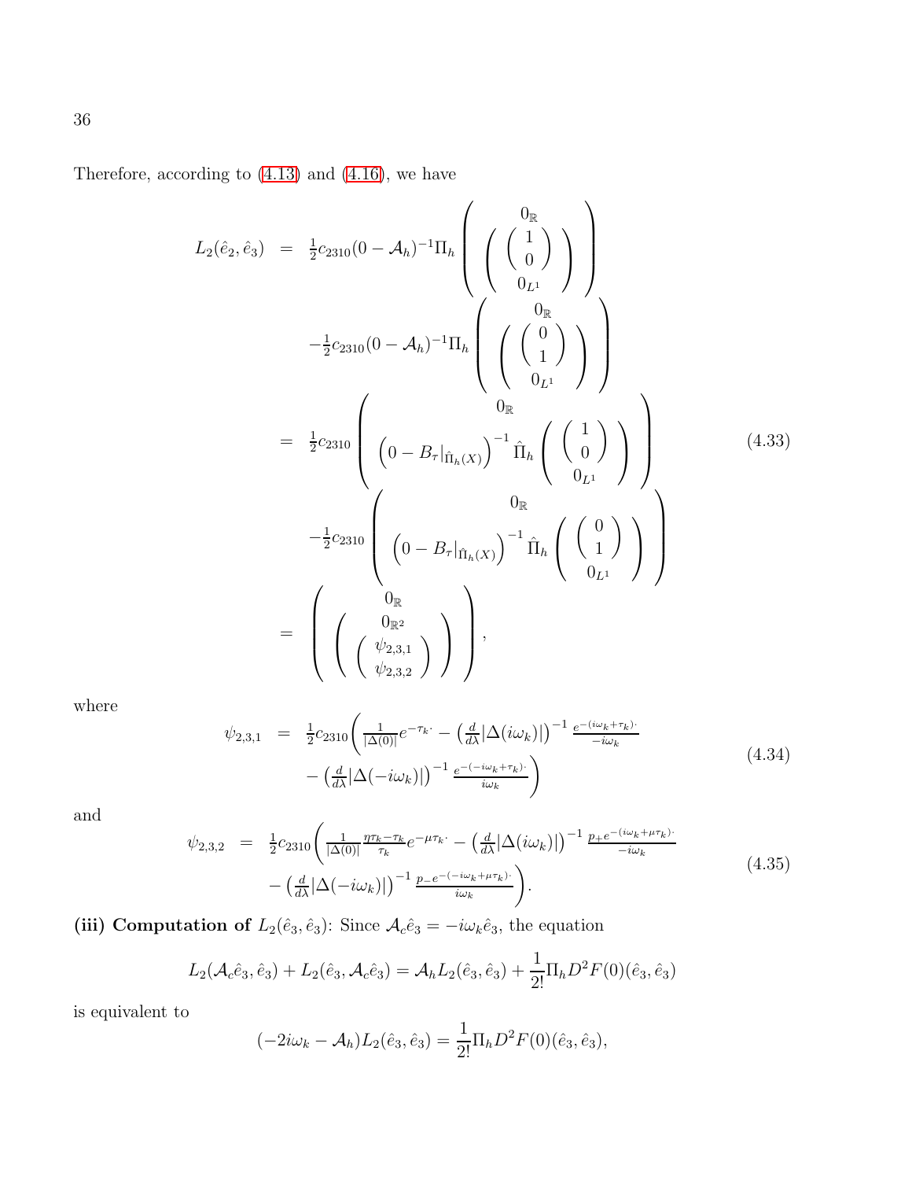Therefore, according to (4.13) and (4.16), we have

$$
\begin{aligned}
L_2(\hat{e}_2, \hat{e}_3) &= \tfrac{1}{2}c_{2310}(0-\mathcal{A}_h)^{-1}\Pi_h \begin{pmatrix} 0_{\mathbb{R}} \\ \begin{pmatrix} \begin{pmatrix} 1 \\ 0 \end{pmatrix} \\ 0_{L^1} \end{pmatrix} \end{pmatrix} \\
&\quad -\tfrac{1}{2}c_{2310}(0-\mathcal{A}_h)^{-1}\Pi_h \begin{pmatrix} 0_{\mathbb{R}} \\ \begin{pmatrix} \begin{pmatrix} 0 \\ 1 \end{pmatrix} \\ 0_{L^1} \end{pmatrix} \end{pmatrix} \\
&= \tfrac{1}{2}c_{2310} \begin{pmatrix} 0_{\mathbb{R}} \\ \left(0 - B_\tau|_{\hat{\Pi}_h(X)}\right)^{-1} \hat{\Pi}_h \begin{pmatrix} \begin{pmatrix} 1 \\ 0 \end{pmatrix} \\ 0_{L^1} \end{pmatrix} \end{pmatrix} \\
&\quad -\tfrac{1}{2}c_{2310} \begin{pmatrix} 0_{\mathbb{R}} \\ \left(0 - B_\tau|_{\hat{\Pi}_h(X)}\right)^{-1} \hat{\Pi}_h \begin{pmatrix} \begin{pmatrix} 0 \\ 1 \end{pmatrix} \\ 0_{L^1} \end{pmatrix} \end{pmatrix} \\
&= \begin{pmatrix} 0_{\mathbb{R}} \\ \begin{pmatrix} 0_{\mathbb{R}^2} \\ \begin{pmatrix} \psi_{2,3,1} \\ \psi_{2,3,2} \end{pmatrix} \end{pmatrix} \end{pmatrix},
\end{aligned}
\tag{4.33}
$$

where

$$
\begin{aligned}
\psi_{2,3,1} &= \tfrac{1}{2}c_{2310}\bigg( \tfrac{1}{|\Delta(0)|} e^{-\tau_k \cdot} - \left(\tfrac{d}{d\lambda}|\Delta(i\omega_k)|\right)^{-1} \tfrac{e^{-(i\omega_k+\tau_k)\cdot}}{-i\omega_k} \\
&\quad - \left(\tfrac{d}{d\lambda}|\Delta(-i\omega_k)|\right)^{-1} \tfrac{e^{-(-i\omega_k+\tau_k)\cdot}}{i\omega_k} \bigg)
\end{aligned}
\tag{4.34}
$$

and

$$
\begin{aligned}
\psi_{2,3,2} &= \tfrac{1}{2}c_{2310}\bigg( \tfrac{1}{|\Delta(0)|} \tfrac{\eta\tau_k - \tau_k}{\tau_k} e^{-\mu\tau_k \cdot} - \left(\tfrac{d}{d\lambda}|\Delta(i\omega_k)|\right)^{-1} \tfrac{p_+ e^{-(i\omega_k+\mu\tau_k)\cdot}}{-i\omega_k} \\
&\quad - \left(\tfrac{d}{d\lambda}|\Delta(-i\omega_k)|\right)^{-1} \tfrac{p_- e^{-(-i\omega_k+\mu\tau_k)\cdot}}{i\omega_k} \bigg).
\end{aligned}
\tag{4.35}
$$

**(iii) Computation of** $L_2(\hat{e}_3, \hat{e}_3)$: Since $\mathcal{A}_c\hat{e}_3 = -i\omega_k\hat{e}_3$, the equation

$$
L_2(\mathcal{A}_c\hat{e}_3, \hat{e}_3) + L_2(\hat{e}_3, \mathcal{A}_c\hat{e}_3) = \mathcal{A}_h L_2(\hat{e}_3, \hat{e}_3) + \frac{1}{2!}\Pi_h D^2F(0)(\hat{e}_3, \hat{e}_3)
$$

is equivalent to

$$
(-2i\omega_k - \mathcal{A}_h)L_2(\hat{e}_3, \hat{e}_3) = \frac{1}{2!}\Pi_h D^2F(0)(\hat{e}_3, \hat{e}_3),
$$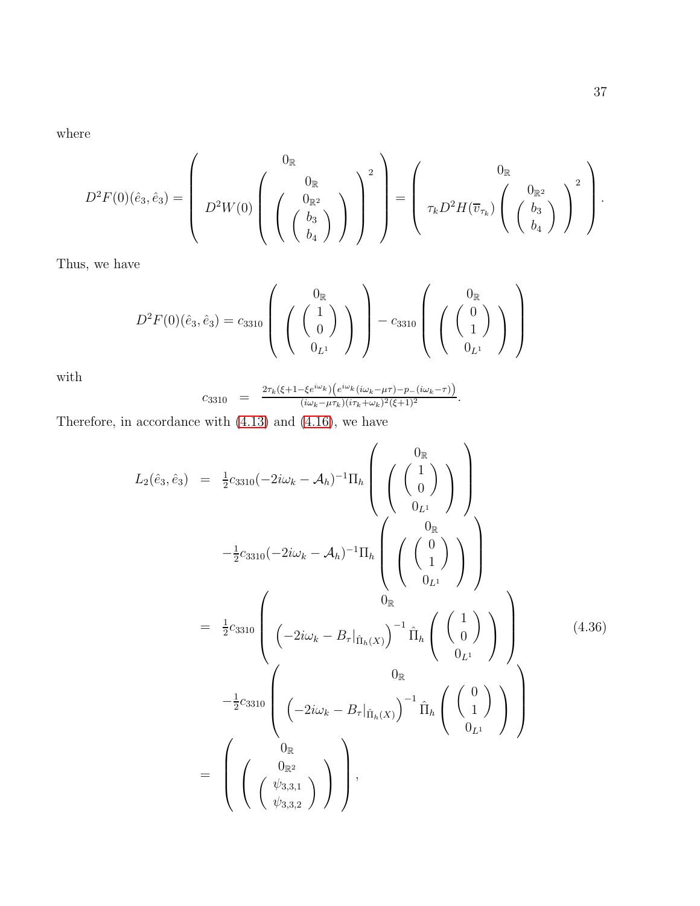where

$$
D^2F(0)(\hat{e}_3,\hat{e}_3) = \begin{pmatrix} 0_{\mathbb{R}} \\ D^2W(0)\begin{pmatrix} 0_{\mathbb{R}} \\ \begin{pmatrix} 0_{\mathbb{R}^2} \\ \begin{pmatrix} b_3 \\ b_4 \end{pmatrix} \end{pmatrix} \end{pmatrix}^2 \end{pmatrix} = \begin{pmatrix} 0_{\mathbb{R}} \\ \tau_k D^2H(\overline{v}_{\tau_k})\begin{pmatrix} 0_{\mathbb{R}^2} \\ \begin{pmatrix} b_3 \\ b_4 \end{pmatrix} \end{pmatrix}^2 \end{pmatrix}.
$$

Thus, we have

$$
D^2F(0)(\hat{e}_3,\hat{e}_3) = c_{3310}\begin{pmatrix} 0_{\mathbb{R}} \\ \begin{pmatrix} \begin{pmatrix} 1 \\ 0 \end{pmatrix} \\ 0_{L^1} \end{pmatrix} \end{pmatrix} - c_{3310}\begin{pmatrix} 0_{\mathbb{R}} \\ \begin{pmatrix} \begin{pmatrix} 0 \\ 1 \end{pmatrix} \\ 0_{L^1} \end{pmatrix} \end{pmatrix}
$$

with

$$
c_{3310} = \frac{2\tau_k(\xi+1-\xi e^{i\omega_k})\left(e^{i\omega_k}(i\omega_k-\mu\tau)-p_-(i\omega_k-\tau)\right)}{(i\omega_k-\mu\tau_k)(i\tau_k+\omega_k)^2(\xi+1)^2}.
$$

Therefore, in accordance with (4.13) and (4.16), we have

$$
\begin{aligned}
L_2(\hat{e}_3,\hat{e}_3) &= \tfrac{1}{2}c_{3310}(-2i\omega_k-\mathcal{A}_h)^{-1}\Pi_h\begin{pmatrix} 0_{\mathbb{R}} \\ \begin{pmatrix} \begin{pmatrix} 1 \\ 0 \end{pmatrix} \\ 0_{L^1} \end{pmatrix} \end{pmatrix} \\
&\quad -\tfrac{1}{2}c_{3310}(-2i\omega_k-\mathcal{A}_h)^{-1}\Pi_h\begin{pmatrix} 0_{\mathbb{R}} \\ \begin{pmatrix} \begin{pmatrix} 0 \\ 1 \end{pmatrix} \\ 0_{L^1} \end{pmatrix} \end{pmatrix} \\
&= \tfrac{1}{2}c_{3310}\begin{pmatrix} 0_{\mathbb{R}} \\ \left(-2i\omega_k - B_\tau|_{\hat{\Pi}_h(X)}\right)^{-1}\hat{\Pi}_h\begin{pmatrix} \begin{pmatrix} 1 \\ 0 \end{pmatrix} \\ 0_{L^1} \end{pmatrix} \end{pmatrix} \\
&\quad -\tfrac{1}{2}c_{3310}\begin{pmatrix} 0_{\mathbb{R}} \\ \left(-2i\omega_k - B_\tau|_{\hat{\Pi}_h(X)}\right)^{-1}\hat{\Pi}_h\begin{pmatrix} \begin{pmatrix} 0 \\ 1 \end{pmatrix} \\ 0_{L^1} \end{pmatrix} \end{pmatrix} \\
&= \begin{pmatrix} 0_{\mathbb{R}} \\ \begin{pmatrix} 0_{\mathbb{R}^2} \\ \begin{pmatrix} \psi_{3,3,1} \\ \psi_{3,3,2} \end{pmatrix} \end{pmatrix} \end{pmatrix},
\end{aligned} \tag{4.36}
$$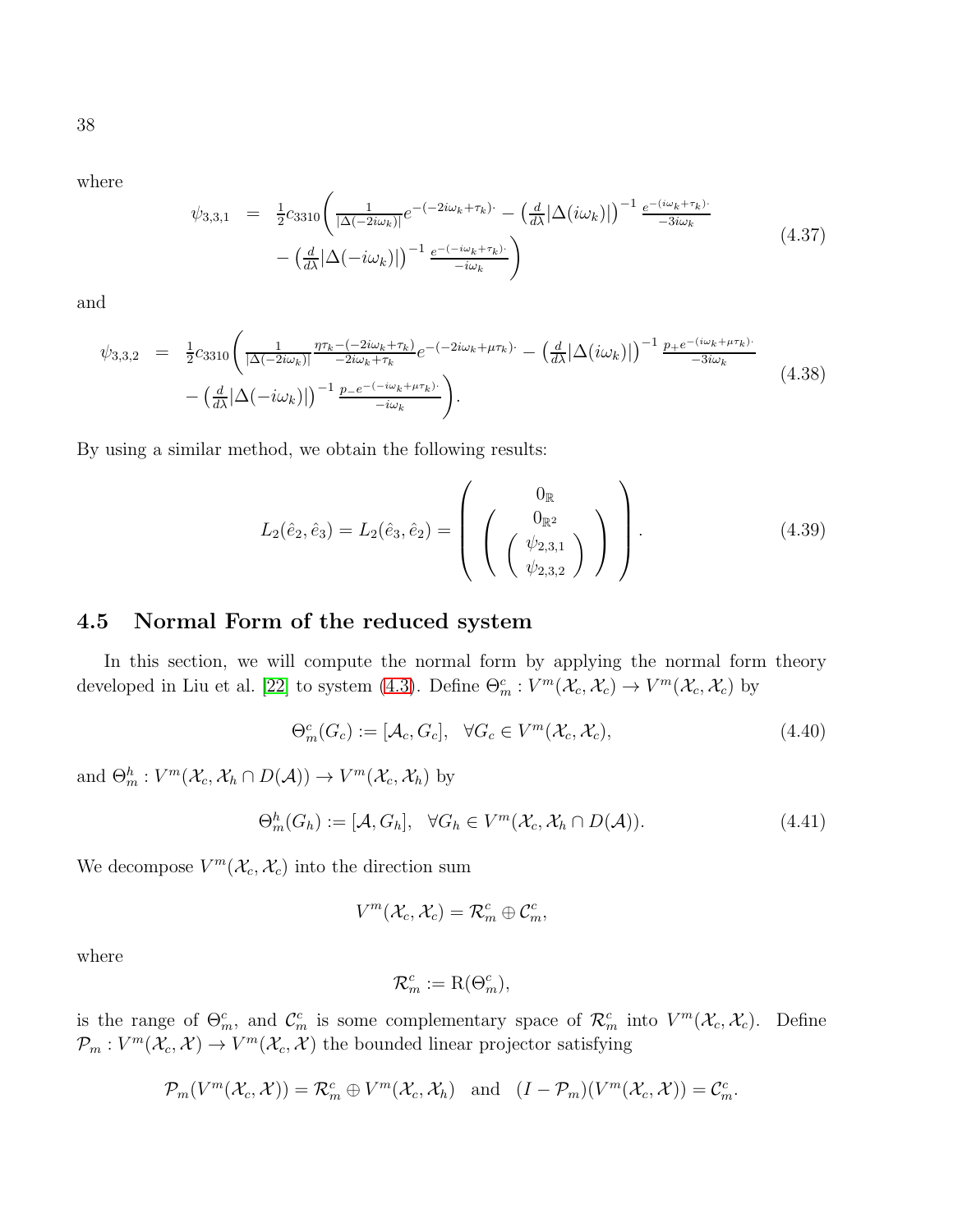where

$$
\begin{aligned}
\psi_{3,3,1} &= \tfrac{1}{2}c_{3310}\bigg(\tfrac{1}{|\Delta(-2i\omega_k)|}e^{-(-2i\omega_k+\tau_k)\cdot} - \left(\tfrac{d}{d\lambda}|\Delta(i\omega_k)|\right)^{-1}\tfrac{e^{-(i\omega_k+\tau_k)\cdot}}{-3i\omega_k} \\
&\quad - \left(\tfrac{d}{d\lambda}|\Delta(-i\omega_k)|\right)^{-1}\tfrac{e^{-(-i\omega_k+\tau_k)\cdot}}{-i\omega_k}\bigg)
\end{aligned}
\tag{4.37}
$$

and

$$
\begin{aligned}
\psi_{3,3,2} &= \tfrac{1}{2}c_{3310}\bigg(\tfrac{1}{|\Delta(-2i\omega_k)|}\tfrac{\eta\tau_k-(-2i\omega_k+\tau_k)}{-2i\omega_k+\tau_k}e^{-(-2i\omega_k+\mu\tau_k)\cdot} - \left(\tfrac{d}{d\lambda}|\Delta(i\omega_k)|\right)^{-1}\tfrac{p_+e^{-(i\omega_k+\mu\tau_k)\cdot}}{-3i\omega_k} \\
&\quad - \left(\tfrac{d}{d\lambda}|\Delta(-i\omega_k)|\right)^{-1}\tfrac{p_-e^{-(-i\omega_k+\mu\tau_k)\cdot}}{-i\omega_k}\bigg).
\end{aligned}
\tag{4.38}
$$

By using a similar method, we obtain the following results:

$$
L_2(\hat{e}_2,\hat{e}_3) = L_2(\hat{e}_3,\hat{e}_2) = \begin{pmatrix} 0_{\mathbb{R}} \\ \begin{pmatrix} 0_{\mathbb{R}^2} \\ \begin{pmatrix} \psi_{2,3,1} \\ \psi_{2,3,2} \end{pmatrix} \end{pmatrix} \end{pmatrix}. \tag{4.39}
$$

## 4.5 Normal Form of the reduced system

In this section, we will compute the normal form by applying the normal form theory developed in Liu et al. [22] to system (4.3). Define $\Theta_m^c : V^m(\mathcal{X}_c,\mathcal{X}_c) \to V^m(\mathcal{X}_c,\mathcal{X}_c)$ by

$$
\Theta_m^c(G_c) := [\mathcal{A}_c, G_c], \quad \forall G_c \in V^m(\mathcal{X}_c,\mathcal{X}_c), \tag{4.40}
$$

and $\Theta_m^h : V^m(\mathcal{X}_c,\mathcal{X}_h \cap D(\mathcal{A})) \to V^m(\mathcal{X}_c,\mathcal{X}_h)$ by

$$
\Theta_m^h(G_h) := [\mathcal{A}, G_h], \quad \forall G_h \in V^m(\mathcal{X}_c,\mathcal{X}_h \cap D(\mathcal{A})). \tag{4.41}
$$

We decompose $V^m(\mathcal{X}_c,\mathcal{X}_c)$ into the direction sum

$$
V^m(\mathcal{X}_c,\mathcal{X}_c) = \mathcal{R}_m^c \oplus \mathcal{C}_m^c,
$$

where

$$
\mathcal{R}_m^c := \mathrm{R}(\Theta_m^c),
$$

is the range of $\Theta_m^c$, and $\mathcal{C}_m^c$ is some complementary space of $\mathcal{R}_m^c$ into $V^m(\mathcal{X}_c,\mathcal{X}_c)$. Define $\mathcal{P}_m : V^m(\mathcal{X}_c,\mathcal{X}) \to V^m(\mathcal{X}_c,\mathcal{X})$ the bounded linear projector satisfying

$$
\mathcal{P}_m(V^m(\mathcal{X}_c,\mathcal{X})) = \mathcal{R}_m^c \oplus V^m(\mathcal{X}_c,\mathcal{X}_h) \quad \text{and} \quad (I-\mathcal{P}_m)(V^m(\mathcal{X}_c,\mathcal{X})) = \mathcal{C}_m^c.
$$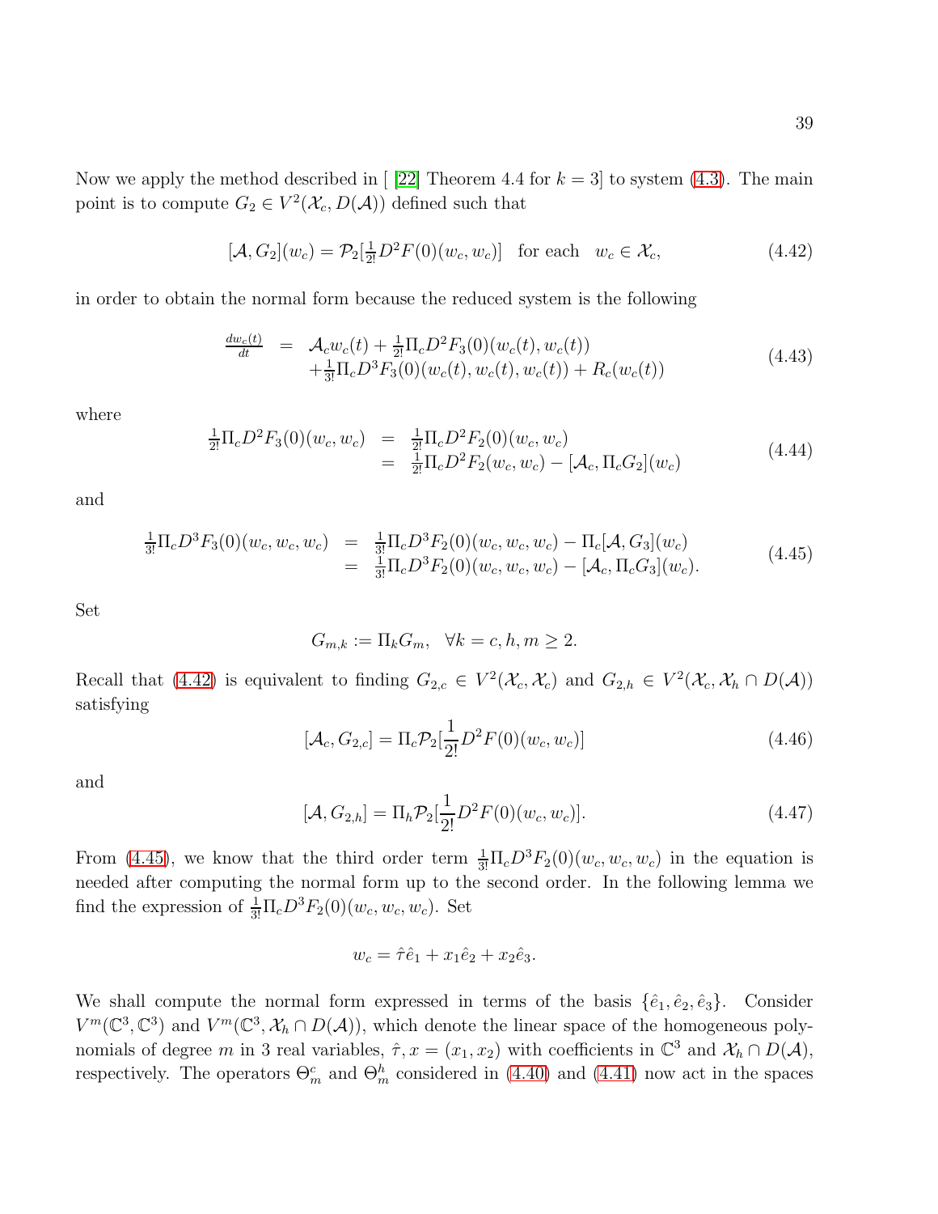Now we apply the method described in [ [22] Theorem 4.4 for $k=3$] to system (4.3). The main point is to compute $G_2 \in V^2(\mathcal{X}_c, D(\mathcal{A}))$ defined such that

$$[\mathcal{A}, G_2](w_c) = \mathcal{P}_2[\tfrac{1}{2!}D^2F(0)(w_c, w_c)] \quad \text{for each} \quad w_c \in \mathcal{X}_c, \tag{4.42}$$

in order to obtain the normal form because the reduced system is the following

$$\begin{array}{rcl} \frac{dw_c(t)}{dt} & = & \mathcal{A}_c w_c(t) + \frac{1}{2!}\Pi_c D^2 F_3(0)(w_c(t), w_c(t)) \\ & & + \frac{1}{3!}\Pi_c D^3 F_3(0)(w_c(t), w_c(t), w_c(t)) + R_c(w_c(t)) \end{array} \tag{4.43}$$

where

$$\begin{array}{rcl} \frac{1}{2!}\Pi_c D^2 F_3(0)(w_c, w_c) & = & \frac{1}{2!}\Pi_c D^2 F_2(0)(w_c, w_c) \\ & = & \frac{1}{2!}\Pi_c D^2 F_2(w_c, w_c) - [\mathcal{A}_c, \Pi_c G_2](w_c) \end{array} \tag{4.44}$$

and

$$\begin{array}{rcl} \frac{1}{3!}\Pi_c D^3 F_3(0)(w_c, w_c, w_c) & = & \frac{1}{3!}\Pi_c D^3 F_2(0)(w_c, w_c, w_c) - \Pi_c[\mathcal{A}, G_3](w_c) \\ & = & \frac{1}{3!}\Pi_c D^3 F_2(0)(w_c, w_c, w_c) - [\mathcal{A}_c, \Pi_c G_3](w_c). \end{array} \tag{4.45}$$

Set

$$G_{m,k} := \Pi_k G_m, \quad \forall k = c, h, m \geq 2.$$

Recall that (4.42) is equivalent to finding $G_{2,c} \in V^2(\mathcal{X}_c, \mathcal{X}_c)$ and $G_{2,h} \in V^2(\mathcal{X}_c, \mathcal{X}_h \cap D(\mathcal{A}))$ satisfying

$$[\mathcal{A}_c, G_{2,c}] = \Pi_c \mathcal{P}_2[\frac{1}{2!}D^2F(0)(w_c, w_c)] \tag{4.46}$$

and

$$[\mathcal{A}, G_{2,h}] = \Pi_h \mathcal{P}_2[\frac{1}{2!}D^2F(0)(w_c, w_c)]. \tag{4.47}$$

From (4.45), we know that the third order term $\frac{1}{3!}\Pi_c D^3 F_2(0)(w_c, w_c, w_c)$ in the equation is needed after computing the normal form up to the second order. In the following lemma we find the expression of $\frac{1}{3!}\Pi_c D^3 F_2(0)(w_c, w_c, w_c)$. Set

$$w_c = \hat{\tau}\hat{e}_1 + x_1\hat{e}_2 + x_2\hat{e}_3.$$

We shall compute the normal form expressed in terms of the basis $\{\hat{e}_1, \hat{e}_2, \hat{e}_3\}$. Consider $V^m(\mathbb{C}^3, \mathbb{C}^3)$ and $V^m(\mathbb{C}^3, \mathcal{X}_h \cap D(\mathcal{A}))$, which denote the linear space of the homogeneous polynomials of degree $m$ in 3 real variables, $\hat{\tau}, x = (x_1, x_2)$ with coefficients in $\mathbb{C}^3$ and $\mathcal{X}_h \cap D(\mathcal{A})$, respectively. The operators $\Theta_m^c$ and $\Theta_m^h$ considered in (4.40) and (4.41) now act in the spaces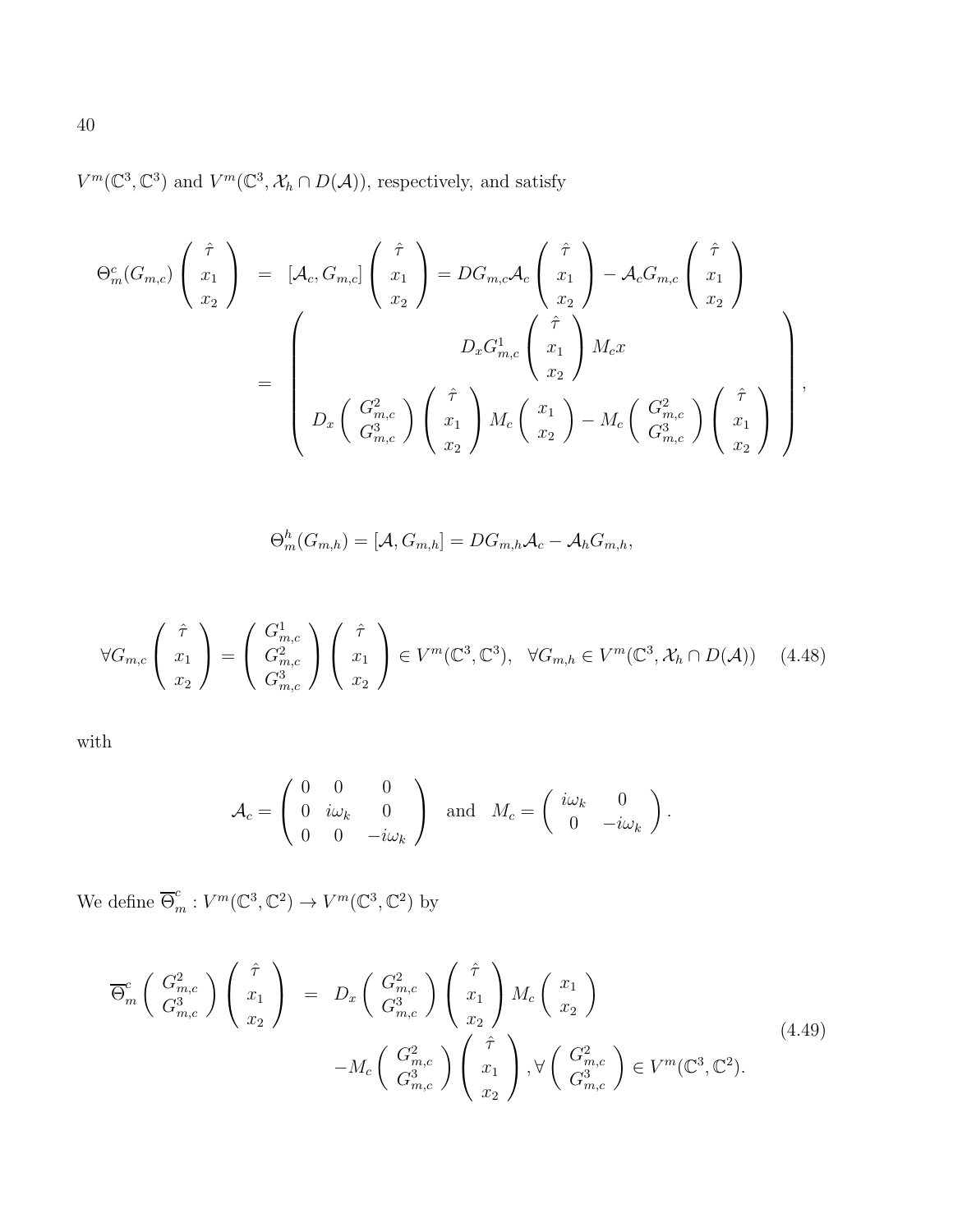$V^m(\mathbb{C}^3, \mathbb{C}^3)$ and $V^m(\mathbb{C}^3, \mathcal{X}_h \cap D(\mathcal{A}))$, respectively, and satisfy

$$
\begin{aligned}
\Theta_m^c(G_{m,c}) \begin{pmatrix} \hat{\tau} \\ x_1 \\ x_2 \end{pmatrix} &= [\mathcal{A}_c, G_{m,c}] \begin{pmatrix} \hat{\tau} \\ x_1 \\ x_2 \end{pmatrix} = DG_{m,c}\mathcal{A}_c \begin{pmatrix} \hat{\tau} \\ x_1 \\ x_2 \end{pmatrix} - \mathcal{A}_c G_{m,c} \begin{pmatrix} \hat{\tau} \\ x_1 \\ x_2 \end{pmatrix} \\
&= \begin{pmatrix} D_x G_{m,c}^1 \begin{pmatrix} \hat{\tau} \\ x_1 \\ x_2 \end{pmatrix} M_c x \\ D_x \begin{pmatrix} G_{m,c}^2 \\ G_{m,c}^3 \end{pmatrix} \begin{pmatrix} \hat{\tau} \\ x_1 \\ x_2 \end{pmatrix} M_c \begin{pmatrix} x_1 \\ x_2 \end{pmatrix} - M_c \begin{pmatrix} G_{m,c}^2 \\ G_{m,c}^3 \end{pmatrix} \begin{pmatrix} \hat{\tau} \\ x_1 \\ x_2 \end{pmatrix} \end{pmatrix},
\end{aligned}
$$

$$
\Theta_m^h(G_{m,h}) = [\mathcal{A}, G_{m,h}] = DG_{m,h}\mathcal{A}_c - \mathcal{A}_h G_{m,h},
$$

$$
\forall G_{m,c} \begin{pmatrix} \hat{\tau} \\ x_1 \\ x_2 \end{pmatrix} = \begin{pmatrix} G_{m,c}^1 \\ G_{m,c}^2 \\ G_{m,c}^3 \end{pmatrix} \begin{pmatrix} \hat{\tau} \\ x_1 \\ x_2 \end{pmatrix} \in V^m(\mathbb{C}^3, \mathbb{C}^3), \quad \forall G_{m,h} \in V^m(\mathbb{C}^3, \mathcal{X}_h \cap D(\mathcal{A})) \tag{4.48}
$$

with

$$
\mathcal{A}_c = \begin{pmatrix} 0 & 0 & 0 \\ 0 & i\omega_k & 0 \\ 0 & 0 & -i\omega_k \end{pmatrix} \quad \text{and} \quad M_c = \begin{pmatrix} i\omega_k & 0 \\ 0 & -i\omega_k \end{pmatrix}.
$$

We define $\overline{\Theta}_m^c : V^m(\mathbb{C}^3, \mathbb{C}^2) \to V^m(\mathbb{C}^3, \mathbb{C}^2)$ by

$$
\begin{aligned}
\overline{\Theta}_m^c \begin{pmatrix} G_{m,c}^2 \\ G_{m,c}^3 \end{pmatrix} \begin{pmatrix} \hat{\tau} \\ x_1 \\ x_2 \end{pmatrix} &= D_x \begin{pmatrix} G_{m,c}^2 \\ G_{m,c}^3 \end{pmatrix} \begin{pmatrix} \hat{\tau} \\ x_1 \\ x_2 \end{pmatrix} M_c \begin{pmatrix} x_1 \\ x_2 \end{pmatrix} \\
&\quad - M_c \begin{pmatrix} G_{m,c}^2 \\ G_{m,c}^3 \end{pmatrix} \begin{pmatrix} \hat{\tau} \\ x_1 \\ x_2 \end{pmatrix}, \forall \begin{pmatrix} G_{m,c}^2 \\ G_{m,c}^3 \end{pmatrix} \in V^m(\mathbb{C}^3, \mathbb{C}^2).
\end{aligned} \tag{4.49}
$$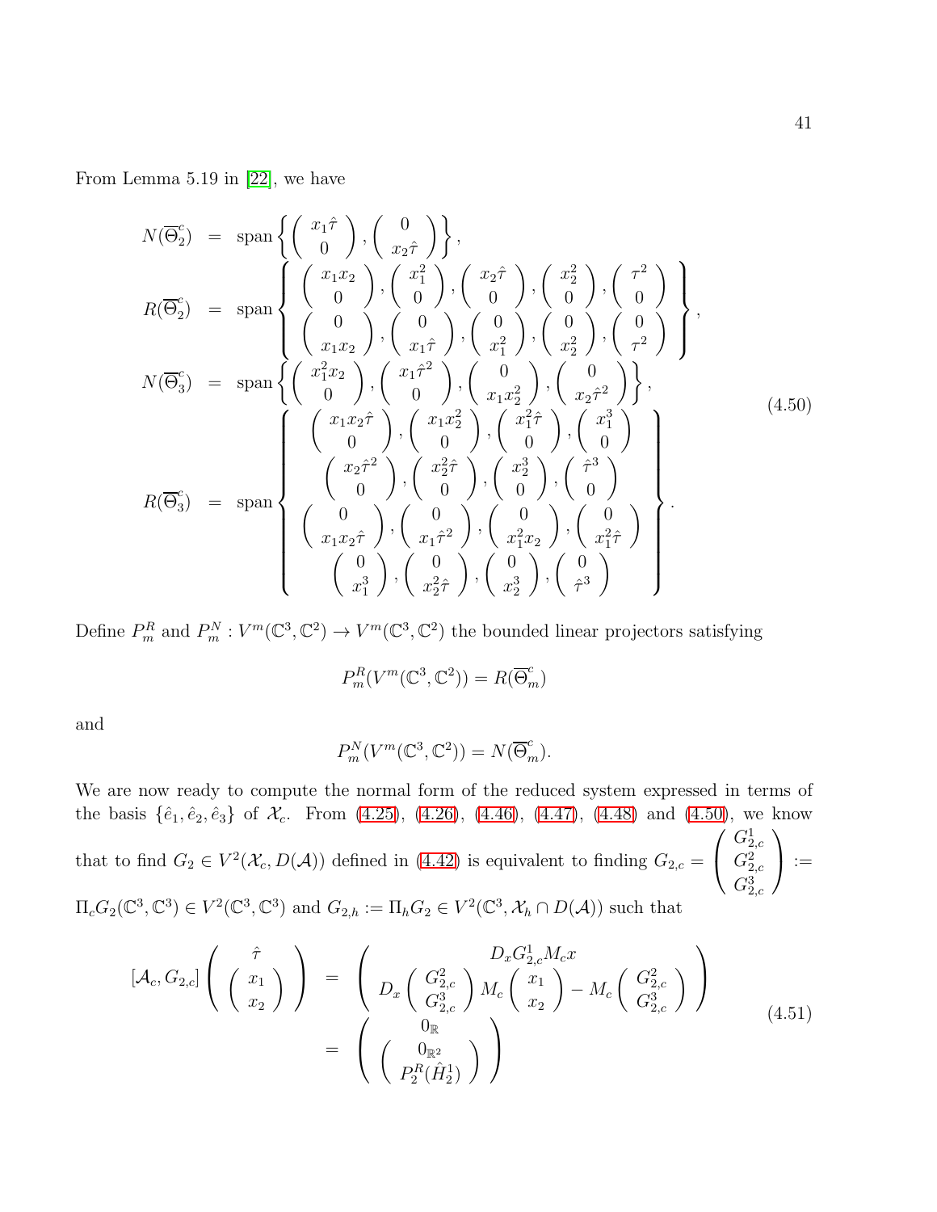From Lemma 5.19 in [22], we have

$$
\begin{array}{rcl}
N(\overline{\Theta}_2^c) & = & \operatorname{span}\left\{ \begin{pmatrix} x_1\hat{\tau} \\ 0 \end{pmatrix}, \begin{pmatrix} 0 \\ x_2\hat{\tau} \end{pmatrix} \right\}, \\
R(\overline{\Theta}_2^c) & = & \operatorname{span}\left\{ \begin{array}{c} \begin{pmatrix} x_1x_2 \\ 0 \end{pmatrix}, \begin{pmatrix} x_1^2 \\ 0 \end{pmatrix}, \begin{pmatrix} x_2\hat{\tau} \\ 0 \end{pmatrix}, \begin{pmatrix} x_2^2 \\ 0 \end{pmatrix}, \begin{pmatrix} \tau^2 \\ 0 \end{pmatrix} \\ \begin{pmatrix} 0 \\ x_1x_2 \end{pmatrix}, \begin{pmatrix} 0 \\ x_1\hat{\tau} \end{pmatrix}, \begin{pmatrix} 0 \\ x_1^2 \end{pmatrix}, \begin{pmatrix} 0 \\ x_2^2 \end{pmatrix}, \begin{pmatrix} 0 \\ \tau^2 \end{pmatrix} \end{array} \right\}, \\
N(\overline{\Theta}_3^c) & = & \operatorname{span}\left\{ \begin{pmatrix} x_1^2x_2 \\ 0 \end{pmatrix}, \begin{pmatrix} x_1\hat{\tau}^2 \\ 0 \end{pmatrix}, \begin{pmatrix} 0 \\ x_1x_2^2 \end{pmatrix}, \begin{pmatrix} 0 \\ x_2\hat{\tau}^2 \end{pmatrix} \right\}, \\
R(\overline{\Theta}_3^c) & = & \operatorname{span}\left\{ \begin{array}{c} \begin{pmatrix} x_1x_2\hat{\tau} \\ 0 \end{pmatrix}, \begin{pmatrix} x_1x_2^2 \\ 0 \end{pmatrix}, \begin{pmatrix} x_1^2\hat{\tau} \\ 0 \end{pmatrix}, \begin{pmatrix} x_1^3 \\ 0 \end{pmatrix} \\ \begin{pmatrix} x_2\hat{\tau}^2 \\ 0 \end{pmatrix}, \begin{pmatrix} x_2^2\hat{\tau} \\ 0 \end{pmatrix}, \begin{pmatrix} x_2^3 \\ 0 \end{pmatrix}, \begin{pmatrix} \hat{\tau}^3 \\ 0 \end{pmatrix} \\ \begin{pmatrix} 0 \\ x_1x_2\hat{\tau} \end{pmatrix}, \begin{pmatrix} 0 \\ x_1\hat{\tau}^2 \end{pmatrix}, \begin{pmatrix} 0 \\ x_1^2x_2 \end{pmatrix}, \begin{pmatrix} 0 \\ x_1^2\hat{\tau} \end{pmatrix} \\ \begin{pmatrix} 0 \\ x_1^3 \end{pmatrix}, \begin{pmatrix} 0 \\ x_2^2\hat{\tau} \end{pmatrix}, \begin{pmatrix} 0 \\ x_2^3 \end{pmatrix}, \begin{pmatrix} 0 \\ \hat{\tau}^3 \end{pmatrix} \end{array} \right\}.
\end{array}
\tag{4.50}
$$

Define $P_m^R$ and $P_m^N : V^m(\mathbb{C}^3, \mathbb{C}^2) \to V^m(\mathbb{C}^3, \mathbb{C}^2)$ the bounded linear projectors satisfying

$$
P_m^R(V^m(\mathbb{C}^3, \mathbb{C}^2)) = R(\overline{\Theta}_m^c)
$$

and

$$
P_m^N(V^m(\mathbb{C}^3, \mathbb{C}^2)) = N(\overline{\Theta}_m^c).
$$

We are now ready to compute the normal form of the reduced system expressed in terms of the basis $\{\hat{e}_1, \hat{e}_2, \hat{e}_3\}$ of $\mathcal{X}_c$. From (4.25), (4.26), (4.46), (4.47), (4.48) and (4.50), we know that to find $G_2 \in V^2(\mathcal{X}_c, D(\mathcal{A}))$ defined in (4.42) is equivalent to finding $G_{2,c} = \begin{pmatrix} G_{2,c}^1 \\ G_{2,c}^2 \\ G_{2,c}^3 \end{pmatrix} := \Pi_c G_2(\mathbb{C}^3, \mathbb{C}^3) \in V^2(\mathbb{C}^3, \mathbb{C}^3)$ and $G_{2,h} := \Pi_h G_2 \in V^2(\mathbb{C}^3, \mathcal{X}_h \cap D(\mathcal{A}))$ such that

$$
\begin{array}{rcl}
[\mathcal{A}_c, G_{2,c}] \begin{pmatrix} \hat{\tau} \\ \begin{pmatrix} x_1 \\ x_2 \end{pmatrix} \end{pmatrix} & = & \begin{pmatrix} D_x G_{2,c}^1 M_c x \\ D_x \begin{pmatrix} G_{2,c}^2 \\ G_{2,c}^3 \end{pmatrix} M_c \begin{pmatrix} x_1 \\ x_2 \end{pmatrix} - M_c \begin{pmatrix} G_{2,c}^2 \\ G_{2,c}^3 \end{pmatrix} \end{pmatrix} \\
& = & \begin{pmatrix} 0_{\mathbb{R}} \\ \begin{pmatrix} 0_{\mathbb{R}^2} \\ P_2^R(\hat{H}_2^1) \end{pmatrix} \end{pmatrix}
\end{array}
\tag{4.51}
$$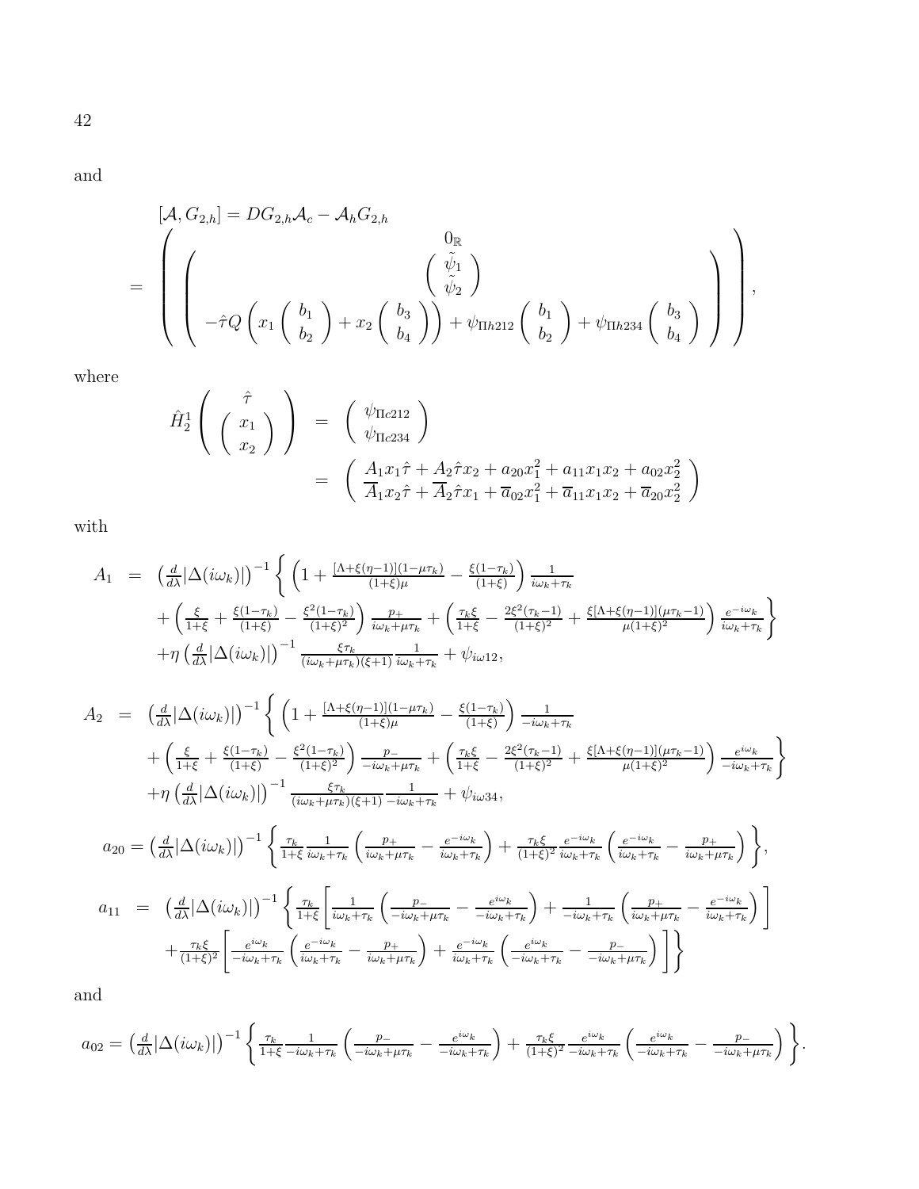and

$$
[\mathcal{A}, G_{2,h}] = DG_{2,h}\mathcal{A}_c - \mathcal{A}_h G_{2,h}
$$

$$
= \left( \left( \begin{array}{c} 0_{\mathbb{R}} \\ \begin{pmatrix} \tilde{\psi}_1 \\ \tilde{\psi}_2 \end{pmatrix} \\ -\hat{\tau} Q \left( x_1 \begin{pmatrix} b_1 \\ b_2 \end{pmatrix} + x_2 \begin{pmatrix} b_3 \\ b_4 \end{pmatrix} \right) + \psi_{\Pi h212} \begin{pmatrix} b_1 \\ b_2 \end{pmatrix} + \psi_{\Pi h234} \begin{pmatrix} b_3 \\ b_4 \end{pmatrix} \end{array} \right) \right),
$$

where

$$
\begin{aligned}
\hat{H}_2^1 \left( \begin{array}{c} \hat{\tau} \\ \begin{pmatrix} x_1 \\ x_2 \end{pmatrix} \end{array} \right) &= \begin{pmatrix} \psi_{\Pi c212} \\ \psi_{\Pi c234} \end{pmatrix} \\
&= \begin{pmatrix} A_1 x_1 \hat{\tau} + A_2 \hat{\tau} x_2 + a_{20} x_1^2 + a_{11} x_1 x_2 + a_{02} x_2^2 \\ \overline{A}_1 x_2 \hat{\tau} + \overline{A}_2 \hat{\tau} x_1 + \overline{a}_{02} x_1^2 + \overline{a}_{11} x_1 x_2 + \overline{a}_{20} x_2^2 \end{pmatrix}
\end{aligned}
$$

with

$$
\begin{aligned}
A_1 &= \left( \tfrac{d}{d\lambda} |\Delta(i\omega_k)| \right)^{-1} \Bigg\{ \left( 1 + \tfrac{[\Lambda + \xi(\eta - 1)](1 - \mu\tau_k)}{(1+\xi)\mu} - \tfrac{\xi(1-\tau_k)}{(1+\xi)} \right) \tfrac{1}{i\omega_k + \tau_k} \\
&\quad + \left( \tfrac{\xi}{1+\xi} + \tfrac{\xi(1-\tau_k)}{(1+\xi)} - \tfrac{\xi^2(1-\tau_k)}{(1+\xi)^2} \right) \tfrac{p_+}{i\omega_k + \mu\tau_k} + \left( \tfrac{\tau_k \xi}{1+\xi} - \tfrac{2\xi^2(\tau_k - 1)}{(1+\xi)^2} + \tfrac{\xi[\Lambda + \xi(\eta-1)](\mu\tau_k - 1)}{\mu(1+\xi)^2} \right) \tfrac{e^{-i\omega_k}}{i\omega_k + \tau_k} \Bigg\} \\
&\quad + \eta \left( \tfrac{d}{d\lambda} |\Delta(i\omega_k)| \right)^{-1} \tfrac{\xi \tau_k}{(i\omega_k + \mu\tau_k)(\xi+1)} \tfrac{1}{i\omega_k + \tau_k} + \psi_{i\omega 12},
\end{aligned}
$$

$$
\begin{aligned}
A_2 &= \left( \tfrac{d}{d\lambda} |\Delta(i\omega_k)| \right)^{-1} \Bigg\{ \left( 1 + \tfrac{[\Lambda + \xi(\eta - 1)](1 - \mu\tau_k)}{(1+\xi)\mu} - \tfrac{\xi(1-\tau_k)}{(1+\xi)} \right) \tfrac{1}{-i\omega_k + \tau_k} \\
&\quad + \left( \tfrac{\xi}{1+\xi} + \tfrac{\xi(1-\tau_k)}{(1+\xi)} - \tfrac{\xi^2(1-\tau_k)}{(1+\xi)^2} \right) \tfrac{p_-}{-i\omega_k + \mu\tau_k} + \left( \tfrac{\tau_k \xi}{1+\xi} - \tfrac{2\xi^2(\tau_k - 1)}{(1+\xi)^2} + \tfrac{\xi[\Lambda + \xi(\eta-1)](\mu\tau_k - 1)}{\mu(1+\xi)^2} \right) \tfrac{e^{i\omega_k}}{-i\omega_k + \tau_k} \Bigg\} \\
&\quad + \eta \left( \tfrac{d}{d\lambda} |\Delta(i\omega_k)| \right)^{-1} \tfrac{\xi \tau_k}{(i\omega_k + \mu\tau_k)(\xi+1)} \tfrac{1}{-i\omega_k + \tau_k} + \psi_{i\omega 34},
\end{aligned}
$$

$$
a_{20} = \left( \tfrac{d}{d\lambda} |\Delta(i\omega_k)| \right)^{-1} \left\{ \tfrac{\tau_k}{1+\xi} \tfrac{1}{i\omega_k + \tau_k} \left( \tfrac{p_+}{i\omega_k + \mu\tau_k} - \tfrac{e^{-i\omega_k}}{i\omega_k + \tau_k} \right) + \tfrac{\tau_k \xi}{(1+\xi)^2} \tfrac{e^{-i\omega_k}}{i\omega_k + \tau_k} \left( \tfrac{e^{-i\omega_k}}{i\omega_k + \tau_k} - \tfrac{p_+}{i\omega_k + \mu\tau_k} \right) \right\},
$$

$$
\begin{aligned}
a_{11} &= \left( \tfrac{d}{d\lambda} |\Delta(i\omega_k)| \right)^{-1} \Bigg\{ \tfrac{\tau_k}{1+\xi} \left[ \tfrac{1}{i\omega_k + \tau_k} \left( \tfrac{p_-}{-i\omega_k + \mu\tau_k} - \tfrac{e^{i\omega_k}}{-i\omega_k + \tau_k} \right) + \tfrac{1}{-i\omega_k + \tau_k} \left( \tfrac{p_+}{i\omega_k + \mu\tau_k} - \tfrac{e^{-i\omega_k}}{i\omega_k + \tau_k} \right) \right] \\
&\quad + \tfrac{\tau_k \xi}{(1+\xi)^2} \left[ \tfrac{e^{i\omega_k}}{-i\omega_k + \tau_k} \left( \tfrac{e^{-i\omega_k}}{i\omega_k + \tau_k} - \tfrac{p_+}{i\omega_k + \mu\tau_k} \right) + \tfrac{e^{-i\omega_k}}{i\omega_k + \tau_k} \left( \tfrac{e^{i\omega_k}}{-i\omega_k + \tau_k} - \tfrac{p_-}{-i\omega_k + \mu\tau_k} \right) \right] \Bigg\}
\end{aligned}
$$

and

$$
a_{02} = \left( \tfrac{d}{d\lambda} |\Delta(i\omega_k)| \right)^{-1} \left\{ \tfrac{\tau_k}{1+\xi} \tfrac{1}{-i\omega_k + \tau_k} \left( \tfrac{p_-}{-i\omega_k + \mu\tau_k} - \tfrac{e^{i\omega_k}}{-i\omega_k + \tau_k} \right) + \tfrac{\tau_k \xi}{(1+\xi)^2} \tfrac{e^{i\omega_k}}{-i\omega_k + \tau_k} \left( \tfrac{e^{i\omega_k}}{-i\omega_k + \tau_k} - \tfrac{p_-}{-i\omega_k + \mu\tau_k} \right) \right\}.
$$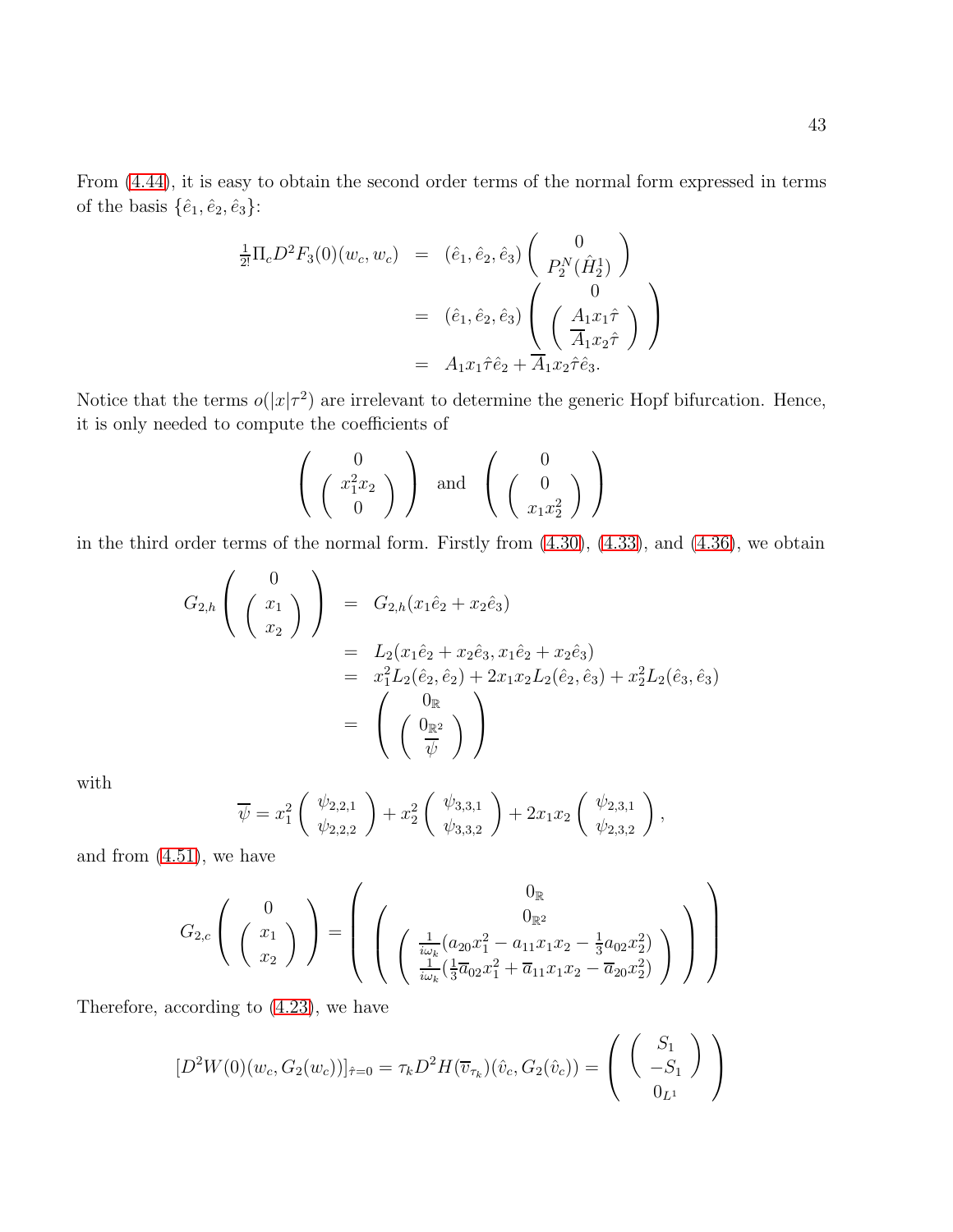From (4.44), it is easy to obtain the second order terms of the normal form expressed in terms of the basis $\{\hat{e}_1, \hat{e}_2, \hat{e}_3\}$:

$$
\begin{aligned}
\tfrac{1}{2!}\Pi_c D^2 F_3(0)(w_c, w_c) &= (\hat{e}_1, \hat{e}_2, \hat{e}_3)\begin{pmatrix} 0 \\ P_2^N(\hat{H}_2^1) \end{pmatrix} \\
&= (\hat{e}_1, \hat{e}_2, \hat{e}_3)\begin{pmatrix} 0 \\ \begin{pmatrix} A_1 x_1 \hat{\tau} \\ \overline{A}_1 x_2 \hat{\tau} \end{pmatrix} \end{pmatrix} \\
&= A_1 x_1 \hat{\tau}\hat{e}_2 + \overline{A}_1 x_2 \hat{\tau}\hat{e}_3.
\end{aligned}
$$

Notice that the terms $o(|x|\tau^2)$ are irrelevant to determine the generic Hopf bifurcation. Hence, it is only needed to compute the coefficients of

$$
\begin{pmatrix} 0 \\ \begin{pmatrix} x_1^2 x_2 \\ 0 \end{pmatrix} \end{pmatrix} \text{ and } \begin{pmatrix} 0 \\ \begin{pmatrix} 0 \\ x_1 x_2^2 \end{pmatrix} \end{pmatrix}
$$

in the third order terms of the normal form. Firstly from (4.30), (4.33), and (4.36), we obtain

$$
\begin{aligned}
G_{2,h}\begin{pmatrix} 0 \\ \begin{pmatrix} x_1 \\ x_2 \end{pmatrix} \end{pmatrix} &= G_{2,h}(x_1\hat{e}_2 + x_2\hat{e}_3) \\
&= L_2(x_1\hat{e}_2 + x_2\hat{e}_3, x_1\hat{e}_2 + x_2\hat{e}_3) \\
&= x_1^2 L_2(\hat{e}_2, \hat{e}_2) + 2x_1x_2 L_2(\hat{e}_2, \hat{e}_3) + x_2^2 L_2(\hat{e}_3, \hat{e}_3) \\
&= \begin{pmatrix} 0_{\mathbb{R}} \\ \begin{pmatrix} 0_{\mathbb{R}^2} \\ \overline{\psi} \end{pmatrix} \end{pmatrix}
\end{aligned}
$$

with

$$
\overline{\psi} = x_1^2\begin{pmatrix} \psi_{2,2,1} \\ \psi_{2,2,2} \end{pmatrix} + x_2^2\begin{pmatrix} \psi_{3,3,1} \\ \psi_{3,3,2} \end{pmatrix} + 2x_1x_2\begin{pmatrix} \psi_{2,3,1} \\ \psi_{2,3,2} \end{pmatrix},
$$

and from (4.51), we have

$$
G_{2,c}\begin{pmatrix} 0 \\ \begin{pmatrix} x_1 \\ x_2 \end{pmatrix} \end{pmatrix} = \begin{pmatrix} 0_{\mathbb{R}} \\ \begin{pmatrix} 0_{\mathbb{R}^2} \\ \begin{pmatrix} \frac{1}{i\omega_k}(a_{20}x_1^2 - a_{11}x_1x_2 - \frac{1}{3}a_{02}x_2^2) \\ \frac{1}{i\omega_k}(\frac{1}{3}\overline{a}_{02}x_1^2 + \overline{a}_{11}x_1x_2 - \overline{a}_{20}x_2^2) \end{pmatrix} \end{pmatrix} \end{pmatrix}
$$

Therefore, according to (4.23), we have

$$
[D^2 W(0)(w_c, G_2(w_c))]_{\hat{\tau}=0} = \tau_k D^2 H(\overline{v}_{\tau_k})(\hat{v}_c, G_2(\hat{v}_c)) = \begin{pmatrix} \begin{pmatrix} S_1 \\ -S_1 \end{pmatrix} \\ 0_{L^1} \end{pmatrix}
$$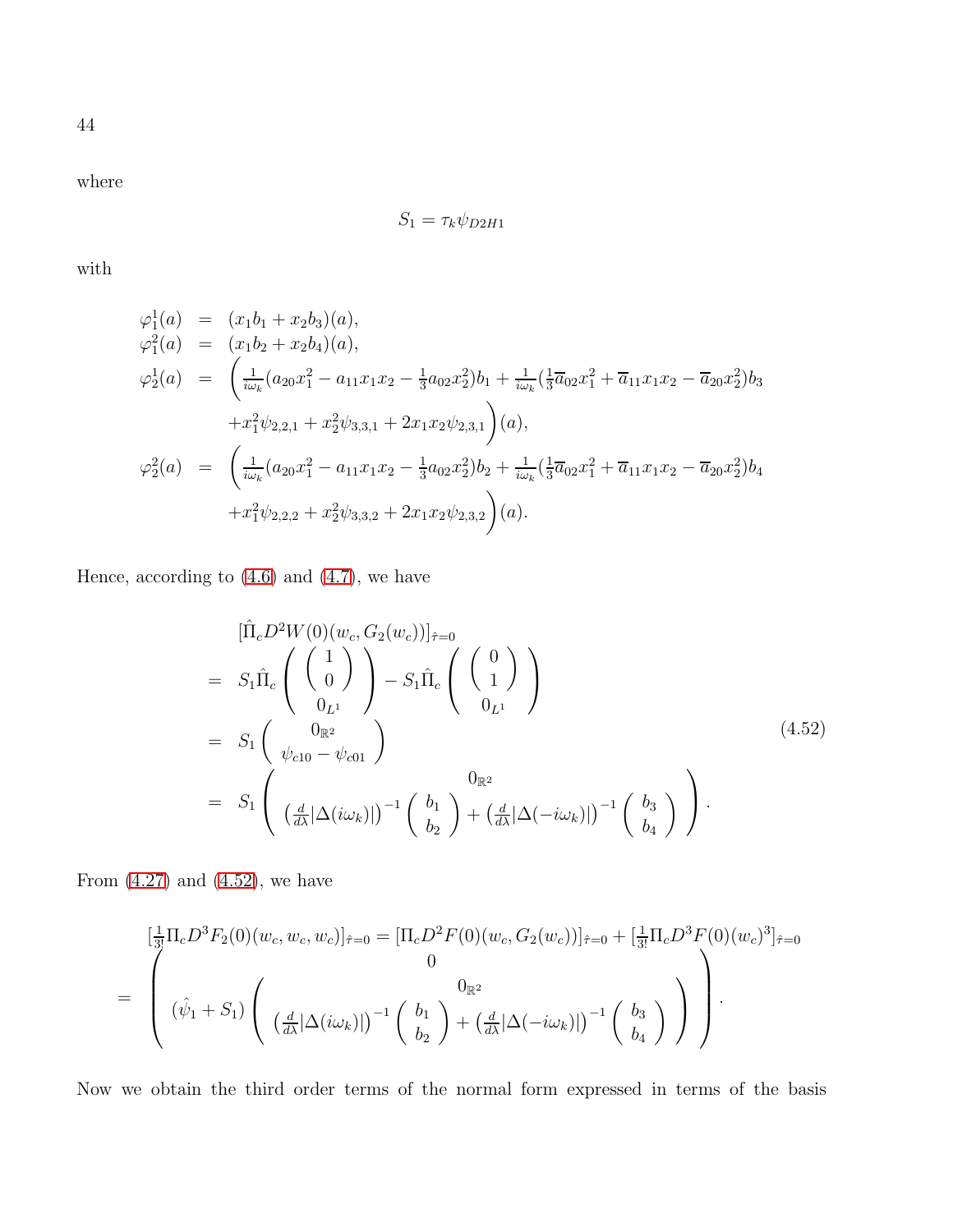where

$$S_1 = \tau_k \psi_{D2H1}$$

with

$$
\begin{aligned}
\varphi_1^1(a) &= (x_1 b_1 + x_2 b_3)(a), \\
\varphi_1^2(a) &= (x_1 b_2 + x_2 b_4)(a), \\
\varphi_2^1(a) &= \bigg( \tfrac{1}{i\omega_k}(a_{20}x_1^2 - a_{11}x_1x_2 - \tfrac{1}{3}a_{02}x_2^2)b_1 + \tfrac{1}{i\omega_k}(\tfrac{1}{3}\overline{a}_{02}x_1^2 + \overline{a}_{11}x_1x_2 - \overline{a}_{20}x_2^2)b_3 \\
&\quad + x_1^2\psi_{2,2,1} + x_2^2\psi_{3,3,1} + 2x_1x_2\psi_{2,3,1} \bigg)(a), \\
\varphi_2^2(a) &= \bigg( \tfrac{1}{i\omega_k}(a_{20}x_1^2 - a_{11}x_1x_2 - \tfrac{1}{3}a_{02}x_2^2)b_2 + \tfrac{1}{i\omega_k}(\tfrac{1}{3}\overline{a}_{02}x_1^2 + \overline{a}_{11}x_1x_2 - \overline{a}_{20}x_2^2)b_4 \\
&\quad + x_1^2\psi_{2,2,2} + x_2^2\psi_{3,3,2} + 2x_1x_2\psi_{2,3,2} \bigg)(a).
\end{aligned}
$$

Hence, according to (4.6) and (4.7), we have

$$
\begin{aligned}
& [\hat{\Pi}_c D^2 W(0)(w_c, G_2(w_c))]_{\hat{\tau}=0} \\
=\ & S_1 \hat{\Pi}_c \left( \begin{array}{c} \begin{pmatrix} 1 \\ 0 \end{pmatrix} \\ 0_{L^1} \end{array} \right) - S_1 \hat{\Pi}_c \left( \begin{array}{c} \begin{pmatrix} 0 \\ 1 \end{pmatrix} \\ 0_{L^1} \end{array} \right) \\
=\ & S_1 \begin{pmatrix} 0_{\mathbb{R}^2} \\ \psi_{c10} - \psi_{c01} \end{pmatrix} \\
=\ & S_1 \left( \begin{array}{c} 0_{\mathbb{R}^2} \\ \left(\frac{d}{d\lambda}|\Delta(i\omega_k)|\right)^{-1} \begin{pmatrix} b_1 \\ b_2 \end{pmatrix} + \left(\frac{d}{d\lambda}|\Delta(-i\omega_k)|\right)^{-1} \begin{pmatrix} b_3 \\ b_4 \end{pmatrix} \end{array} \right).
\end{aligned}
\tag{4.52}
$$

From (4.27) and (4.52), we have

$$
\begin{aligned}
& [\tfrac{1}{3!}\Pi_c D^3 F_2(0)(w_c, w_c, w_c)]_{\hat{\tau}=0} = [\Pi_c D^2 F(0)(w_c, G_2(w_c))]_{\hat{\tau}=0} + [\tfrac{1}{3!}\Pi_c D^3 F(0)(w_c)^3]_{\hat{\tau}=0} \\
=\ & \left( \begin{array}{c} 0 \\ (\hat{\psi}_1 + S_1) \left( \begin{array}{c} 0_{\mathbb{R}^2} \\ \left(\frac{d}{d\lambda}|\Delta(i\omega_k)|\right)^{-1} \begin{pmatrix} b_1 \\ b_2 \end{pmatrix} + \left(\frac{d}{d\lambda}|\Delta(-i\omega_k)|\right)^{-1} \begin{pmatrix} b_3 \\ b_4 \end{pmatrix} \end{array} \right) \end{array} \right).
\end{aligned}
$$

Now we obtain the third order terms of the normal form expressed in terms of the basis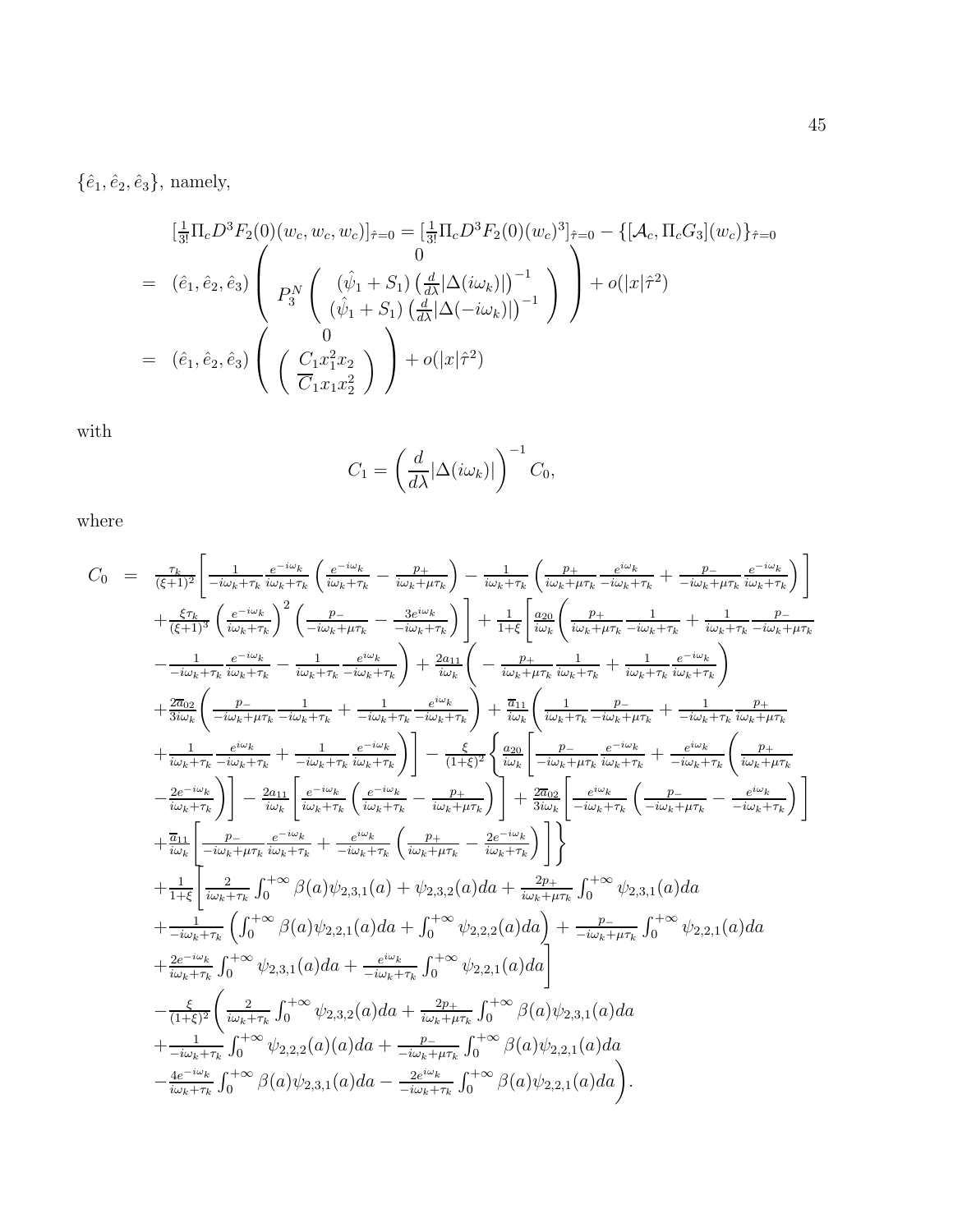$\{\hat{e}_1, \hat{e}_2, \hat{e}_3\}$, namely,

$$
\begin{aligned}
& [\tfrac{1}{3!}\Pi_c D^3 F_2(0)(w_c, w_c, w_c)]_{\hat{\tau}=0} = [\tfrac{1}{3!}\Pi_c D^3 F_2(0)(w_c)^3]_{\hat{\tau}=0} - \{[\mathcal{A}_c, \Pi_c G_3](w_c)\}_{\hat{\tau}=0} \\
= \; & (\hat{e}_1, \hat{e}_2, \hat{e}_3) \left( \begin{array}{c} 0 \\ P_3^N \left( \begin{array}{c} (\hat{\psi}_1 + S_1) \left( \frac{d}{d\lambda} |\Delta(i\omega_k)| \right)^{-1} \\ (\hat{\psi}_1 + S_1) \left( \frac{d}{d\lambda} |\Delta(-i\omega_k)| \right)^{-1} \end{array} \right) \end{array} \right) + o(|x|\hat{\tau}^2) \\
= \; & (\hat{e}_1, \hat{e}_2, \hat{e}_3) \left( \begin{array}{c} 0 \\ \left( \begin{array}{c} C_1 x_1^2 x_2 \\ \overline{C}_1 x_1 x_2^2 \end{array} \right) \end{array} \right) + o(|x|\hat{\tau}^2)
\end{aligned}
$$

with

$$
C_1 = \left( \frac{d}{d\lambda} |\Delta(i\omega_k)| \right)^{-1} C_0,
$$

where

$$
\begin{aligned}
C_0 \; = \; & \tfrac{\tau_k}{(\xi+1)^2} \Bigg[ \tfrac{1}{-i\omega_k+\tau_k} \tfrac{e^{-i\omega_k}}{i\omega_k+\tau_k} \left( \tfrac{e^{-i\omega_k}}{i\omega_k+\tau_k} - \tfrac{p_+}{i\omega_k+\mu\tau_k} \right) - \tfrac{1}{i\omega_k+\tau_k} \left( \tfrac{p_+}{i\omega_k+\mu\tau_k} \tfrac{e^{i\omega_k}}{-i\omega_k+\tau_k} + \tfrac{p_-}{-i\omega_k+\mu\tau_k} \tfrac{e^{-i\omega_k}}{i\omega_k+\tau_k} \right) \Bigg] \\
& + \tfrac{\xi\tau_k}{(\xi+1)^3} \left( \tfrac{e^{-i\omega_k}}{i\omega_k+\tau_k} \right)^2 \left( \tfrac{p_-}{-i\omega_k+\mu\tau_k} - \tfrac{3e^{i\omega_k}}{-i\omega_k+\tau_k} \right) \Bigg] + \tfrac{1}{1+\xi} \Bigg[ \tfrac{a_{20}}{i\omega_k} \Bigg( \tfrac{p_+}{i\omega_k+\mu\tau_k} \tfrac{1}{-i\omega_k+\tau_k} + \tfrac{1}{i\omega_k+\tau_k} \tfrac{p_-}{-i\omega_k+\mu\tau_k} \\
& - \tfrac{1}{-i\omega_k+\tau_k} \tfrac{e^{-i\omega_k}}{i\omega_k+\tau_k} - \tfrac{1}{i\omega_k+\tau_k} \tfrac{e^{i\omega_k}}{-i\omega_k+\tau_k} \Bigg) + \tfrac{2a_{11}}{i\omega_k} \Bigg( - \tfrac{p_+}{i\omega_k+\mu\tau_k} \tfrac{1}{i\omega_k+\tau_k} + \tfrac{1}{i\omega_k+\tau_k} \tfrac{e^{-i\omega_k}}{i\omega_k+\tau_k} \Bigg) \\
& + \tfrac{2\overline{a}_{02}}{3i\omega_k} \Bigg( \tfrac{p_-}{-i\omega_k+\mu\tau_k} \tfrac{1}{-i\omega_k+\tau_k} + \tfrac{1}{-i\omega_k+\tau_k} \tfrac{e^{i\omega_k}}{-i\omega_k+\tau_k} \Bigg) + \tfrac{\overline{a}_{11}}{i\omega_k} \Bigg( \tfrac{1}{i\omega_k+\tau_k} \tfrac{p_-}{-i\omega_k+\mu\tau_k} + \tfrac{1}{-i\omega_k+\tau_k} \tfrac{p_+}{i\omega_k+\mu\tau_k} \\
& + \tfrac{1}{i\omega_k+\tau_k} \tfrac{e^{i\omega_k}}{-i\omega_k+\tau_k} + \tfrac{1}{-i\omega_k+\tau_k} \tfrac{e^{-i\omega_k}}{i\omega_k+\tau_k} \Bigg) \Bigg] - \tfrac{\xi}{(1+\xi)^2} \Bigg\{ \tfrac{a_{20}}{i\omega_k} \Bigg[ \tfrac{p_-}{-i\omega_k+\mu\tau_k} \tfrac{e^{-i\omega_k}}{i\omega_k+\tau_k} + \tfrac{e^{i\omega_k}}{-i\omega_k+\tau_k} \Bigg( \tfrac{p_+}{i\omega_k+\mu\tau_k} \\
& - \tfrac{2e^{-i\omega_k}}{i\omega_k+\tau_k} \Bigg) \Bigg] - \tfrac{2a_{11}}{i\omega_k} \Bigg[ \tfrac{e^{-i\omega_k}}{i\omega_k+\tau_k} \left( \tfrac{e^{-i\omega_k}}{i\omega_k+\tau_k} - \tfrac{p_+}{i\omega_k+\mu\tau_k} \right) \Bigg] + \tfrac{2\overline{a}_{02}}{3i\omega_k} \Bigg[ \tfrac{e^{i\omega_k}}{-i\omega_k+\tau_k} \left( \tfrac{p_-}{-i\omega_k+\mu\tau_k} - \tfrac{e^{i\omega_k}}{-i\omega_k+\tau_k} \right) \Bigg] \\
& + \tfrac{\overline{a}_{11}}{i\omega_k} \Bigg[ \tfrac{p_-}{-i\omega_k+\mu\tau_k} \tfrac{e^{-i\omega_k}}{i\omega_k+\tau_k} + \tfrac{e^{i\omega_k}}{-i\omega_k+\tau_k} \left( \tfrac{p_+}{i\omega_k+\mu\tau_k} - \tfrac{2e^{-i\omega_k}}{i\omega_k+\tau_k} \right) \Bigg] \Bigg\} \\
& + \tfrac{1}{1+\xi} \Bigg[ \tfrac{2}{i\omega_k+\tau_k} \int_0^{+\infty} \beta(a)\psi_{2,3,1}(a) + \psi_{2,3,2}(a) da + \tfrac{2p_+}{i\omega_k+\mu\tau_k} \int_0^{+\infty} \psi_{2,3,1}(a) da \\
& + \tfrac{1}{-i\omega_k+\tau_k} \left( \int_0^{+\infty} \beta(a)\psi_{2,2,1}(a) da + \int_0^{+\infty} \psi_{2,2,2}(a) da \right) + \tfrac{p_-}{-i\omega_k+\mu\tau_k} \int_0^{+\infty} \psi_{2,2,1}(a) da \\
& + \tfrac{2e^{-i\omega_k}}{i\omega_k+\tau_k} \int_0^{+\infty} \psi_{2,3,1}(a) da + \tfrac{e^{i\omega_k}}{-i\omega_k+\tau_k} \int_0^{+\infty} \psi_{2,2,1}(a) da \Bigg] \\
& - \tfrac{\xi}{(1+\xi)^2} \Bigg( \tfrac{2}{i\omega_k+\tau_k} \int_0^{+\infty} \psi_{2,3,2}(a) da + \tfrac{2p_+}{i\omega_k+\mu\tau_k} \int_0^{+\infty} \beta(a)\psi_{2,3,1}(a) da \\
& + \tfrac{1}{-i\omega_k+\tau_k} \int_0^{+\infty} \psi_{2,2,2}(a)(a) da + \tfrac{p_-}{-i\omega_k+\mu\tau_k} \int_0^{+\infty} \beta(a)\psi_{2,2,1}(a) da \\
& - \tfrac{4e^{-i\omega_k}}{i\omega_k+\tau_k} \int_0^{+\infty} \beta(a)\psi_{2,3,1}(a) da - \tfrac{2e^{i\omega_k}}{-i\omega_k+\tau_k} \int_0^{+\infty} \beta(a)\psi_{2,2,1}(a) da \Bigg).
\end{aligned}
$$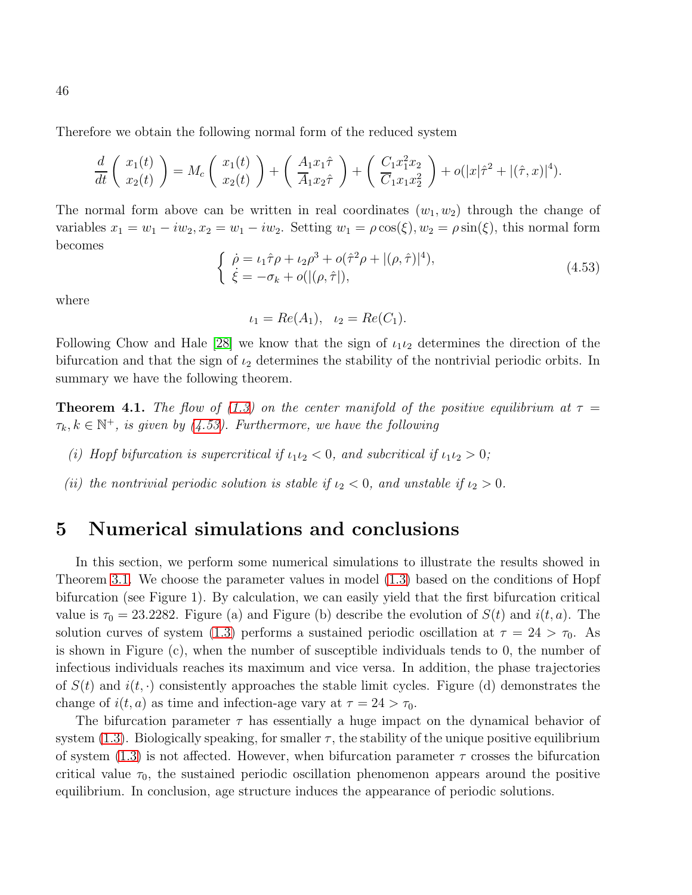Therefore we obtain the following normal form of the reduced system

$$\frac{d}{dt}\begin{pmatrix} x_1(t) \\ x_2(t) \end{pmatrix} = M_c \begin{pmatrix} x_1(t) \\ x_2(t) \end{pmatrix} + \begin{pmatrix} A_1 x_1 \hat{\tau} \\ \overline{A}_1 x_2 \hat{\tau} \end{pmatrix} + \begin{pmatrix} C_1 x_1^2 x_2 \\ \overline{C}_1 x_1 x_2^2 \end{pmatrix} + o(|x|\hat{\tau}^2 + |(\hat{\tau}, x)|^4).$$

The normal form above can be written in real coordinates $(w_1, w_2)$ through the change of variables $x_1 = w_1 - iw_2, x_2 = w_1 - iw_2$. Setting $w_1 = \rho\cos(\xi), w_2 = \rho\sin(\xi)$, this normal form becomes

$$\begin{cases} \dot{\rho} = \iota_1 \hat{\tau}\rho + \iota_2 \rho^3 + o(\hat{\tau}^2\rho + |(\rho, \hat{\tau})|^4), \\ \dot{\xi} = -\sigma_k + o(|(\rho, \hat{\tau}|), \end{cases} \tag{4.53}$$

where

$$\iota_1 = Re(A_1), \quad \iota_2 = Re(C_1).$$

Following Chow and Hale [28] we know that the sign of $\iota_1\iota_2$ determines the direction of the bifurcation and that the sign of $\iota_2$ determines the stability of the nontrivial periodic orbits. In summary we have the following theorem.

**Theorem 4.1.** *The flow of (1.3) on the center manifold of the positive equilibrium at $\tau = \tau_k, k \in \mathbb{N}^+$, is given by (4.53). Furthermore, we have the following*

*(i) Hopf bifurcation is supercritical if $\iota_1\iota_2 < 0$, and subcritical if $\iota_1\iota_2 > 0$;*

*(ii) the nontrivial periodic solution is stable if $\iota_2 < 0$, and unstable if $\iota_2 > 0$.*

# 5 Numerical simulations and conclusions

In this section, we perform some numerical simulations to illustrate the results showed in Theorem 3.1. We choose the parameter values in model (1.3) based on the conditions of Hopf bifurcation (see Figure 1). By calculation, we can easily yield that the first bifurcation critical value is $\tau_0 = 23.2282$. Figure (a) and Figure (b) describe the evolution of $S(t)$ and $i(t, a)$. The solution curves of system (1.3) performs a sustained periodic oscillation at $\tau = 24 > \tau_0$. As is shown in Figure (c), when the number of susceptible individuals tends to 0, the number of infectious individuals reaches its maximum and vice versa. In addition, the phase trajectories of $S(t)$ and $i(t, \cdot)$ consistently approaches the stable limit cycles. Figure (d) demonstrates the change of $i(t, a)$ as time and infection-age vary at $\tau = 24 > \tau_0$.

The bifurcation parameter $\tau$ has essentially a huge impact on the dynamical behavior of system (1.3). Biologically speaking, for smaller $\tau$, the stability of the unique positive equilibrium of system (1.3) is not affected. However, when bifurcation parameter $\tau$ crosses the bifurcation critical value $\tau_0$, the sustained periodic oscillation phenomenon appears around the positive equilibrium. In conclusion, age structure induces the appearance of periodic solutions.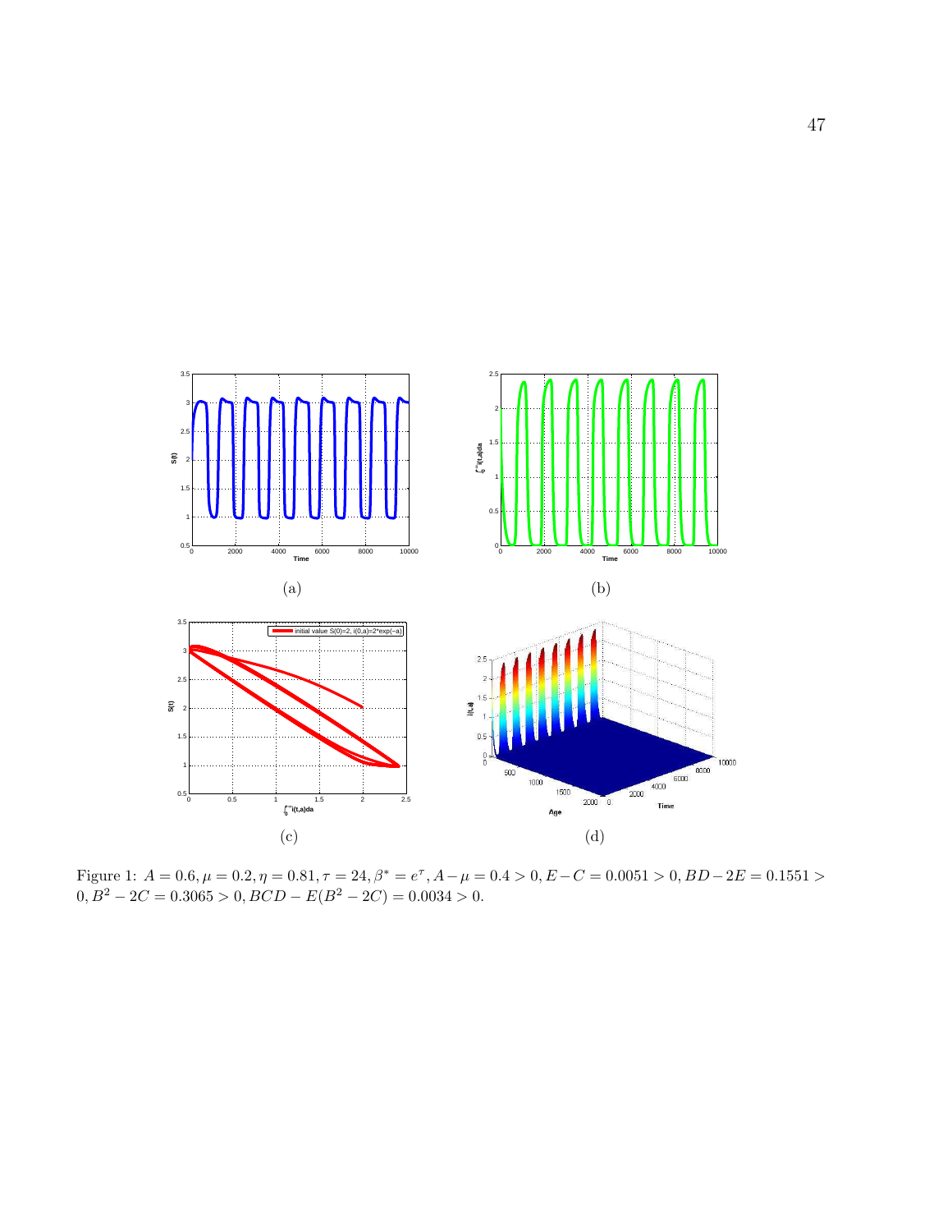(a)

(b)

(c)

(d)

Figure 1: $A = 0.6, \mu = 0.2, \eta = 0.81, \tau = 24, \beta^* = e^{\tau}, A - \mu = 0.4 > 0, E - C = 0.0051 > 0, BD - 2E = 0.1551 > 0, B^2 - 2C = 0.3065 > 0, BCD - E(B^2 - 2C) = 0.0034 > 0.$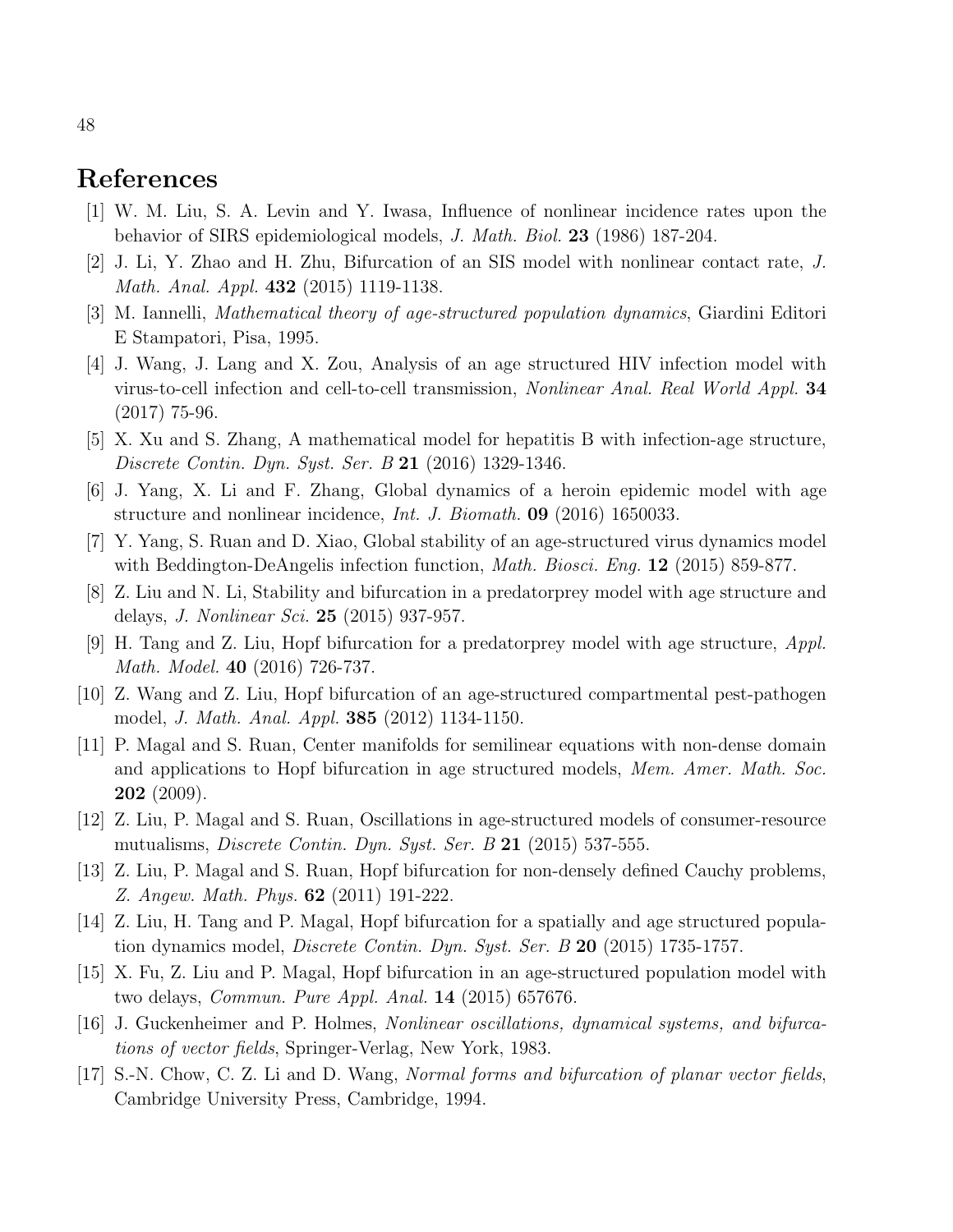## References

[1] W. M. Liu, S. A. Levin and Y. Iwasa, Influence of nonlinear incidence rates upon the behavior of SIRS epidemiological models, *J. Math. Biol.* **23** (1986) 187-204.

[2] J. Li, Y. Zhao and H. Zhu, Bifurcation of an SIS model with nonlinear contact rate, *J. Math. Anal. Appl.* **432** (2015) 1119-1138.

[3] M. Iannelli, *Mathematical theory of age-structured population dynamics*, Giardini Editori E Stampatori, Pisa, 1995.

[4] J. Wang, J. Lang and X. Zou, Analysis of an age structured HIV infection model with virus-to-cell infection and cell-to-cell transmission, *Nonlinear Anal. Real World Appl.* **34** (2017) 75-96.

[5] X. Xu and S. Zhang, A mathematical model for hepatitis B with infection-age structure, *Discrete Contin. Dyn. Syst. Ser. B* **21** (2016) 1329-1346.

[6] J. Yang, X. Li and F. Zhang, Global dynamics of a heroin epidemic model with age structure and nonlinear incidence, *Int. J. Biomath.* **09** (2016) 1650033.

[7] Y. Yang, S. Ruan and D. Xiao, Global stability of an age-structured virus dynamics model with Beddington-DeAngelis infection function, *Math. Biosci. Eng.* **12** (2015) 859-877.

[8] Z. Liu and N. Li, Stability and bifurcation in a predatorprey model with age structure and delays, *J. Nonlinear Sci.* **25** (2015) 937-957.

[9] H. Tang and Z. Liu, Hopf bifurcation for a predatorprey model with age structure, *Appl. Math. Model.* **40** (2016) 726-737.

[10] Z. Wang and Z. Liu, Hopf bifurcation of an age-structured compartmental pest-pathogen model, *J. Math. Anal. Appl.* **385** (2012) 1134-1150.

[11] P. Magal and S. Ruan, Center manifolds for semilinear equations with non-dense domain and applications to Hopf bifurcation in age structured models, *Mem. Amer. Math. Soc.* **202** (2009).

[12] Z. Liu, P. Magal and S. Ruan, Oscillations in age-structured models of consumer-resource mutualisms, *Discrete Contin. Dyn. Syst. Ser. B* **21** (2015) 537-555.

[13] Z. Liu, P. Magal and S. Ruan, Hopf bifurcation for non-densely defined Cauchy problems, *Z. Angew. Math. Phys.* **62** (2011) 191-222.

[14] Z. Liu, H. Tang and P. Magal, Hopf bifurcation for a spatially and age structured population dynamics model, *Discrete Contin. Dyn. Syst. Ser. B* **20** (2015) 1735-1757.

[15] X. Fu, Z. Liu and P. Magal, Hopf bifurcation in an age-structured population model with two delays, *Commun. Pure Appl. Anal.* **14** (2015) 657676.

[16] J. Guckenheimer and P. Holmes, *Nonlinear oscillations, dynamical systems, and bifurcations of vector fields*, Springer-Verlag, New York, 1983.

[17] S.-N. Chow, C. Z. Li and D. Wang, *Normal forms and bifurcation of planar vector fields*, Cambridge University Press, Cambridge, 1994.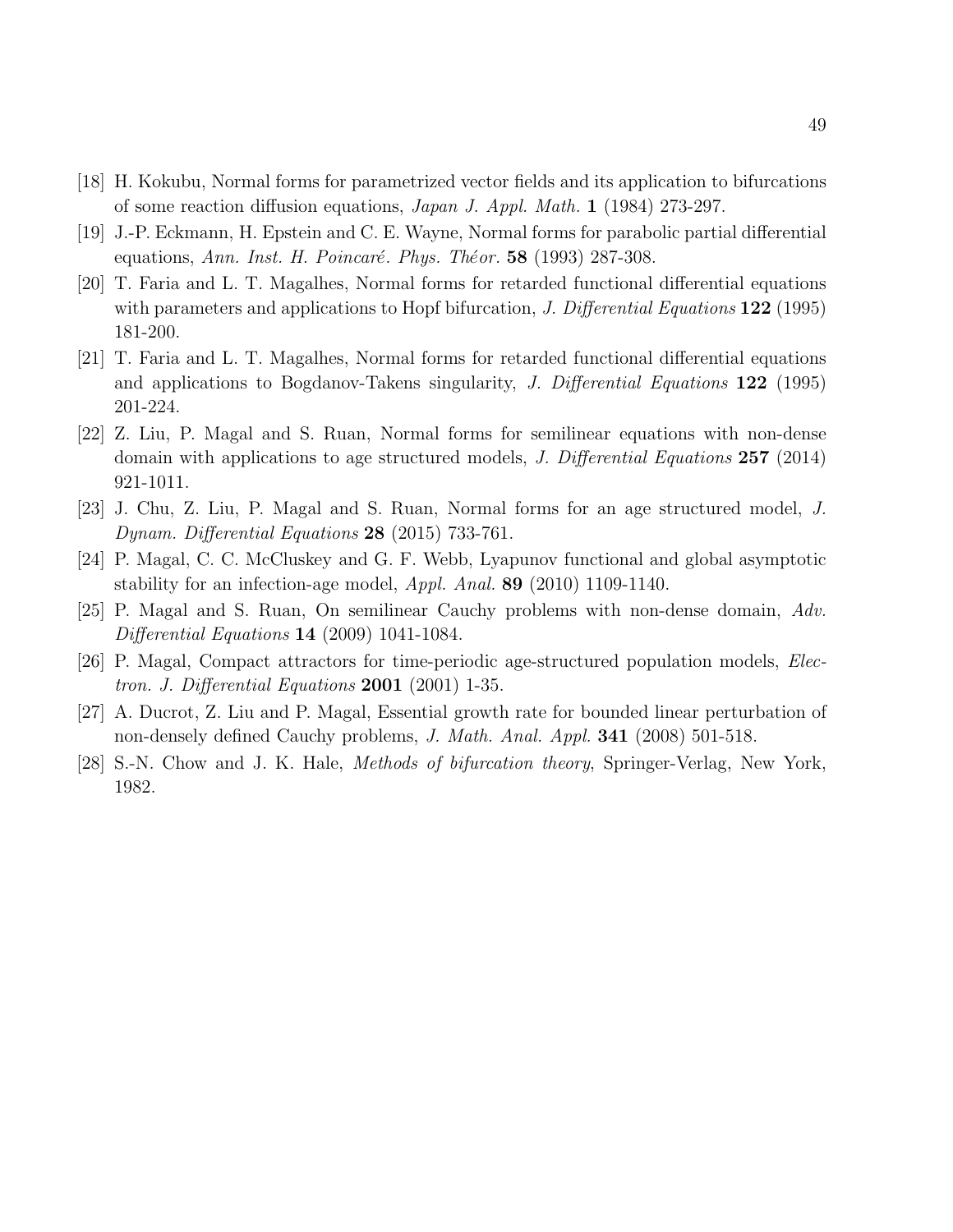[18] H. Kokubu, Normal forms for parametrized vector fields and its application to bifurcations of some reaction diffusion equations, *Japan J. Appl. Math.* **1** (1984) 273-297.

[19] J.-P. Eckmann, H. Epstein and C. E. Wayne, Normal forms for parabolic partial differential equations, *Ann. Inst. H. Poincaré. Phys. Théor.* **58** (1993) 287-308.

[20] T. Faria and L. T. Magalhes, Normal forms for retarded functional differential equations with parameters and applications to Hopf bifurcation, *J. Differential Equations* **122** (1995) 181-200.

[21] T. Faria and L. T. Magalhes, Normal forms for retarded functional differential equations and applications to Bogdanov-Takens singularity, *J. Differential Equations* **122** (1995) 201-224.

[22] Z. Liu, P. Magal and S. Ruan, Normal forms for semilinear equations with non-dense domain with applications to age structured models, *J. Differential Equations* **257** (2014) 921-1011.

[23] J. Chu, Z. Liu, P. Magal and S. Ruan, Normal forms for an age structured model, *J. Dynam. Differential Equations* **28** (2015) 733-761.

[24] P. Magal, C. C. McCluskey and G. F. Webb, Lyapunov functional and global asymptotic stability for an infection-age model, *Appl. Anal.* **89** (2010) 1109-1140.

[25] P. Magal and S. Ruan, On semilinear Cauchy problems with non-dense domain, *Adv. Differential Equations* **14** (2009) 1041-1084.

[26] P. Magal, Compact attractors for time-periodic age-structured population models, *Electron. J. Differential Equations* **2001** (2001) 1-35.

[27] A. Ducrot, Z. Liu and P. Magal, Essential growth rate for bounded linear perturbation of non-densely defined Cauchy problems, *J. Math. Anal. Appl.* **341** (2008) 501-518.

[28] S.-N. Chow and J. K. Hale, *Methods of bifurcation theory*, Springer-Verlag, New York, 1982.